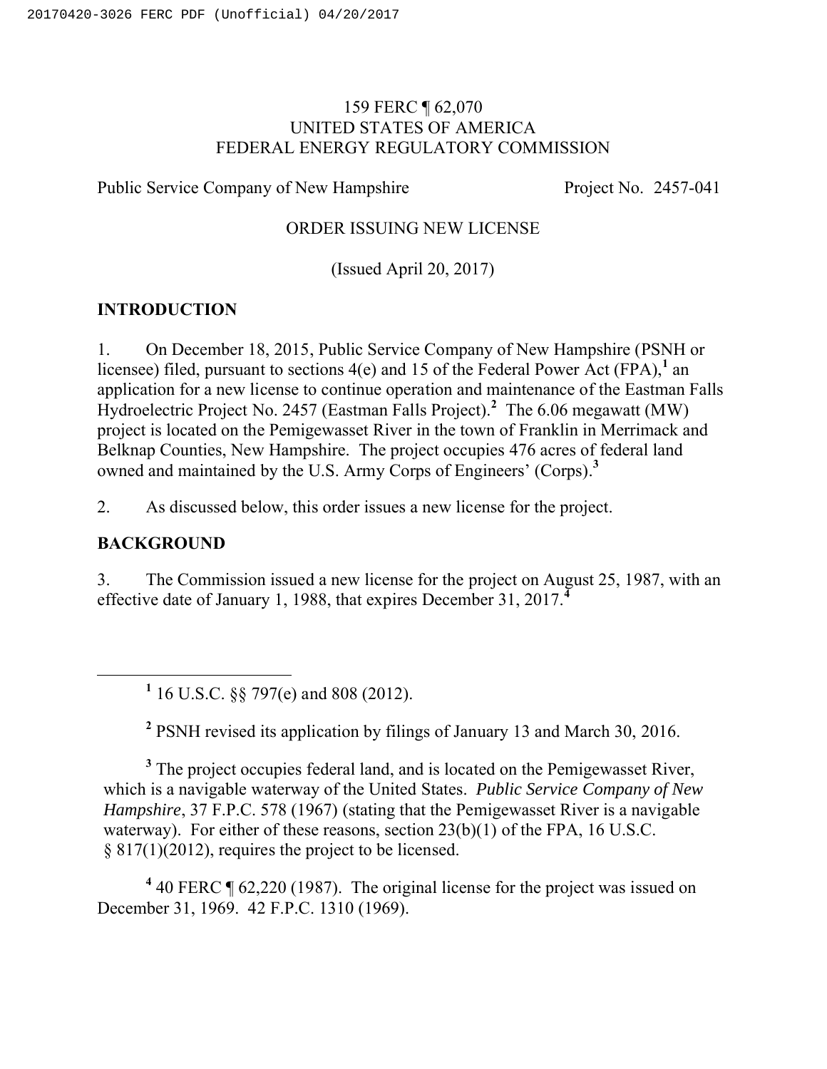159 FERC ¶ 62,070
UNITED STATES OF AMERICA
FEDERAL ENERGY REGULATORY COMMISSION

Public Service Company of New Hampshire Project No. 2457-041

ORDER ISSUING NEW LICENSE

(Issued April 20, 2017)

## INTRODUCTION

1. On December 18, 2015, Public Service Company of New Hampshire (PSNH or licensee) filed, pursuant to sections 4(e) and 15 of the Federal Power Act (FPA),[1] an application for a new license to continue operation and maintenance of the Eastman Falls Hydroelectric Project No. 2457 (Eastman Falls Project).[2] The 6.06 megawatt (MW) project is located on the Pemigewasset River in the town of Franklin in Merrimack and Belknap Counties, New Hampshire. The project occupies 476 acres of federal land owned and maintained by the U.S. Army Corps of Engineers' (Corps).[3]

2. As discussed below, this order issues a new license for the project.

## BACKGROUND

3. The Commission issued a new license for the project on August 25, 1987, with an effective date of January 1, 1988, that expires December 31, 2017.[4]

---

[1] 16 U.S.C. §§ 797(e) and 808 (2012).

[2] PSNH revised its application by filings of January 13 and March 30, 2016.

[3] The project occupies federal land, and is located on the Pemigewasset River, which is a navigable waterway of the United States. *Public Service Company of New Hampshire*, 37 F.P.C. 578 (1967) (stating that the Pemigewasset River is a navigable waterway). For either of these reasons, section 23(b)(1) of the FPA, 16 U.S.C. § 817(1)(2012), requires the project to be licensed.

[4] 40 FERC ¶ 62,220 (1987). The original license for the project was issued on December 31, 1969. 42 F.P.C. 1310 (1969).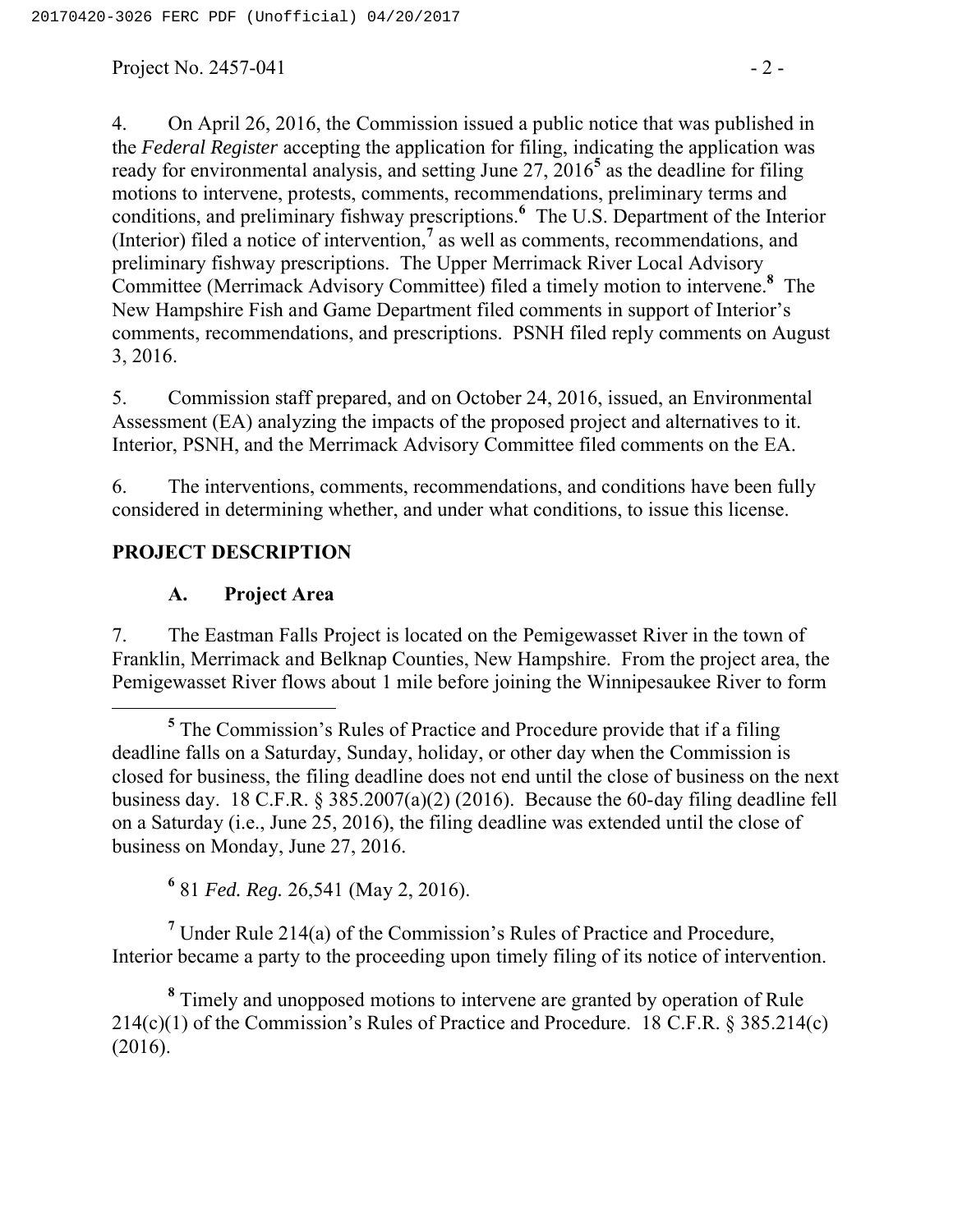4. On April 26, 2016, the Commission issued a public notice that was published in the *Federal Register* accepting the application for filing, indicating the application was ready for environmental analysis, and setting June 27, 2016[5] as the deadline for filing motions to intervene, protests, comments, recommendations, preliminary terms and conditions, and preliminary fishway prescriptions.[6] The U.S. Department of the Interior (Interior) filed a notice of intervention,[7] as well as comments, recommendations, and preliminary fishway prescriptions. The Upper Merrimack River Local Advisory Committee (Merrimack Advisory Committee) filed a timely motion to intervene.[8] The New Hampshire Fish and Game Department filed comments in support of Interior's comments, recommendations, and prescriptions. PSNH filed reply comments on August 3, 2016.

5. Commission staff prepared, and on October 24, 2016, issued, an Environmental Assessment (EA) analyzing the impacts of the proposed project and alternatives to it. Interior, PSNH, and the Merrimack Advisory Committee filed comments on the EA.

6. The interventions, comments, recommendations, and conditions have been fully considered in determining whether, and under what conditions, to issue this license.

## PROJECT DESCRIPTION

### A. Project Area

7. The Eastman Falls Project is located on the Pemigewasset River in the town of Franklin, Merrimack and Belknap Counties, New Hampshire. From the project area, the Pemigewasset River flows about 1 mile before joining the Winnipesaukee River to form

---

[5] The Commission's Rules of Practice and Procedure provide that if a filing deadline falls on a Saturday, Sunday, holiday, or other day when the Commission is closed for business, the filing deadline does not end until the close of business on the next business day. 18 C.F.R. § 385.2007(a)(2) (2016). Because the 60-day filing deadline fell on a Saturday (i.e., June 25, 2016), the filing deadline was extended until the close of business on Monday, June 27, 2016.

[6] 81 *Fed. Reg.* 26,541 (May 2, 2016).

[7] Under Rule 214(a) of the Commission's Rules of Practice and Procedure, Interior became a party to the proceeding upon timely filing of its notice of intervention.

[8] Timely and unopposed motions to intervene are granted by operation of Rule 214(c)(1) of the Commission's Rules of Practice and Procedure. 18 C.F.R. § 385.214(c) (2016).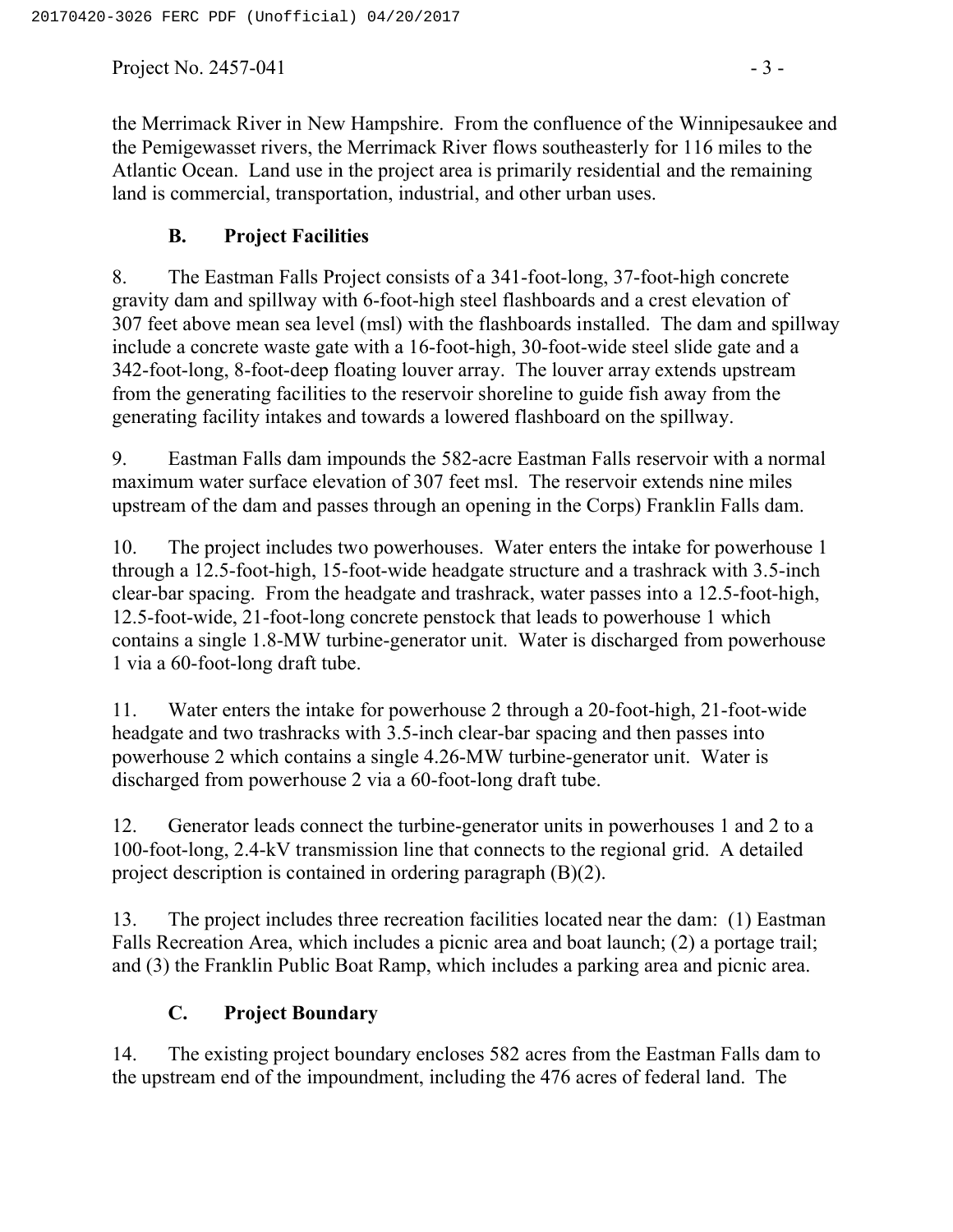the Merrimack River in New Hampshire. From the confluence of the Winnipesaukee and the Pemigewasset rivers, the Merrimack River flows southeasterly for 116 miles to the Atlantic Ocean. Land use in the project area is primarily residential and the remaining land is commercial, transportation, industrial, and other urban uses.

### B. Project Facilities

8. The Eastman Falls Project consists of a 341-foot-long, 37-foot-high concrete gravity dam and spillway with 6-foot-high steel flashboards and a crest elevation of 307 feet above mean sea level (msl) with the flashboards installed. The dam and spillway include a concrete waste gate with a 16-foot-high, 30-foot-wide steel slide gate and a 342-foot-long, 8-foot-deep floating louver array. The louver array extends upstream from the generating facilities to the reservoir shoreline to guide fish away from the generating facility intakes and towards a lowered flashboard on the spillway.

9. Eastman Falls dam impounds the 582-acre Eastman Falls reservoir with a normal maximum water surface elevation of 307 feet msl. The reservoir extends nine miles upstream of the dam and passes through an opening in the Corps) Franklin Falls dam.

10. The project includes two powerhouses. Water enters the intake for powerhouse 1 through a 12.5-foot-high, 15-foot-wide headgate structure and a trashrack with 3.5-inch clear-bar spacing. From the headgate and trashrack, water passes into a 12.5-foot-high, 12.5-foot-wide, 21-foot-long concrete penstock that leads to powerhouse 1 which contains a single 1.8-MW turbine-generator unit. Water is discharged from powerhouse 1 via a 60-foot-long draft tube.

11. Water enters the intake for powerhouse 2 through a 20-foot-high, 21-foot-wide headgate and two trashracks with 3.5-inch clear-bar spacing and then passes into powerhouse 2 which contains a single 4.26-MW turbine-generator unit. Water is discharged from powerhouse 2 via a 60-foot-long draft tube.

12. Generator leads connect the turbine-generator units in powerhouses 1 and 2 to a 100-foot-long, 2.4-kV transmission line that connects to the regional grid. A detailed project description is contained in ordering paragraph (B)(2).

13. The project includes three recreation facilities located near the dam: (1) Eastman Falls Recreation Area, which includes a picnic area and boat launch; (2) a portage trail; and (3) the Franklin Public Boat Ramp, which includes a parking area and picnic area.

### C. Project Boundary

14. The existing project boundary encloses 582 acres from the Eastman Falls dam to the upstream end of the impoundment, including the 476 acres of federal land. The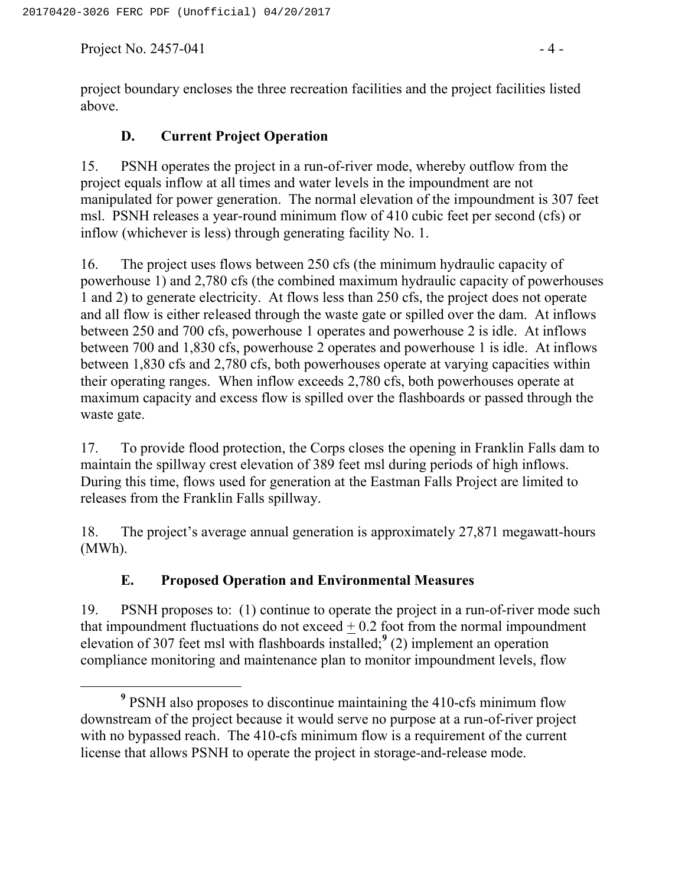project boundary encloses the three recreation facilities and the project facilities listed above.

### D. Current Project Operation

15. PSNH operates the project in a run-of-river mode, whereby outflow from the project equals inflow at all times and water levels in the impoundment are not manipulated for power generation. The normal elevation of the impoundment is 307 feet msl. PSNH releases a year-round minimum flow of 410 cubic feet per second (cfs) or inflow (whichever is less) through generating facility No. 1.

16. The project uses flows between 250 cfs (the minimum hydraulic capacity of powerhouse 1) and 2,780 cfs (the combined maximum hydraulic capacity of powerhouses 1 and 2) to generate electricity. At flows less than 250 cfs, the project does not operate and all flow is either released through the waste gate or spilled over the dam. At inflows between 250 and 700 cfs, powerhouse 1 operates and powerhouse 2 is idle. At inflows between 700 and 1,830 cfs, powerhouse 2 operates and powerhouse 1 is idle. At inflows between 1,830 cfs and 2,780 cfs, both powerhouses operate at varying capacities within their operating ranges. When inflow exceeds 2,780 cfs, both powerhouses operate at maximum capacity and excess flow is spilled over the flashboards or passed through the waste gate.

17. To provide flood protection, the Corps closes the opening in Franklin Falls dam to maintain the spillway crest elevation of 389 feet msl during periods of high inflows. During this time, flows used for generation at the Eastman Falls Project are limited to releases from the Franklin Falls spillway.

18. The project's average annual generation is approximately 27,871 megawatt-hours (MWh).

### E. Proposed Operation and Environmental Measures

19. PSNH proposes to: (1) continue to operate the project in a run-of-river mode such that impoundment fluctuations do not exceed $\pm$ 0.2 foot from the normal impoundment elevation of 307 feet msl with flashboards installed;[9] (2) implement an operation compliance monitoring and maintenance plan to monitor impoundment levels, flow

[9] PSNH also proposes to discontinue maintaining the 410-cfs minimum flow downstream of the project because it would serve no purpose at a run-of-river project with no bypassed reach. The 410-cfs minimum flow is a requirement of the current license that allows PSNH to operate the project in storage-and-release mode.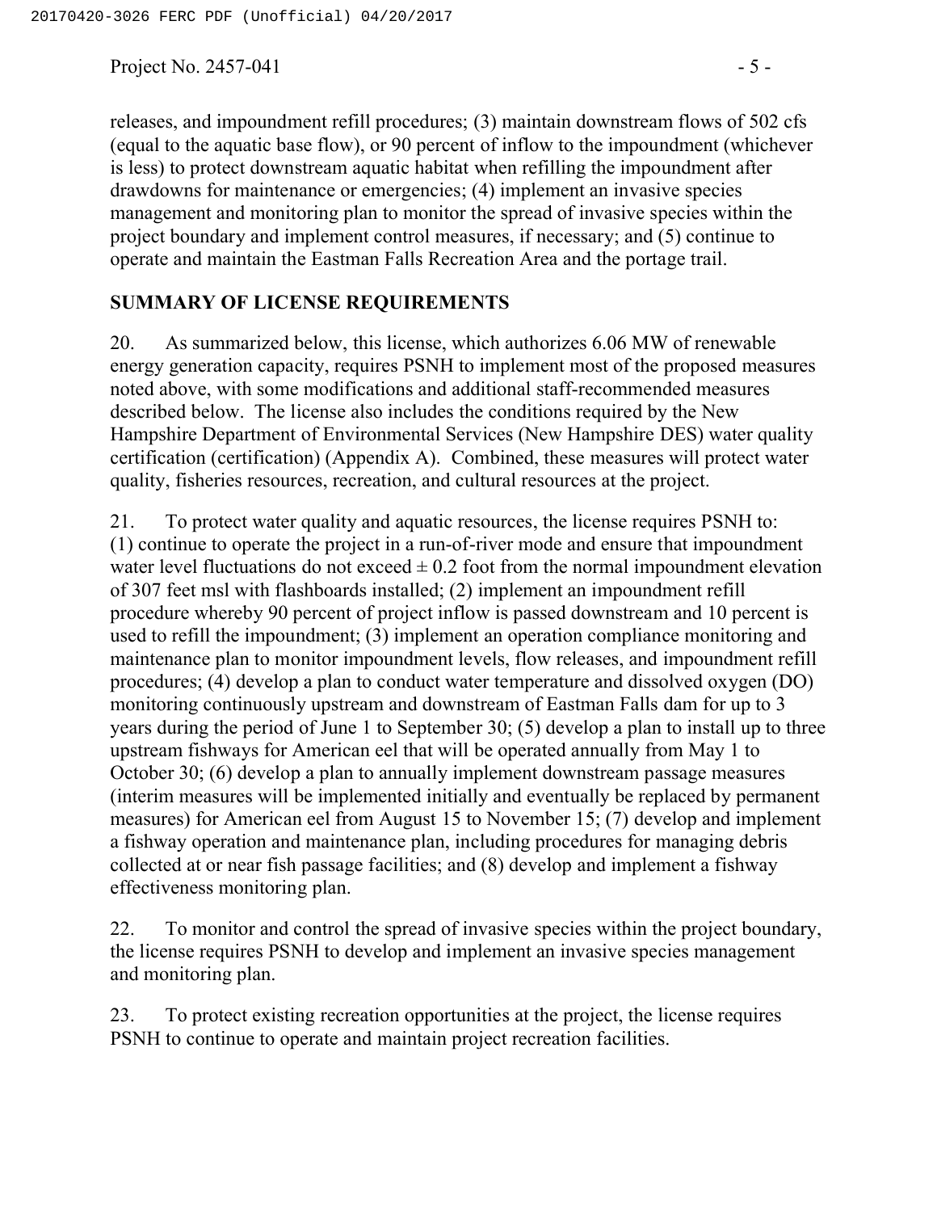releases, and impoundment refill procedures; (3) maintain downstream flows of 502 cfs (equal to the aquatic base flow), or 90 percent of inflow to the impoundment (whichever is less) to protect downstream aquatic habitat when refilling the impoundment after drawdowns for maintenance or emergencies; (4) implement an invasive species management and monitoring plan to monitor the spread of invasive species within the project boundary and implement control measures, if necessary; and (5) continue to operate and maintain the Eastman Falls Recreation Area and the portage trail.

## SUMMARY OF LICENSE REQUIREMENTS

20. As summarized below, this license, which authorizes 6.06 MW of renewable energy generation capacity, requires PSNH to implement most of the proposed measures noted above, with some modifications and additional staff-recommended measures described below. The license also includes the conditions required by the New Hampshire Department of Environmental Services (New Hampshire DES) water quality certification (certification) (Appendix A). Combined, these measures will protect water quality, fisheries resources, recreation, and cultural resources at the project.

21. To protect water quality and aquatic resources, the license requires PSNH to: (1) continue to operate the project in a run-of-river mode and ensure that impoundment water level fluctuations do not exceed ± 0.2 foot from the normal impoundment elevation of 307 feet msl with flashboards installed; (2) implement an impoundment refill procedure whereby 90 percent of project inflow is passed downstream and 10 percent is used to refill the impoundment; (3) implement an operation compliance monitoring and maintenance plan to monitor impoundment levels, flow releases, and impoundment refill procedures; (4) develop a plan to conduct water temperature and dissolved oxygen (DO) monitoring continuously upstream and downstream of Eastman Falls dam for up to 3 years during the period of June 1 to September 30; (5) develop a plan to install up to three upstream fishways for American eel that will be operated annually from May 1 to October 30; (6) develop a plan to annually implement downstream passage measures (interim measures will be implemented initially and eventually be replaced by permanent measures) for American eel from August 15 to November 15; (7) develop and implement a fishway operation and maintenance plan, including procedures for managing debris collected at or near fish passage facilities; and (8) develop and implement a fishway effectiveness monitoring plan.

22. To monitor and control the spread of invasive species within the project boundary, the license requires PSNH to develop and implement an invasive species management and monitoring plan.

23. To protect existing recreation opportunities at the project, the license requires PSNH to continue to operate and maintain project recreation facilities.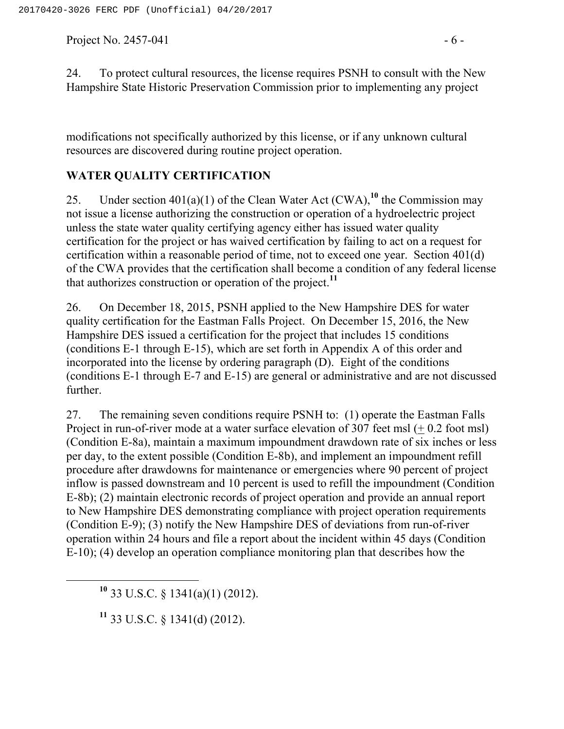24. To protect cultural resources, the license requires PSNH to consult with the New Hampshire State Historic Preservation Commission prior to implementing any project modifications not specifically authorized by this license, or if any unknown cultural resources are discovered during routine project operation.

## WATER QUALITY CERTIFICATION

25. Under section 401(a)(1) of the Clean Water Act (CWA),[10] the Commission may not issue a license authorizing the construction or operation of a hydroelectric project unless the state water quality certifying agency either has issued water quality certification for the project or has waived certification by failing to act on a request for certification within a reasonable period of time, not to exceed one year. Section 401(d) of the CWA provides that the certification shall become a condition of any federal license that authorizes construction or operation of the project.[11]

26. On December 18, 2015, PSNH applied to the New Hampshire DES for water quality certification for the Eastman Falls Project. On December 15, 2016, the New Hampshire DES issued a certification for the project that includes 15 conditions (conditions E-1 through E-15), which are set forth in Appendix A of this order and incorporated into the license by ordering paragraph (D). Eight of the conditions (conditions E-1 through E-7 and E-15) are general or administrative and are not discussed further.

27. The remaining seven conditions require PSNH to: (1) operate the Eastman Falls Project in run-of-river mode at a water surface elevation of 307 feet msl (± 0.2 foot msl) (Condition E-8a), maintain a maximum impoundment drawdown rate of six inches or less per day, to the extent possible (Condition E-8b), and implement an impoundment refill procedure after drawdowns for maintenance or emergencies where 90 percent of project inflow is passed downstream and 10 percent is used to refill the impoundment (Condition E-8b); (2) maintain electronic records of project operation and provide an annual report to New Hampshire DES demonstrating compliance with project operation requirements (Condition E-9); (3) notify the New Hampshire DES of deviations from run-of-river operation within 24 hours and file a report about the incident within 45 days (Condition E-10); (4) develop an operation compliance monitoring plan that describes how the

[10] 33 U.S.C. § 1341(a)(1) (2012).

[11] 33 U.S.C. § 1341(d) (2012).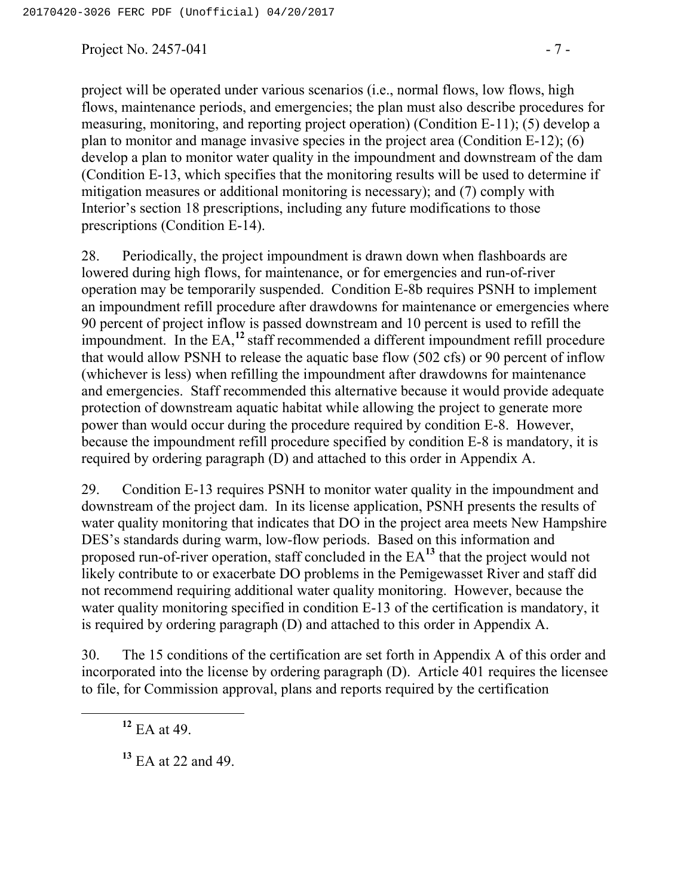project will be operated under various scenarios (i.e., normal flows, low flows, high flows, maintenance periods, and emergencies; the plan must also describe procedures for measuring, monitoring, and reporting project operation) (Condition E-11); (5) develop a plan to monitor and manage invasive species in the project area (Condition E-12); (6) develop a plan to monitor water quality in the impoundment and downstream of the dam (Condition E-13, which specifies that the monitoring results will be used to determine if mitigation measures or additional monitoring is necessary); and (7) comply with Interior's section 18 prescriptions, including any future modifications to those prescriptions (Condition E-14).

28. Periodically, the project impoundment is drawn down when flashboards are lowered during high flows, for maintenance, or for emergencies and run-of-river operation may be temporarily suspended. Condition E-8b requires PSNH to implement an impoundment refill procedure after drawdowns for maintenance or emergencies where 90 percent of project inflow is passed downstream and 10 percent is used to refill the impoundment. In the EA,[12] staff recommended a different impoundment refill procedure that would allow PSNH to release the aquatic base flow (502 cfs) or 90 percent of inflow (whichever is less) when refilling the impoundment after drawdowns for maintenance and emergencies. Staff recommended this alternative because it would provide adequate protection of downstream aquatic habitat while allowing the project to generate more power than would occur during the procedure required by condition E-8. However, because the impoundment refill procedure specified by condition E-8 is mandatory, it is required by ordering paragraph (D) and attached to this order in Appendix A.

29. Condition E-13 requires PSNH to monitor water quality in the impoundment and downstream of the project dam. In its license application, PSNH presents the results of water quality monitoring that indicates that DO in the project area meets New Hampshire DES's standards during warm, low-flow periods. Based on this information and proposed run-of-river operation, staff concluded in the EA[13] that the project would not likely contribute to or exacerbate DO problems in the Pemigewasset River and staff did not recommend requiring additional water quality monitoring. However, because the water quality monitoring specified in condition E-13 of the certification is mandatory, it is required by ordering paragraph (D) and attached to this order in Appendix A.

30. The 15 conditions of the certification are set forth in Appendix A of this order and incorporated into the license by ordering paragraph (D). Article 401 requires the licensee to file, for Commission approval, plans and reports required by the certification

---

[12] EA at 49.

[13] EA at 22 and 49.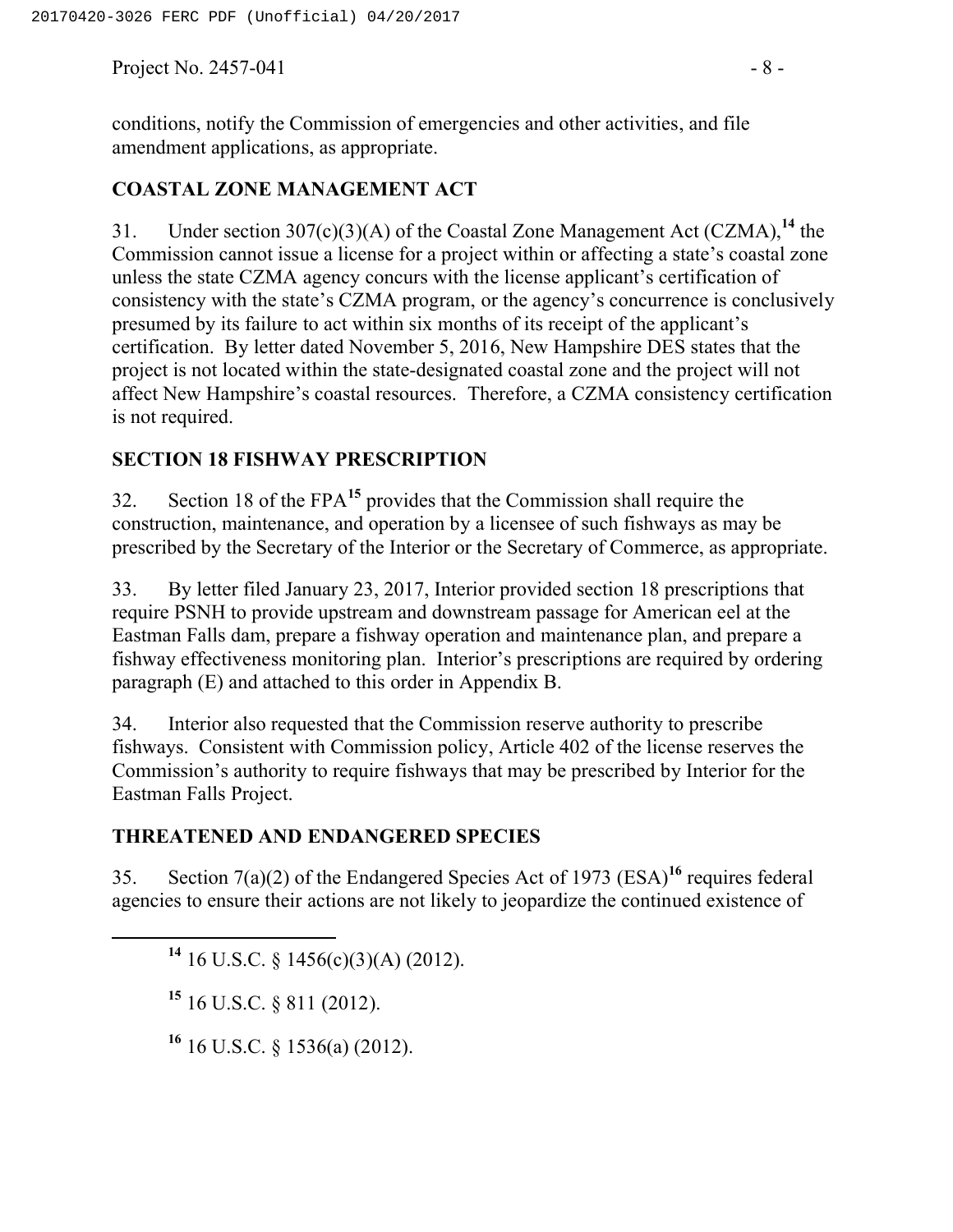conditions, notify the Commission of emergencies and other activities, and file amendment applications, as appropriate.

## COASTAL ZONE MANAGEMENT ACT

31. Under section 307(c)(3)(A) of the Coastal Zone Management Act (CZMA),[14] the Commission cannot issue a license for a project within or affecting a state's coastal zone unless the state CZMA agency concurs with the license applicant's certification of consistency with the state's CZMA program, or the agency's concurrence is conclusively presumed by its failure to act within six months of its receipt of the applicant's certification. By letter dated November 5, 2016, New Hampshire DES states that the project is not located within the state-designated coastal zone and the project will not affect New Hampshire's coastal resources. Therefore, a CZMA consistency certification is not required.

## SECTION 18 FISHWAY PRESCRIPTION

32. Section 18 of the FPA[15] provides that the Commission shall require the construction, maintenance, and operation by a licensee of such fishways as may be prescribed by the Secretary of the Interior or the Secretary of Commerce, as appropriate.

33. By letter filed January 23, 2017, Interior provided section 18 prescriptions that require PSNH to provide upstream and downstream passage for American eel at the Eastman Falls dam, prepare a fishway operation and maintenance plan, and prepare a fishway effectiveness monitoring plan. Interior's prescriptions are required by ordering paragraph (E) and attached to this order in Appendix B.

34. Interior also requested that the Commission reserve authority to prescribe fishways. Consistent with Commission policy, Article 402 of the license reserves the Commission's authority to require fishways that may be prescribed by Interior for the Eastman Falls Project.

## THREATENED AND ENDANGERED SPECIES

35. Section 7(a)(2) of the Endangered Species Act of 1973 (ESA)[16] requires federal agencies to ensure their actions are not likely to jeopardize the continued existence of

---

[14] 16 U.S.C. § 1456(c)(3)(A) (2012).

[15] 16 U.S.C. § 811 (2012).

[16] 16 U.S.C. § 1536(a) (2012).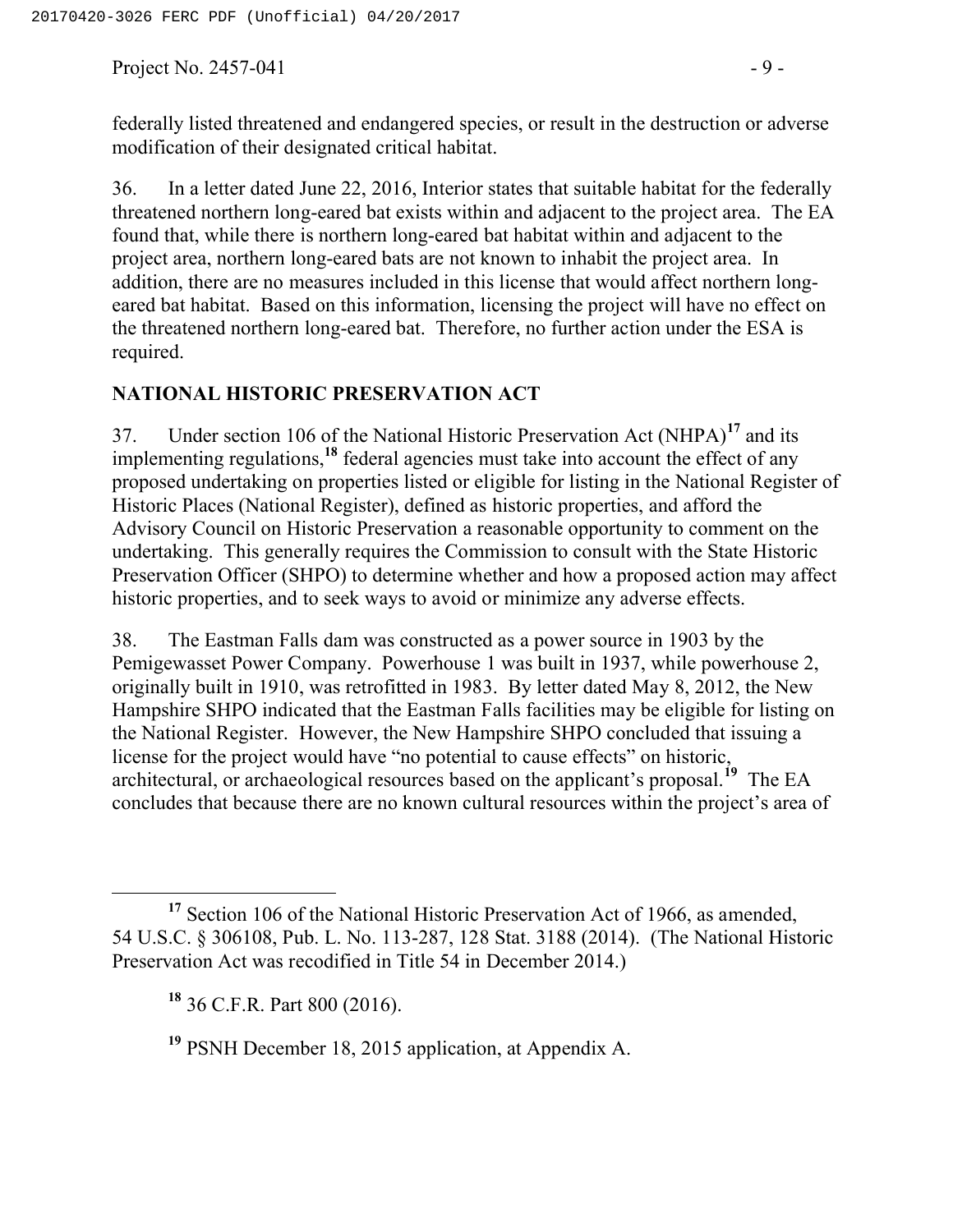federally listed threatened and endangered species, or result in the destruction or adverse modification of their designated critical habitat.

36. In a letter dated June 22, 2016, Interior states that suitable habitat for the federally threatened northern long-eared bat exists within and adjacent to the project area. The EA found that, while there is northern long-eared bat habitat within and adjacent to the project area, northern long-eared bats are not known to inhabit the project area. In addition, there are no measures included in this license that would affect northern long-eared bat habitat. Based on this information, licensing the project will have no effect on the threatened northern long-eared bat. Therefore, no further action under the ESA is required.

## NATIONAL HISTORIC PRESERVATION ACT

37. Under section 106 of the National Historic Preservation Act (NHPA)[17] and its implementing regulations,[18] federal agencies must take into account the effect of any proposed undertaking on properties listed or eligible for listing in the National Register of Historic Places (National Register), defined as historic properties, and afford the Advisory Council on Historic Preservation a reasonable opportunity to comment on the undertaking. This generally requires the Commission to consult with the State Historic Preservation Officer (SHPO) to determine whether and how a proposed action may affect historic properties, and to seek ways to avoid or minimize any adverse effects.

38. The Eastman Falls dam was constructed as a power source in 1903 by the Pemigewasset Power Company. Powerhouse 1 was built in 1937, while powerhouse 2, originally built in 1910, was retrofitted in 1983. By letter dated May 8, 2012, the New Hampshire SHPO indicated that the Eastman Falls facilities may be eligible for listing on the National Register. However, the New Hampshire SHPO concluded that issuing a license for the project would have "no potential to cause effects" on historic, architectural, or archaeological resources based on the applicant's proposal.[19] The EA concludes that because there are no known cultural resources within the project's area of

---

[17] Section 106 of the National Historic Preservation Act of 1966, as amended, 54 U.S.C. § 306108, Pub. L. No. 113-287, 128 Stat. 3188 (2014). (The National Historic Preservation Act was recodified in Title 54 in December 2014.)

[18] 36 C.F.R. Part 800 (2016).

[19] PSNH December 18, 2015 application, at Appendix A.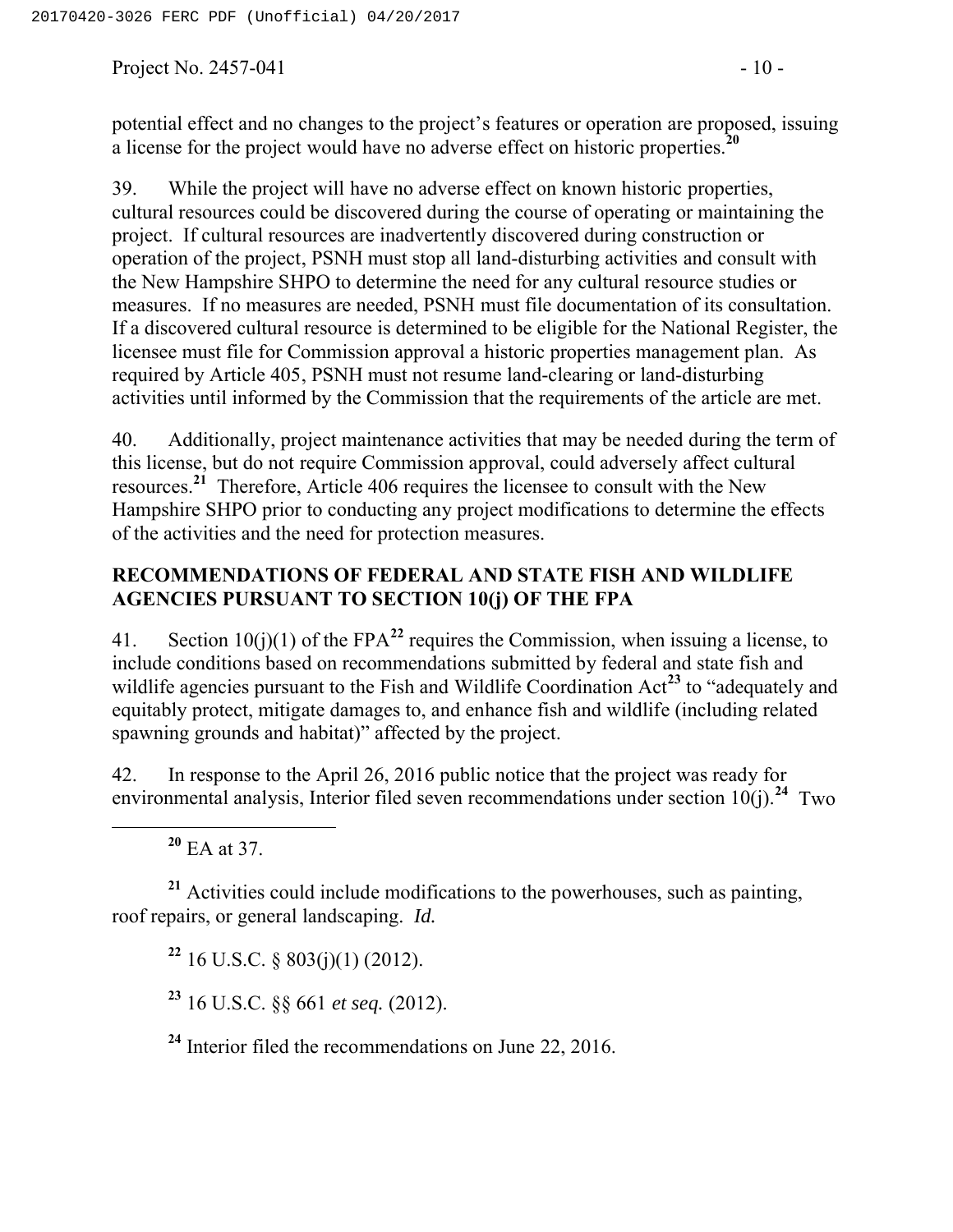potential effect and no changes to the project's features or operation are proposed, issuing a license for the project would have no adverse effect on historic properties.[20]

39. While the project will have no adverse effect on known historic properties, cultural resources could be discovered during the course of operating or maintaining the project. If cultural resources are inadvertently discovered during construction or operation of the project, PSNH must stop all land-disturbing activities and consult with the New Hampshire SHPO to determine the need for any cultural resource studies or measures. If no measures are needed, PSNH must file documentation of its consultation. If a discovered cultural resource is determined to be eligible for the National Register, the licensee must file for Commission approval a historic properties management plan. As required by Article 405, PSNH must not resume land-clearing or land-disturbing activities until informed by the Commission that the requirements of the article are met.

40. Additionally, project maintenance activities that may be needed during the term of this license, but do not require Commission approval, could adversely affect cultural resources.[21] Therefore, Article 406 requires the licensee to consult with the New Hampshire SHPO prior to conducting any project modifications to determine the effects of the activities and the need for protection measures.

## RECOMMENDATIONS OF FEDERAL AND STATE FISH AND WILDLIFE AGENCIES PURSUANT TO SECTION 10(j) OF THE FPA

41. Section 10(j)(1) of the FPA[22] requires the Commission, when issuing a license, to include conditions based on recommendations submitted by federal and state fish and wildlife agencies pursuant to the Fish and Wildlife Coordination Act[23] to "adequately and equitably protect, mitigate damages to, and enhance fish and wildlife (including related spawning grounds and habitat)" affected by the project.

42. In response to the April 26, 2016 public notice that the project was ready for environmental analysis, Interior filed seven recommendations under section 10(j).[24] Two

---

[20] EA at 37.

[21] Activities could include modifications to the powerhouses, such as painting, roof repairs, or general landscaping. *Id.*

[22] 16 U.S.C. § 803(j)(1) (2012).

[23] 16 U.S.C. §§ 661 *et seq.* (2012).

[24] Interior filed the recommendations on June 22, 2016.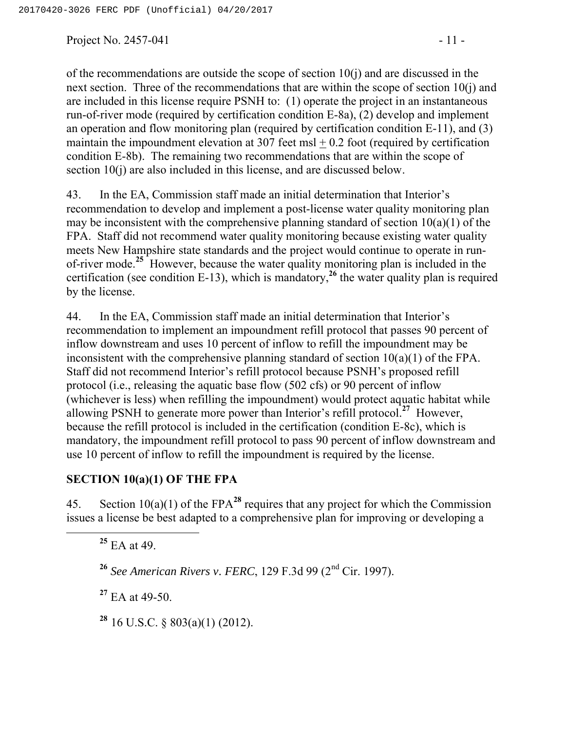of the recommendations are outside the scope of section 10(j) and are discussed in the next section. Three of the recommendations that are within the scope of section 10(j) and are included in this license require PSNH to: (1) operate the project in an instantaneous run-of-river mode (required by certification condition E-8a), (2) develop and implement an operation and flow monitoring plan (required by certification condition E-11), and (3) maintain the impoundment elevation at 307 feet msl ± 0.2 foot (required by certification condition E-8b). The remaining two recommendations that are within the scope of section 10(j) are also included in this license, and are discussed below.

43. In the EA, Commission staff made an initial determination that Interior's recommendation to develop and implement a post-license water quality monitoring plan may be inconsistent with the comprehensive planning standard of section 10(a)(1) of the FPA. Staff did not recommend water quality monitoring because existing water quality meets New Hampshire state standards and the project would continue to operate in run-of-river mode.[25] However, because the water quality monitoring plan is included in the certification (see condition E-13), which is mandatory,[26] the water quality plan is required by the license.

44. In the EA, Commission staff made an initial determination that Interior's recommendation to implement an impoundment refill protocol that passes 90 percent of inflow downstream and uses 10 percent of inflow to refill the impoundment may be inconsistent with the comprehensive planning standard of section 10(a)(1) of the FPA. Staff did not recommend Interior's refill protocol because PSNH's proposed refill protocol (i.e., releasing the aquatic base flow (502 cfs) or 90 percent of inflow (whichever is less) when refilling the impoundment) would protect aquatic habitat while allowing PSNH to generate more power than Interior's refill protocol.[27] However, because the refill protocol is included in the certification (condition E-8c), which is mandatory, the impoundment refill protocol to pass 90 percent of inflow downstream and use 10 percent of inflow to refill the impoundment is required by the license.

## SECTION 10(a)(1) OF THE FPA

45. Section 10(a)(1) of the FPA[28] requires that any project for which the Commission issues a license be best adapted to a comprehensive plan for improving or developing a

[25] EA at 49.

[26] *See American Rivers v. FERC*, 129 F.3d 99 (2nd Cir. 1997).

[27] EA at 49-50.

[28] 16 U.S.C. § 803(a)(1) (2012).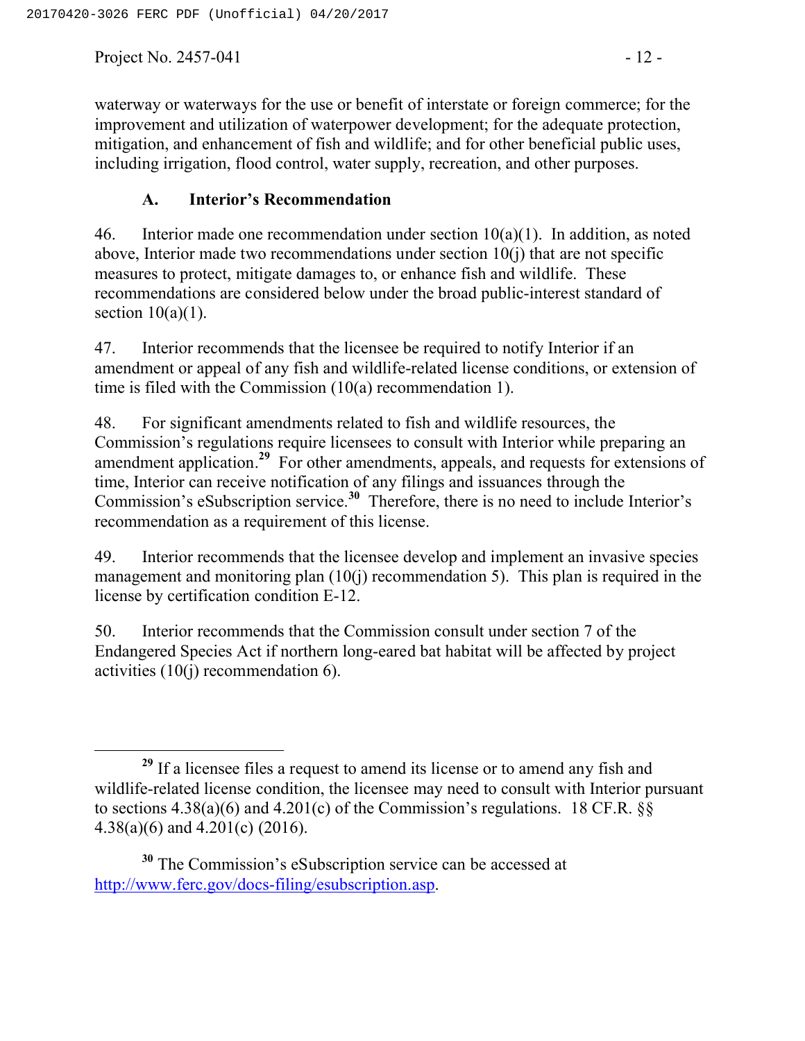waterway or waterways for the use or benefit of interstate or foreign commerce; for the improvement and utilization of waterpower development; for the adequate protection, mitigation, and enhancement of fish and wildlife; and for other beneficial public uses, including irrigation, flood control, water supply, recreation, and other purposes.

### A. Interior's Recommendation

46. Interior made one recommendation under section 10(a)(1). In addition, as noted above, Interior made two recommendations under section 10(j) that are not specific measures to protect, mitigate damages to, or enhance fish and wildlife. These recommendations are considered below under the broad public-interest standard of section 10(a)(1).

47. Interior recommends that the licensee be required to notify Interior if an amendment or appeal of any fish and wildlife-related license conditions, or extension of time is filed with the Commission (10(a) recommendation 1).

48. For significant amendments related to fish and wildlife resources, the Commission's regulations require licensees to consult with Interior while preparing an amendment application.[29] For other amendments, appeals, and requests for extensions of time, Interior can receive notification of any filings and issuances through the Commission's eSubscription service.[30] Therefore, there is no need to include Interior's recommendation as a requirement of this license.

49. Interior recommends that the licensee develop and implement an invasive species management and monitoring plan (10(j) recommendation 5). This plan is required in the license by certification condition E-12.

50. Interior recommends that the Commission consult under section 7 of the Endangered Species Act if northern long-eared bat habitat will be affected by project activities (10(j) recommendation 6).

---

[29] If a licensee files a request to amend its license or to amend any fish and wildlife-related license condition, the licensee may need to consult with Interior pursuant to sections 4.38(a)(6) and 4.201(c) of the Commission's regulations. 18 CF.R. §§ 4.38(a)(6) and 4.201(c) (2016).

[30] The Commission's eSubscription service can be accessed at http://www.ferc.gov/docs-filing/esubscription.asp.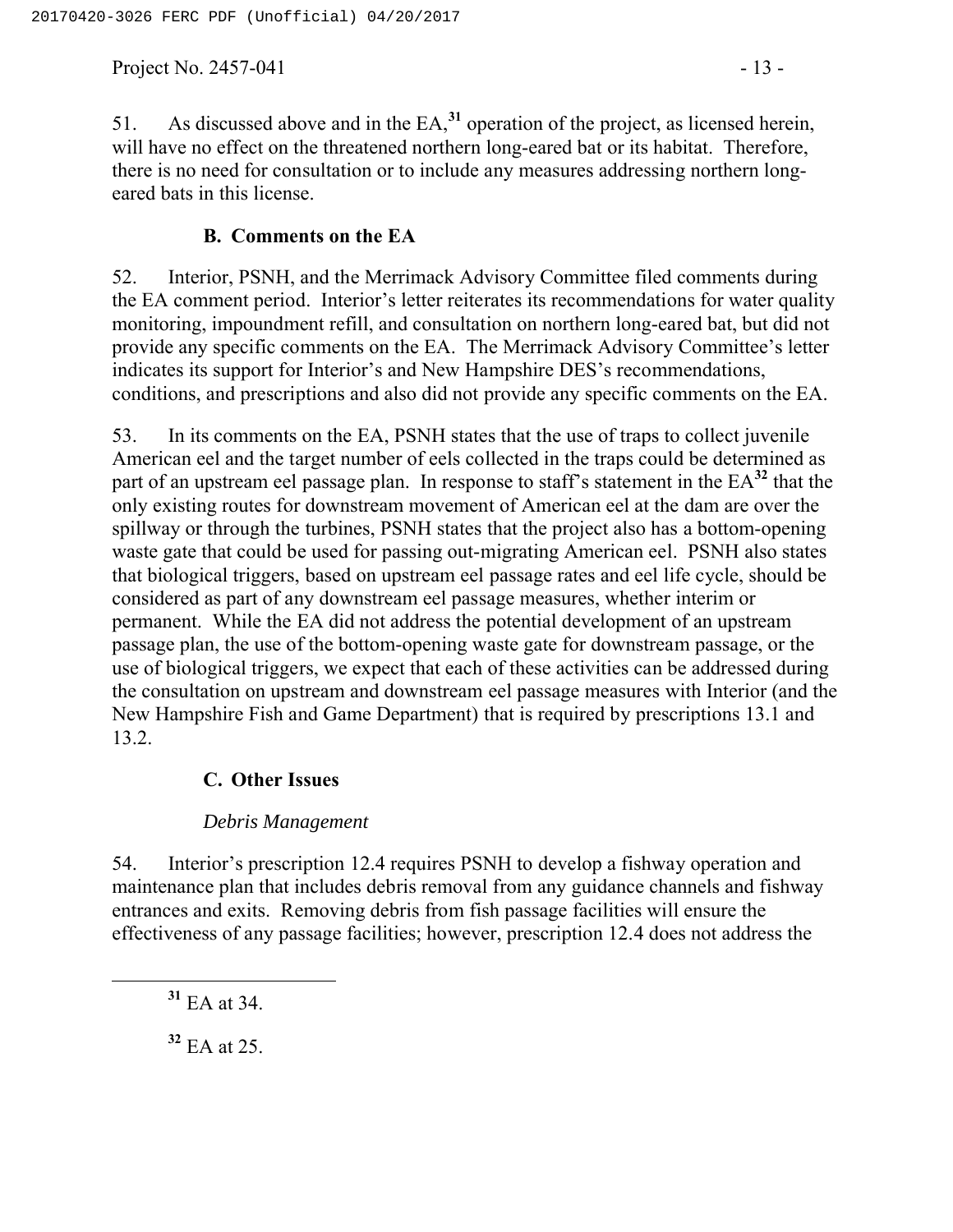51. As discussed above and in the EA,[31] operation of the project, as licensed herein, will have no effect on the threatened northern long-eared bat or its habitat. Therefore, there is no need for consultation or to include any measures addressing northern long-eared bats in this license.

### B. Comments on the EA

52. Interior, PSNH, and the Merrimack Advisory Committee filed comments during the EA comment period. Interior's letter reiterates its recommendations for water quality monitoring, impoundment refill, and consultation on northern long-eared bat, but did not provide any specific comments on the EA. The Merrimack Advisory Committee's letter indicates its support for Interior's and New Hampshire DES's recommendations, conditions, and prescriptions and also did not provide any specific comments on the EA.

53. In its comments on the EA, PSNH states that the use of traps to collect juvenile American eel and the target number of eels collected in the traps could be determined as part of an upstream eel passage plan. In response to staff's statement in the EA[32] that the only existing routes for downstream movement of American eel at the dam are over the spillway or through the turbines, PSNH states that the project also has a bottom-opening waste gate that could be used for passing out-migrating American eel. PSNH also states that biological triggers, based on upstream eel passage rates and eel life cycle, should be considered as part of any downstream eel passage measures, whether interim or permanent. While the EA did not address the potential development of an upstream passage plan, the use of the bottom-opening waste gate for downstream passage, or the use of biological triggers, we expect that each of these activities can be addressed during the consultation on upstream and downstream eel passage measures with Interior (and the New Hampshire Fish and Game Department) that is required by prescriptions 13.1 and 13.2.

### C. Other Issues

*Debris Management*

54. Interior's prescription 12.4 requires PSNH to develop a fishway operation and maintenance plan that includes debris removal from any guidance channels and fishway entrances and exits. Removing debris from fish passage facilities will ensure the effectiveness of any passage facilities; however, prescription 12.4 does not address the

[31] EA at 34.

[32] EA at 25.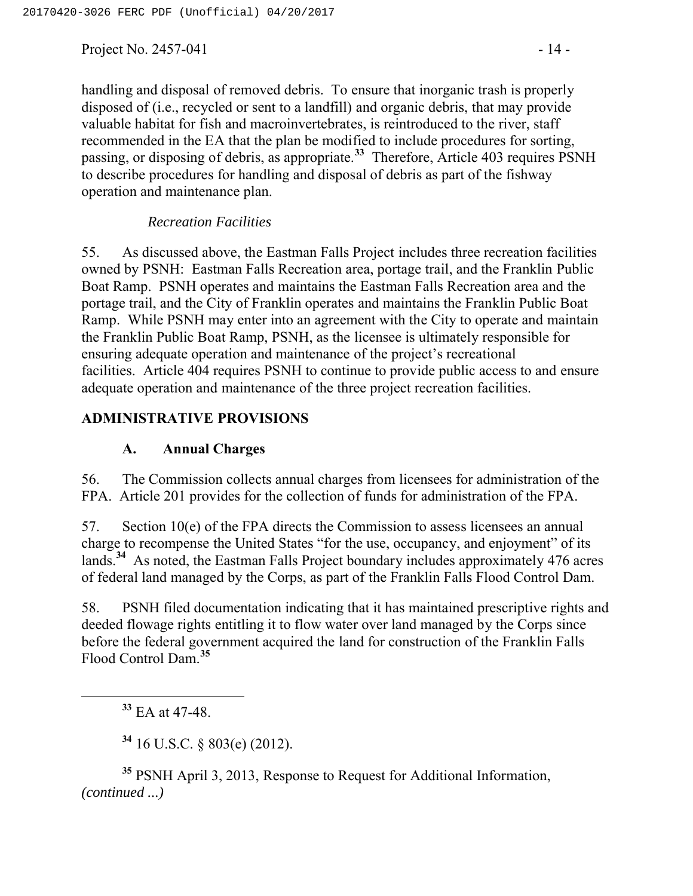handling and disposal of removed debris. To ensure that inorganic trash is properly disposed of (i.e., recycled or sent to a landfill) and organic debris, that may provide valuable habitat for fish and macroinvertebrates, is reintroduced to the river, staff recommended in the EA that the plan be modified to include procedures for sorting, passing, or disposing of debris, as appropriate.[33] Therefore, Article 403 requires PSNH to describe procedures for handling and disposal of debris as part of the fishway operation and maintenance plan.

*Recreation Facilities*

55. As discussed above, the Eastman Falls Project includes three recreation facilities owned by PSNH: Eastman Falls Recreation area, portage trail, and the Franklin Public Boat Ramp. PSNH operates and maintains the Eastman Falls Recreation area and the portage trail, and the City of Franklin operates and maintains the Franklin Public Boat Ramp. While PSNH may enter into an agreement with the City to operate and maintain the Franklin Public Boat Ramp, PSNH, as the licensee is ultimately responsible for ensuring adequate operation and maintenance of the project's recreational facilities. Article 404 requires PSNH to continue to provide public access to and ensure adequate operation and maintenance of the three project recreation facilities.

## ADMINISTRATIVE PROVISIONS

### A. Annual Charges

56. The Commission collects annual charges from licensees for administration of the FPA. Article 201 provides for the collection of funds for administration of the FPA.

57. Section 10(e) of the FPA directs the Commission to assess licensees an annual charge to recompense the United States "for the use, occupancy, and enjoyment" of its lands.[34] As noted, the Eastman Falls Project boundary includes approximately 476 acres of federal land managed by the Corps, as part of the Franklin Falls Flood Control Dam.

58. PSNH filed documentation indicating that it has maintained prescriptive rights and deeded flowage rights entitling it to flow water over land managed by the Corps since before the federal government acquired the land for construction of the Franklin Falls Flood Control Dam.[35]

---

[33] EA at 47-48.

[34] 16 U.S.C. § 803(e) (2012).

[35] PSNH April 3, 2013, Response to Request for Additional Information, *(continued ...)*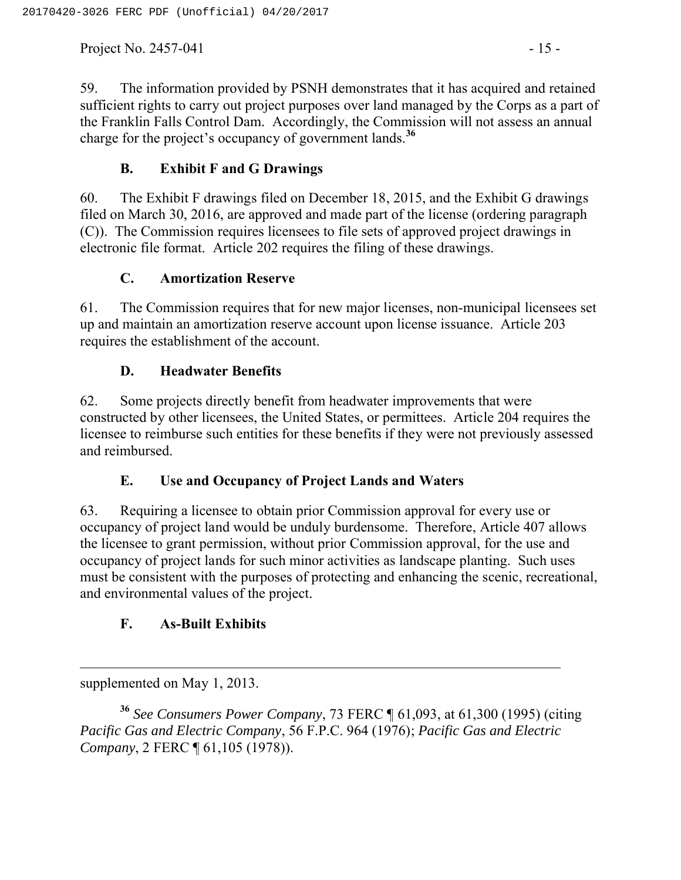59. The information provided by PSNH demonstrates that it has acquired and retained sufficient rights to carry out project purposes over land managed by the Corps as a part of the Franklin Falls Control Dam. Accordingly, the Commission will not assess an annual charge for the project's occupancy of government lands.[36]

### B. Exhibit F and G Drawings

60. The Exhibit F drawings filed on December 18, 2015, and the Exhibit G drawings filed on March 30, 2016, are approved and made part of the license (ordering paragraph (C)). The Commission requires licensees to file sets of approved project drawings in electronic file format. Article 202 requires the filing of these drawings.

### C. Amortization Reserve

61. The Commission requires that for new major licenses, non-municipal licensees set up and maintain an amortization reserve account upon license issuance. Article 203 requires the establishment of the account.

### D. Headwater Benefits

62. Some projects directly benefit from headwater improvements that were constructed by other licensees, the United States, or permittees. Article 204 requires the licensee to reimburse such entities for these benefits if they were not previously assessed and reimbursed.

### E. Use and Occupancy of Project Lands and Waters

63. Requiring a licensee to obtain prior Commission approval for every use or occupancy of project land would be unduly burdensome. Therefore, Article 407 allows the licensee to grant permission, without prior Commission approval, for the use and occupancy of project lands for such minor activities as landscape planting. Such uses must be consistent with the purposes of protecting and enhancing the scenic, recreational, and environmental values of the project.

### F. As-Built Exhibits

---

supplemented on May 1, 2013.

[36] *See Consumers Power Company*, 73 FERC ¶ 61,093, at 61,300 (1995) (citing *Pacific Gas and Electric Company*, 56 F.P.C. 964 (1976); *Pacific Gas and Electric Company*, 2 FERC ¶ 61,105 (1978)).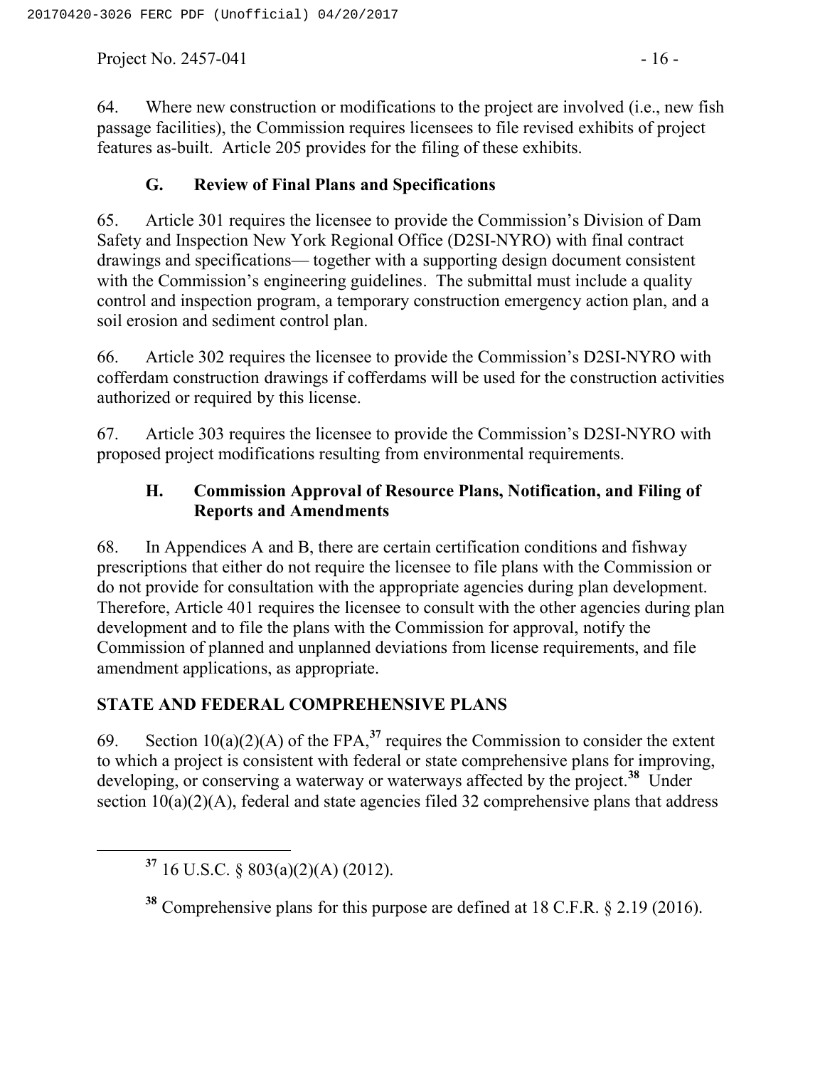64. Where new construction or modifications to the project are involved (i.e., new fish passage facilities), the Commission requires licensees to file revised exhibits of project features as-built. Article 205 provides for the filing of these exhibits.

### G. Review of Final Plans and Specifications

65. Article 301 requires the licensee to provide the Commission's Division of Dam Safety and Inspection New York Regional Office (D2SI-NYRO) with final contract drawings and specifications— together with a supporting design document consistent with the Commission's engineering guidelines. The submittal must include a quality control and inspection program, a temporary construction emergency action plan, and a soil erosion and sediment control plan.

66. Article 302 requires the licensee to provide the Commission's D2SI-NYRO with cofferdam construction drawings if cofferdams will be used for the construction activities authorized or required by this license.

67. Article 303 requires the licensee to provide the Commission's D2SI-NYRO with proposed project modifications resulting from environmental requirements.

### H. Commission Approval of Resource Plans, Notification, and Filing of Reports and Amendments

68. In Appendices A and B, there are certain certification conditions and fishway prescriptions that either do not require the licensee to file plans with the Commission or do not provide for consultation with the appropriate agencies during plan development. Therefore, Article 401 requires the licensee to consult with the other agencies during plan development and to file the plans with the Commission for approval, notify the Commission of planned and unplanned deviations from license requirements, and file amendment applications, as appropriate.

## STATE AND FEDERAL COMPREHENSIVE PLANS

69. Section 10(a)(2)(A) of the FPA,[37] requires the Commission to consider the extent to which a project is consistent with federal or state comprehensive plans for improving, developing, or conserving a waterway or waterways affected by the project.[38] Under section 10(a)(2)(A), federal and state agencies filed 32 comprehensive plans that address

[37] 16 U.S.C. § 803(a)(2)(A) (2012).

[38] Comprehensive plans for this purpose are defined at 18 C.F.R. § 2.19 (2016).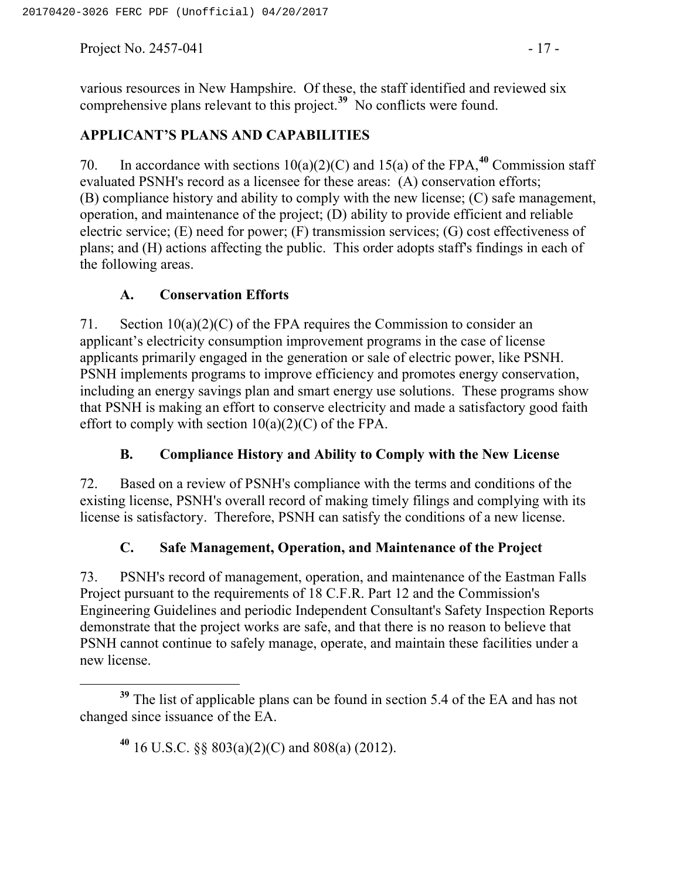various resources in New Hampshire. Of these, the staff identified and reviewed six comprehensive plans relevant to this project.[39] No conflicts were found.

## APPLICANT'S PLANS AND CAPABILITIES

70. In accordance with sections 10(a)(2)(C) and 15(a) of the FPA,[40] Commission staff evaluated PSNH's record as a licensee for these areas: (A) conservation efforts; (B) compliance history and ability to comply with the new license; (C) safe management, operation, and maintenance of the project; (D) ability to provide efficient and reliable electric service; (E) need for power; (F) transmission services; (G) cost effectiveness of plans; and (H) actions affecting the public. This order adopts staff's findings in each of the following areas.

### A. Conservation Efforts

71. Section 10(a)(2)(C) of the FPA requires the Commission to consider an applicant's electricity consumption improvement programs in the case of license applicants primarily engaged in the generation or sale of electric power, like PSNH. PSNH implements programs to improve efficiency and promotes energy conservation, including an energy savings plan and smart energy use solutions. These programs show that PSNH is making an effort to conserve electricity and made a satisfactory good faith effort to comply with section 10(a)(2)(C) of the FPA.

### B. Compliance History and Ability to Comply with the New License

72. Based on a review of PSNH's compliance with the terms and conditions of the existing license, PSNH's overall record of making timely filings and complying with its license is satisfactory. Therefore, PSNH can satisfy the conditions of a new license.

### C. Safe Management, Operation, and Maintenance of the Project

73. PSNH's record of management, operation, and maintenance of the Eastman Falls Project pursuant to the requirements of 18 C.F.R. Part 12 and the Commission's Engineering Guidelines and periodic Independent Consultant's Safety Inspection Reports demonstrate that the project works are safe, and that there is no reason to believe that PSNH cannot continue to safely manage, operate, and maintain these facilities under a new license.

---

[39] The list of applicable plans can be found in section 5.4 of the EA and has not changed since issuance of the EA.

[40] 16 U.S.C. §§ 803(a)(2)(C) and 808(a) (2012).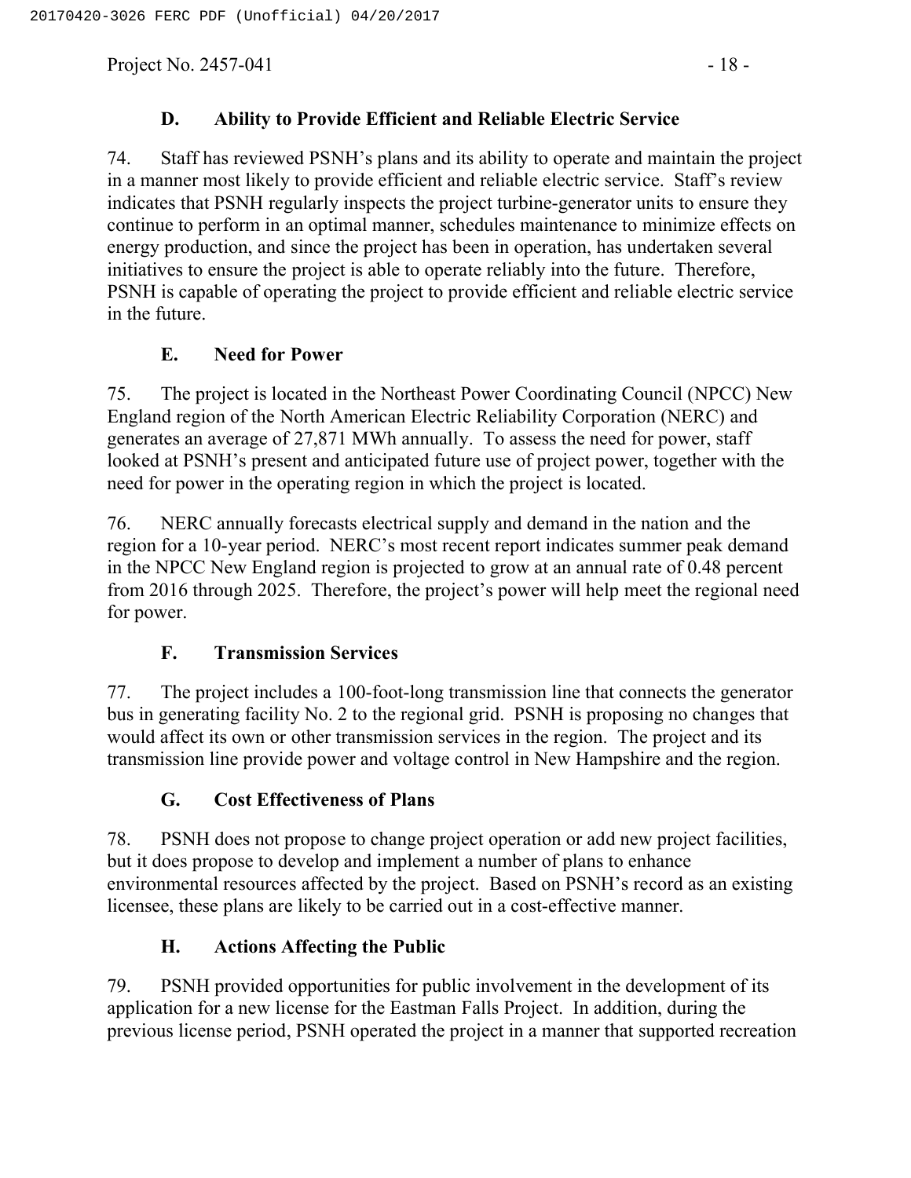### D. Ability to Provide Efficient and Reliable Electric Service

74. Staff has reviewed PSNH's plans and its ability to operate and maintain the project in a manner most likely to provide efficient and reliable electric service. Staff's review indicates that PSNH regularly inspects the project turbine-generator units to ensure they continue to perform in an optimal manner, schedules maintenance to minimize effects on energy production, and since the project has been in operation, has undertaken several initiatives to ensure the project is able to operate reliably into the future. Therefore, PSNH is capable of operating the project to provide efficient and reliable electric service in the future.

### E. Need for Power

75. The project is located in the Northeast Power Coordinating Council (NPCC) New England region of the North American Electric Reliability Corporation (NERC) and generates an average of 27,871 MWh annually. To assess the need for power, staff looked at PSNH's present and anticipated future use of project power, together with the need for power in the operating region in which the project is located.

76. NERC annually forecasts electrical supply and demand in the nation and the region for a 10-year period. NERC's most recent report indicates summer peak demand in the NPCC New England region is projected to grow at an annual rate of 0.48 percent from 2016 through 2025. Therefore, the project's power will help meet the regional need for power.

### F. Transmission Services

77. The project includes a 100-foot-long transmission line that connects the generator bus in generating facility No. 2 to the regional grid. PSNH is proposing no changes that would affect its own or other transmission services in the region. The project and its transmission line provide power and voltage control in New Hampshire and the region.

### G. Cost Effectiveness of Plans

78. PSNH does not propose to change project operation or add new project facilities, but it does propose to develop and implement a number of plans to enhance environmental resources affected by the project. Based on PSNH's record as an existing licensee, these plans are likely to be carried out in a cost-effective manner.

### H. Actions Affecting the Public

79. PSNH provided opportunities for public involvement in the development of its application for a new license for the Eastman Falls Project. In addition, during the previous license period, PSNH operated the project in a manner that supported recreation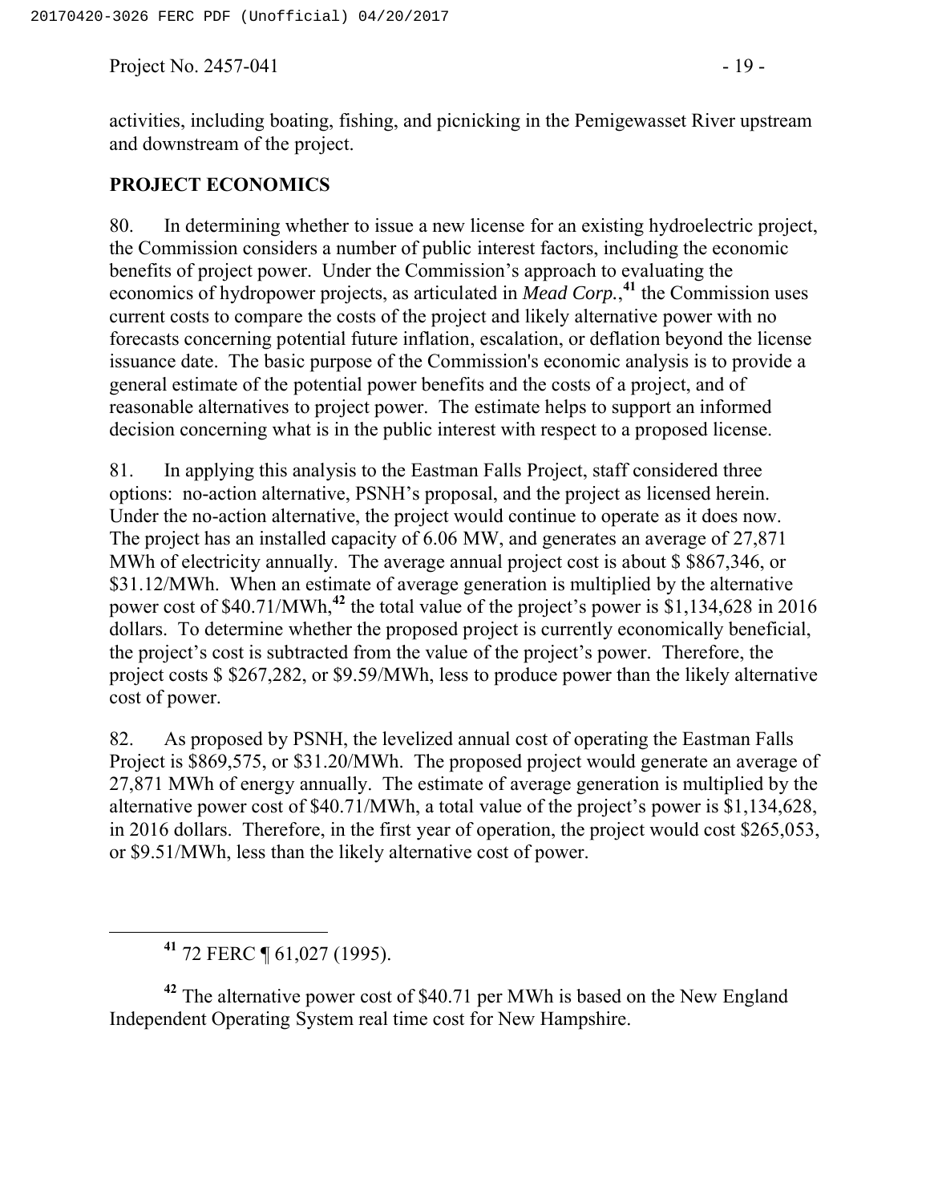activities, including boating, fishing, and picnicking in the Pemigewasset River upstream and downstream of the project.

## PROJECT ECONOMICS

80. In determining whether to issue a new license for an existing hydroelectric project, the Commission considers a number of public interest factors, including the economic benefits of project power. Under the Commission's approach to evaluating the economics of hydropower projects, as articulated in *Mead Corp.*,[41] the Commission uses current costs to compare the costs of the project and likely alternative power with no forecasts concerning potential future inflation, escalation, or deflation beyond the license issuance date. The basic purpose of the Commission's economic analysis is to provide a general estimate of the potential power benefits and the costs of a project, and of reasonable alternatives to project power. The estimate helps to support an informed decision concerning what is in the public interest with respect to a proposed license.

81. In applying this analysis to the Eastman Falls Project, staff considered three options: no-action alternative, PSNH's proposal, and the project as licensed herein. Under the no-action alternative, the project would continue to operate as it does now. The project has an installed capacity of 6.06 MW, and generates an average of 27,871 MWh of electricity annually. The average annual project cost is about $ $867,346, or $31.12/MWh. When an estimate of average generation is multiplied by the alternative power cost of $40.71/MWh,[42] the total value of the project's power is $1,134,628 in 2016 dollars. To determine whether the proposed project is currently economically beneficial, the project's cost is subtracted from the value of the project's power. Therefore, the project costs $ $267,282, or $9.59/MWh, less to produce power than the likely alternative cost of power.

82. As proposed by PSNH, the levelized annual cost of operating the Eastman Falls Project is $869,575, or $31.20/MWh. The proposed project would generate an average of 27,871 MWh of energy annually. The estimate of average generation is multiplied by the alternative power cost of $40.71/MWh, a total value of the project's power is $1,134,628, in 2016 dollars. Therefore, in the first year of operation, the project would cost $265,053, or $9.51/MWh, less than the likely alternative cost of power.

---

[41] 72 FERC ¶ 61,027 (1995).

[42] The alternative power cost of $40.71 per MWh is based on the New England Independent Operating System real time cost for New Hampshire.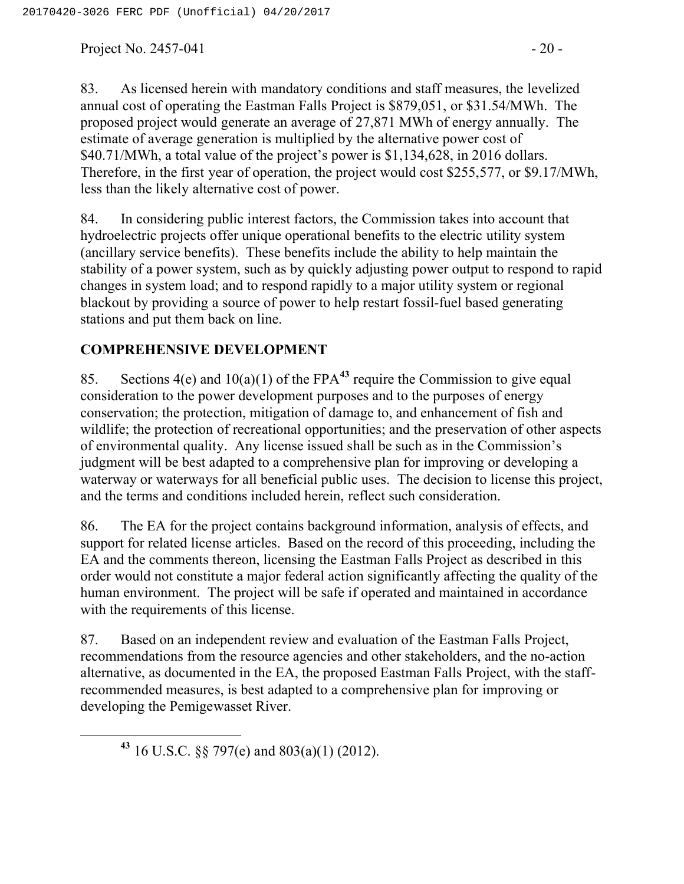83. As licensed herein with mandatory conditions and staff measures, the levelized annual cost of operating the Eastman Falls Project is $879,051, or $31.54/MWh. The proposed project would generate an average of 27,871 MWh of energy annually. The estimate of average generation is multiplied by the alternative power cost of $40.71/MWh, a total value of the project's power is $1,134,628, in 2016 dollars. Therefore, in the first year of operation, the project would cost $255,577, or $9.17/MWh, less than the likely alternative cost of power.

84. In considering public interest factors, the Commission takes into account that hydroelectric projects offer unique operational benefits to the electric utility system (ancillary service benefits). These benefits include the ability to help maintain the stability of a power system, such as by quickly adjusting power output to respond to rapid changes in system load; and to respond rapidly to a major utility system or regional blackout by providing a source of power to help restart fossil-fuel based generating stations and put them back on line.

## COMPREHENSIVE DEVELOPMENT

85. Sections 4(e) and 10(a)(1) of the FPA[43] require the Commission to give equal consideration to the power development purposes and to the purposes of energy conservation; the protection, mitigation of damage to, and enhancement of fish and wildlife; the protection of recreational opportunities; and the preservation of other aspects of environmental quality. Any license issued shall be such as in the Commission's judgment will be best adapted to a comprehensive plan for improving or developing a waterway or waterways for all beneficial public uses. The decision to license this project, and the terms and conditions included herein, reflect such consideration.

86. The EA for the project contains background information, analysis of effects, and support for related license articles. Based on the record of this proceeding, including the EA and the comments thereon, licensing the Eastman Falls Project as described in this order would not constitute a major federal action significantly affecting the quality of the human environment. The project will be safe if operated and maintained in accordance with the requirements of this license.

87. Based on an independent review and evaluation of the Eastman Falls Project, recommendations from the resource agencies and other stakeholders, and the no-action alternative, as documented in the EA, the proposed Eastman Falls Project, with the staff-recommended measures, is best adapted to a comprehensive plan for improving or developing the Pemigewasset River.

---

[43] 16 U.S.C. §§ 797(e) and 803(a)(1) (2012).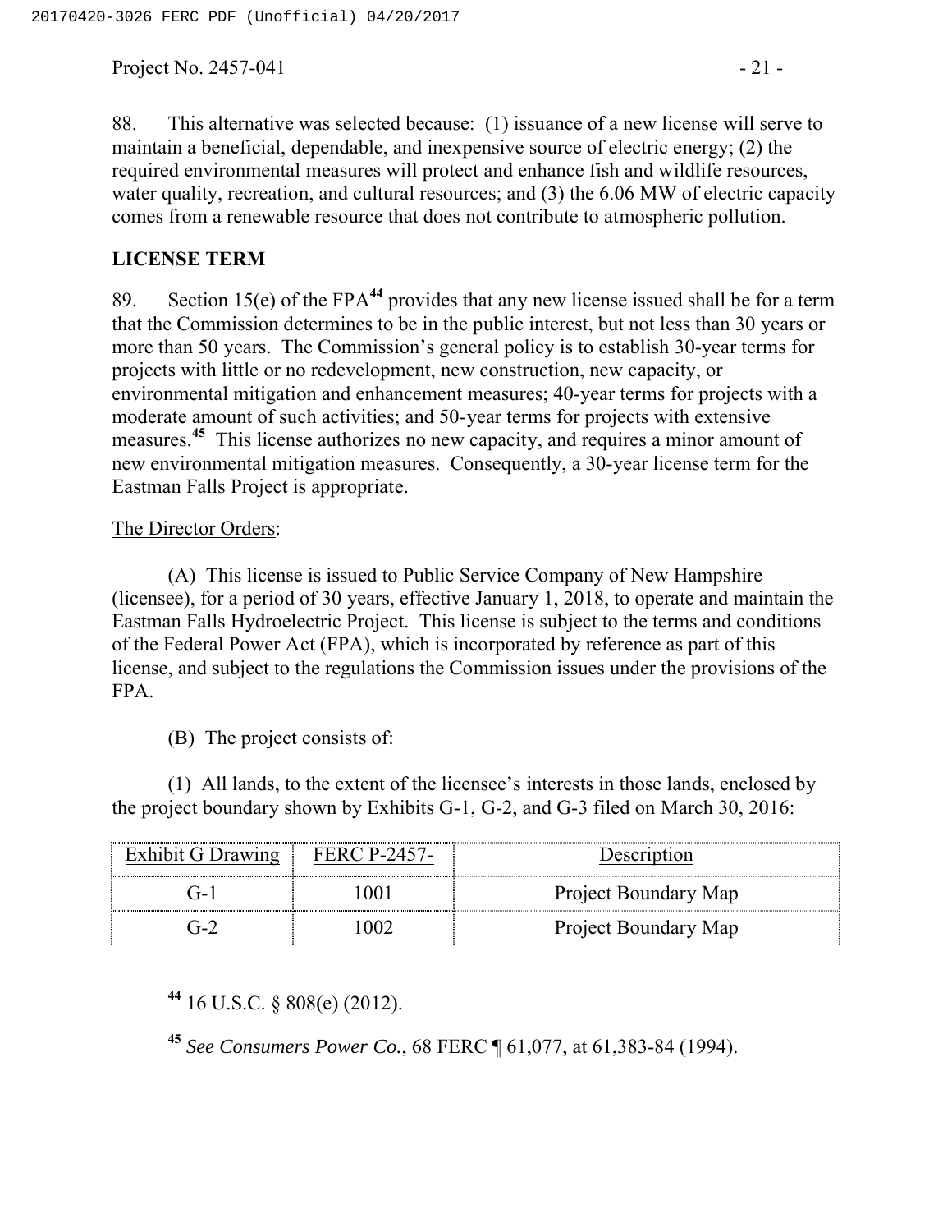88. This alternative was selected because: (1) issuance of a new license will serve to maintain a beneficial, dependable, and inexpensive source of electric energy; (2) the required environmental measures will protect and enhance fish and wildlife resources, water quality, recreation, and cultural resources; and (3) the 6.06 MW of electric capacity comes from a renewable resource that does not contribute to atmospheric pollution.

## LICENSE TERM

89. Section 15(e) of the FPA[44] provides that any new license issued shall be for a term that the Commission determines to be in the public interest, but not less than 30 years or more than 50 years. The Commission's general policy is to establish 30-year terms for projects with little or no redevelopment, new construction, new capacity, or environmental mitigation and enhancement measures; 40-year terms for projects with a moderate amount of such activities; and 50-year terms for projects with extensive measures.[45] This license authorizes no new capacity, and requires a minor amount of new environmental mitigation measures. Consequently, a 30-year license term for the Eastman Falls Project is appropriate.

The Director Orders:

(A) This license is issued to Public Service Company of New Hampshire (licensee), for a period of 30 years, effective January 1, 2018, to operate and maintain the Eastman Falls Hydroelectric Project. This license is subject to the terms and conditions of the Federal Power Act (FPA), which is incorporated by reference as part of this license, and subject to the regulations the Commission issues under the provisions of the FPA.

(B) The project consists of:

(1) All lands, to the extent of the licensee's interests in those lands, enclosed by the project boundary shown by Exhibits G-1, G-2, and G-3 filed on March 30, 2016:

| Exhibit G Drawing | FERC P-2457- | Description |
|---|---|---|
| G-1 | 1001 | Project Boundary Map |
| G-2 | 1002 | Project Boundary Map |

[44] 16 U.S.C. § 808(e) (2012).

[45] *See Consumers Power Co.*, 68 FERC ¶ 61,077, at 61,383-84 (1994).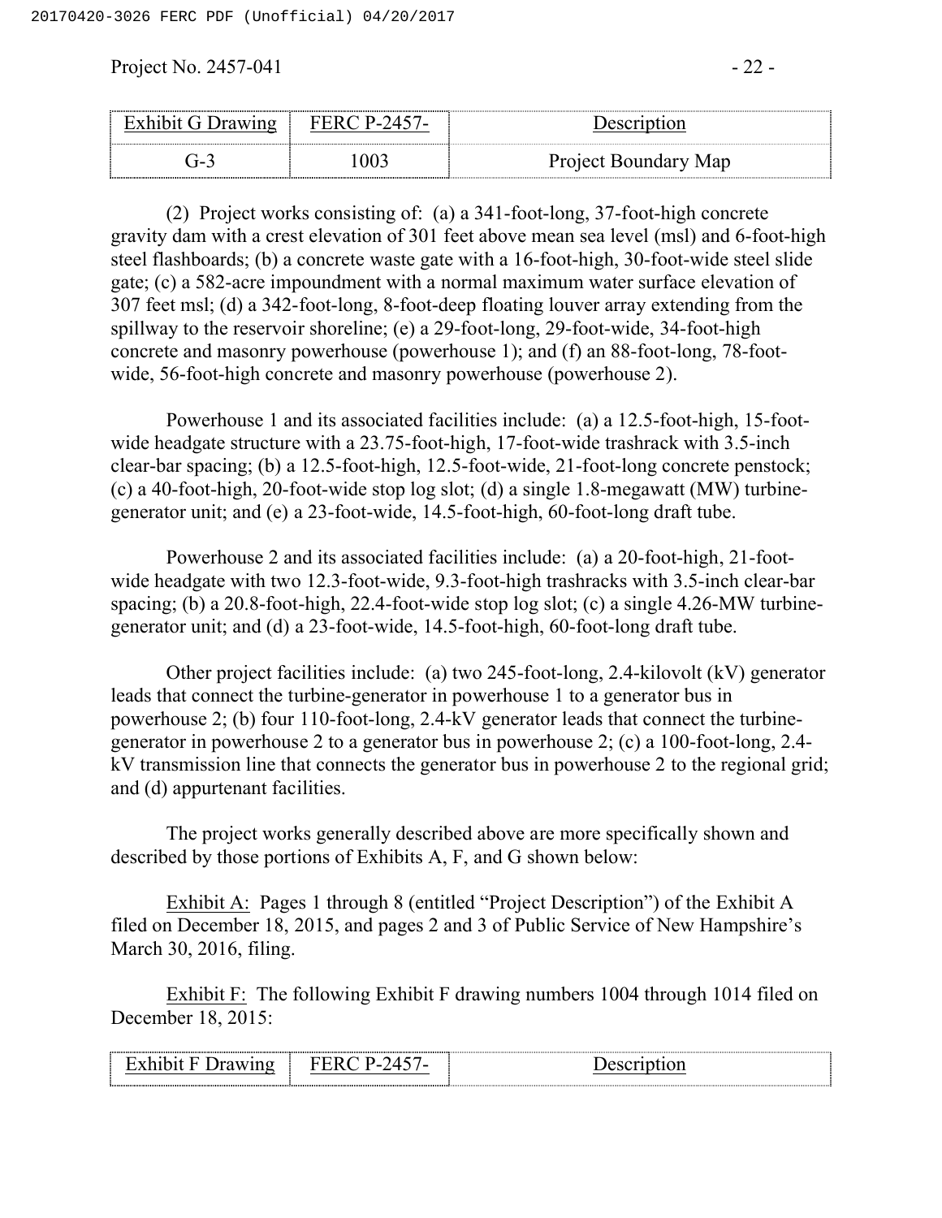| Exhibit G Drawing | FERC P-2457- | Description |
|---|---|---|
| G-3 | 1003 | Project Boundary Map |

(2) Project works consisting of: (a) a 341-foot-long, 37-foot-high concrete gravity dam with a crest elevation of 301 feet above mean sea level (msl) and 6-foot-high steel flashboards; (b) a concrete waste gate with a 16-foot-high, 30-foot-wide steel slide gate; (c) a 582-acre impoundment with a normal maximum water surface elevation of 307 feet msl; (d) a 342-foot-long, 8-foot-deep floating louver array extending from the spillway to the reservoir shoreline; (e) a 29-foot-long, 29-foot-wide, 34-foot-high concrete and masonry powerhouse (powerhouse 1); and (f) an 88-foot-long, 78-foot-wide, 56-foot-high concrete and masonry powerhouse (powerhouse 2).

Powerhouse 1 and its associated facilities include: (a) a 12.5-foot-high, 15-foot-wide headgate structure with a 23.75-foot-high, 17-foot-wide trashrack with 3.5-inch clear-bar spacing; (b) a 12.5-foot-high, 12.5-foot-wide, 21-foot-long concrete penstock; (c) a 40-foot-high, 20-foot-wide stop log slot; (d) a single 1.8-megawatt (MW) turbine-generator unit; and (e) a 23-foot-wide, 14.5-foot-high, 60-foot-long draft tube.

Powerhouse 2 and its associated facilities include: (a) a 20-foot-high, 21-foot-wide headgate with two 12.3-foot-wide, 9.3-foot-high trashracks with 3.5-inch clear-bar spacing; (b) a 20.8-foot-high, 22.4-foot-wide stop log slot; (c) a single 4.26-MW turbine-generator unit; and (d) a 23-foot-wide, 14.5-foot-high, 60-foot-long draft tube.

Other project facilities include: (a) two 245-foot-long, 2.4-kilovolt (kV) generator leads that connect the turbine-generator in powerhouse 1 to a generator bus in powerhouse 2; (b) four 110-foot-long, 2.4-kV generator leads that connect the turbine-generator in powerhouse 2 to a generator bus in powerhouse 2; (c) a 100-foot-long, 2.4-kV transmission line that connects the generator bus in powerhouse 2 to the regional grid; and (d) appurtenant facilities.

The project works generally described above are more specifically shown and described by those portions of Exhibits A, F, and G shown below:

Exhibit A: Pages 1 through 8 (entitled "Project Description") of the Exhibit A filed on December 18, 2015, and pages 2 and 3 of Public Service of New Hampshire's March 30, 2016, filing.

Exhibit F: The following Exhibit F drawing numbers 1004 through 1014 filed on December 18, 2015:

| Exhibit F Drawing | FERC P-2457- | Description |
|---|---|---|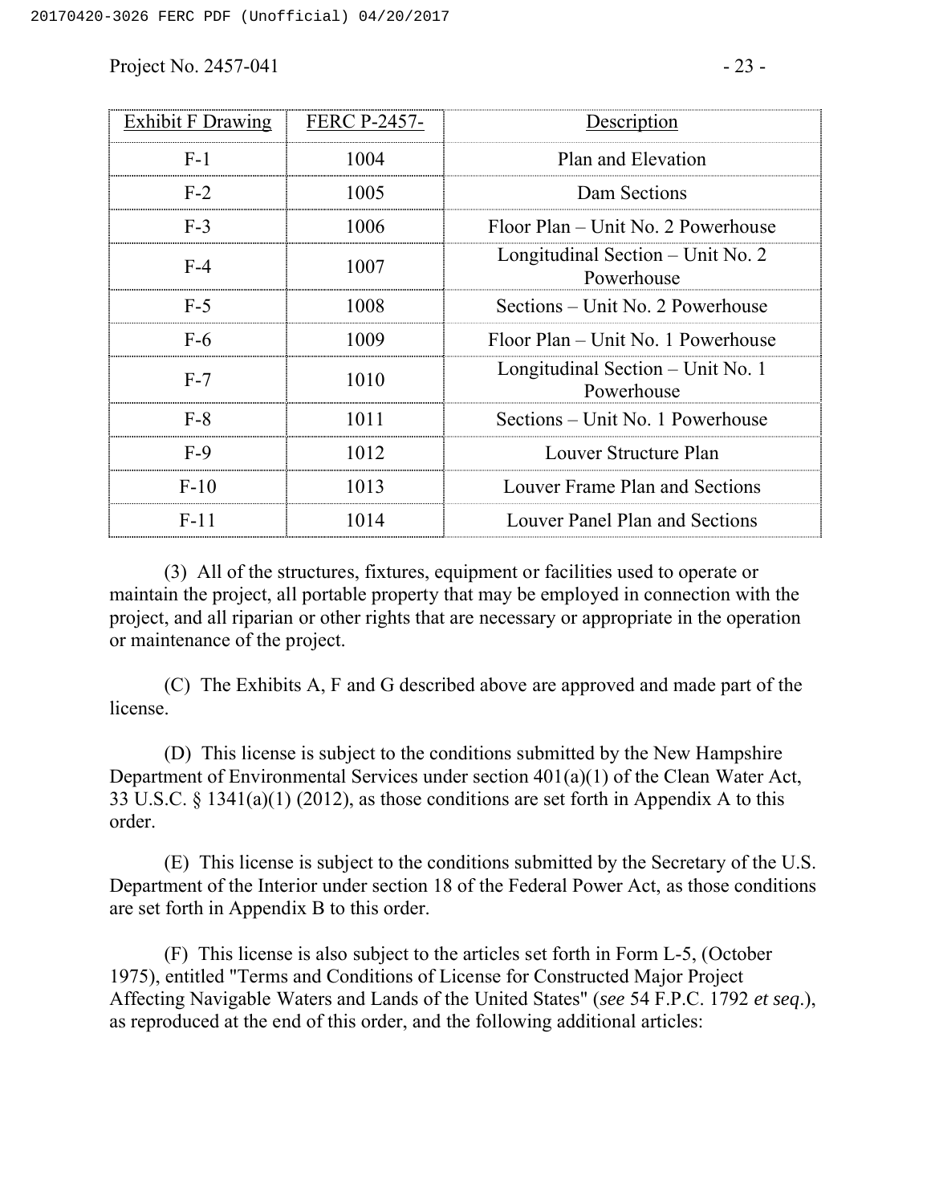| Exhibit F Drawing | FERC P-2457- | Description |
|---|---|---|
| F-1 | 1004 | Plan and Elevation |
| F-2 | 1005 | Dam Sections |
| F-3 | 1006 | Floor Plan – Unit No. 2 Powerhouse |
| F-4 | 1007 | Longitudinal Section – Unit No. 2 Powerhouse |
| F-5 | 1008 | Sections – Unit No. 2 Powerhouse |
| F-6 | 1009 | Floor Plan – Unit No. 1 Powerhouse |
| F-7 | 1010 | Longitudinal Section – Unit No. 1 Powerhouse |
| F-8 | 1011 | Sections – Unit No. 1 Powerhouse |
| F-9 | 1012 | Louver Structure Plan |
| F-10 | 1013 | Louver Frame Plan and Sections |
| F-11 | 1014 | Louver Panel Plan and Sections |

(3) All of the structures, fixtures, equipment or facilities used to operate or maintain the project, all portable property that may be employed in connection with the project, and all riparian or other rights that are necessary or appropriate in the operation or maintenance of the project.

(C) The Exhibits A, F and G described above are approved and made part of the license.

(D) This license is subject to the conditions submitted by the New Hampshire Department of Environmental Services under section 401(a)(1) of the Clean Water Act, 33 U.S.C. § 1341(a)(1) (2012), as those conditions are set forth in Appendix A to this order.

(E) This license is subject to the conditions submitted by the Secretary of the U.S. Department of the Interior under section 18 of the Federal Power Act, as those conditions are set forth in Appendix B to this order.

(F) This license is also subject to the articles set forth in Form L-5, (October 1975), entitled "Terms and Conditions of License for Constructed Major Project Affecting Navigable Waters and Lands of the United States" (*see* 54 F.P.C. 1792 *et seq*.), as reproduced at the end of this order, and the following additional articles: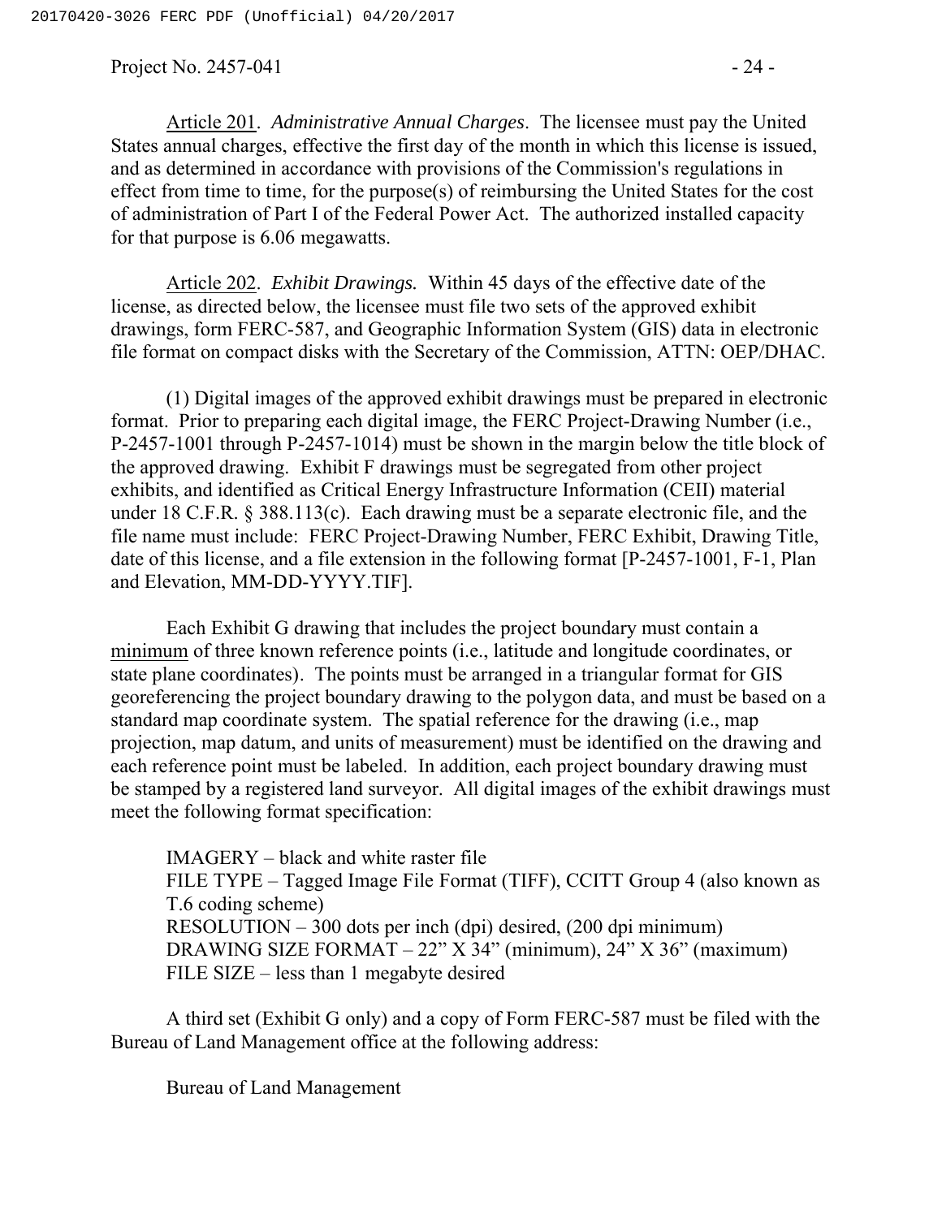Article 201. *Administrative Annual Charges*. The licensee must pay the United States annual charges, effective the first day of the month in which this license is issued, and as determined in accordance with provisions of the Commission's regulations in effect from time to time, for the purpose(s) of reimbursing the United States for the cost of administration of Part I of the Federal Power Act. The authorized installed capacity for that purpose is 6.06 megawatts.

Article 202. *Exhibit Drawings.* Within 45 days of the effective date of the license, as directed below, the licensee must file two sets of the approved exhibit drawings, form FERC-587, and Geographic Information System (GIS) data in electronic file format on compact disks with the Secretary of the Commission, ATTN: OEP/DHAC.

(1) Digital images of the approved exhibit drawings must be prepared in electronic format. Prior to preparing each digital image, the FERC Project-Drawing Number (i.e., P-2457-1001 through P-2457-1014) must be shown in the margin below the title block of the approved drawing. Exhibit F drawings must be segregated from other project exhibits, and identified as Critical Energy Infrastructure Information (CEII) material under 18 C.F.R. § 388.113(c). Each drawing must be a separate electronic file, and the file name must include: FERC Project-Drawing Number, FERC Exhibit, Drawing Title, date of this license, and a file extension in the following format [P-2457-1001, F-1, Plan and Elevation, MM-DD-YYYY.TIF].

Each Exhibit G drawing that includes the project boundary must contain a minimum of three known reference points (i.e., latitude and longitude coordinates, or state plane coordinates). The points must be arranged in a triangular format for GIS georeferencing the project boundary drawing to the polygon data, and must be based on a standard map coordinate system. The spatial reference for the drawing (i.e., map projection, map datum, and units of measurement) must be identified on the drawing and each reference point must be labeled. In addition, each project boundary drawing must be stamped by a registered land surveyor. All digital images of the exhibit drawings must meet the following format specification:

IMAGERY – black and white raster file
FILE TYPE – Tagged Image File Format (TIFF), CCITT Group 4 (also known as T.6 coding scheme)
RESOLUTION – 300 dots per inch (dpi) desired, (200 dpi minimum)
DRAWING SIZE FORMAT – 22" X 34" (minimum), 24" X 36" (maximum)
FILE SIZE – less than 1 megabyte desired

A third set (Exhibit G only) and a copy of Form FERC-587 must be filed with the Bureau of Land Management office at the following address:

Bureau of Land Management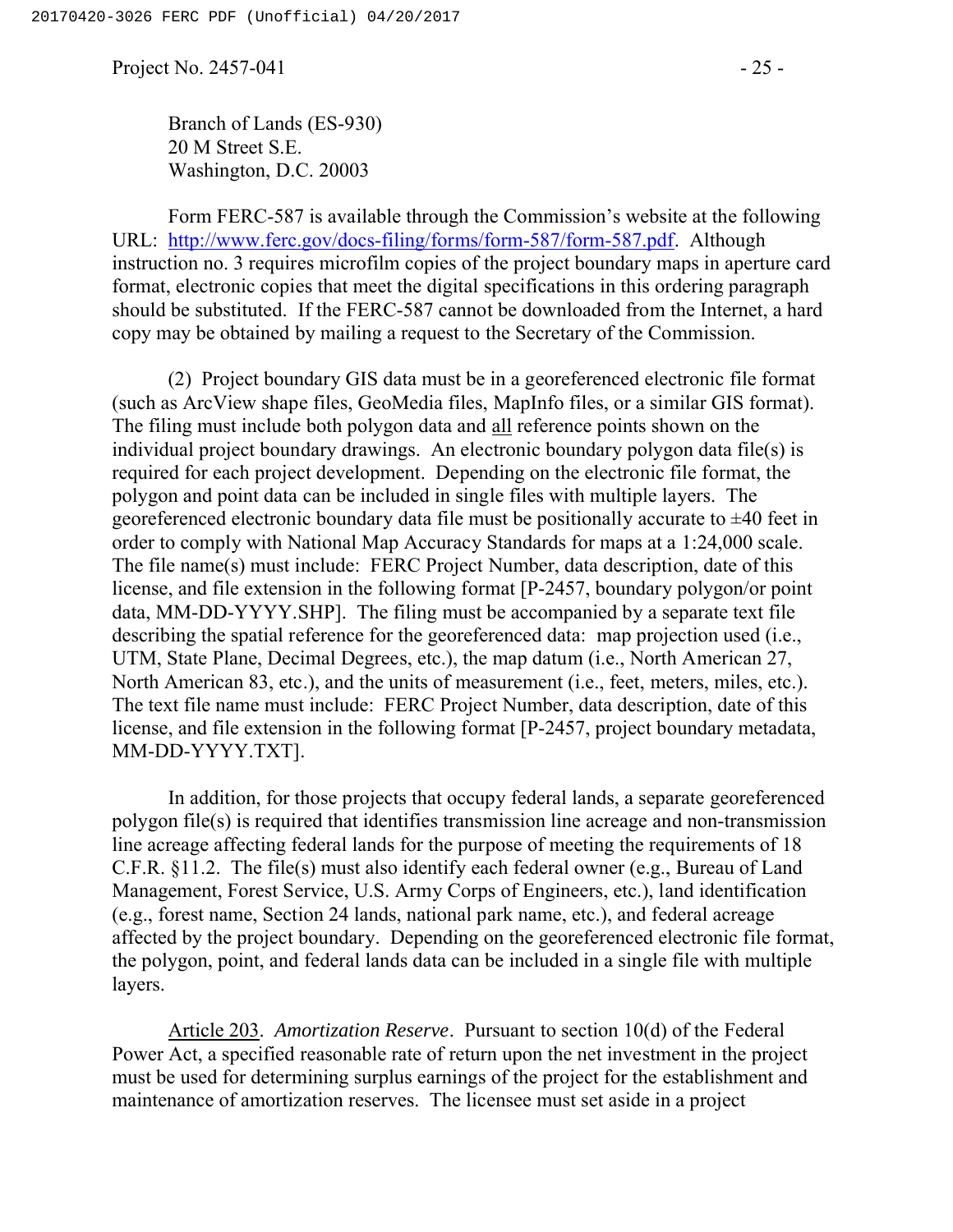Branch of Lands (ES-930)
20 M Street S.E.
Washington, D.C. 20003

Form FERC-587 is available through the Commission's website at the following URL: [http://www.ferc.gov/docs-filing/forms/form-587/form-587.pdf](http://www.ferc.gov/docs-filing/forms/form-587/form-587.pdf). Although instruction no. 3 requires microfilm copies of the project boundary maps in aperture card format, electronic copies that meet the digital specifications in this ordering paragraph should be substituted. If the FERC-587 cannot be downloaded from the Internet, a hard copy may be obtained by mailing a request to the Secretary of the Commission.

(2) Project boundary GIS data must be in a georeferenced electronic file format (such as ArcView shape files, GeoMedia files, MapInfo files, or a similar GIS format). The filing must include both polygon data and <u>all</u> reference points shown on the individual project boundary drawings. An electronic boundary polygon data file(s) is required for each project development. Depending on the electronic file format, the polygon and point data can be included in single files with multiple layers. The georeferenced electronic boundary data file must be positionally accurate to ±40 feet in order to comply with National Map Accuracy Standards for maps at a 1:24,000 scale. The file name(s) must include: FERC Project Number, data description, date of this license, and file extension in the following format [P-2457, boundary polygon/or point data, MM-DD-YYYY.SHP]. The filing must be accompanied by a separate text file describing the spatial reference for the georeferenced data: map projection used (i.e., UTM, State Plane, Decimal Degrees, etc.), the map datum (i.e., North American 27, North American 83, etc.), and the units of measurement (i.e., feet, meters, miles, etc.). The text file name must include: FERC Project Number, data description, date of this license, and file extension in the following format [P-2457, project boundary metadata, MM-DD-YYYY.TXT].

In addition, for those projects that occupy federal lands, a separate georeferenced polygon file(s) is required that identifies transmission line acreage and non-transmission line acreage affecting federal lands for the purpose of meeting the requirements of 18 C.F.R. §11.2. The file(s) must also identify each federal owner (e.g., Bureau of Land Management, Forest Service, U.S. Army Corps of Engineers, etc.), land identification (e.g., forest name, Section 24 lands, national park name, etc.), and federal acreage affected by the project boundary. Depending on the georeferenced electronic file format, the polygon, point, and federal lands data can be included in a single file with multiple layers.

<u>Article 203</u>. *Amortization Reserve*. Pursuant to section 10(d) of the Federal Power Act, a specified reasonable rate of return upon the net investment in the project must be used for determining surplus earnings of the project for the establishment and maintenance of amortization reserves. The licensee must set aside in a project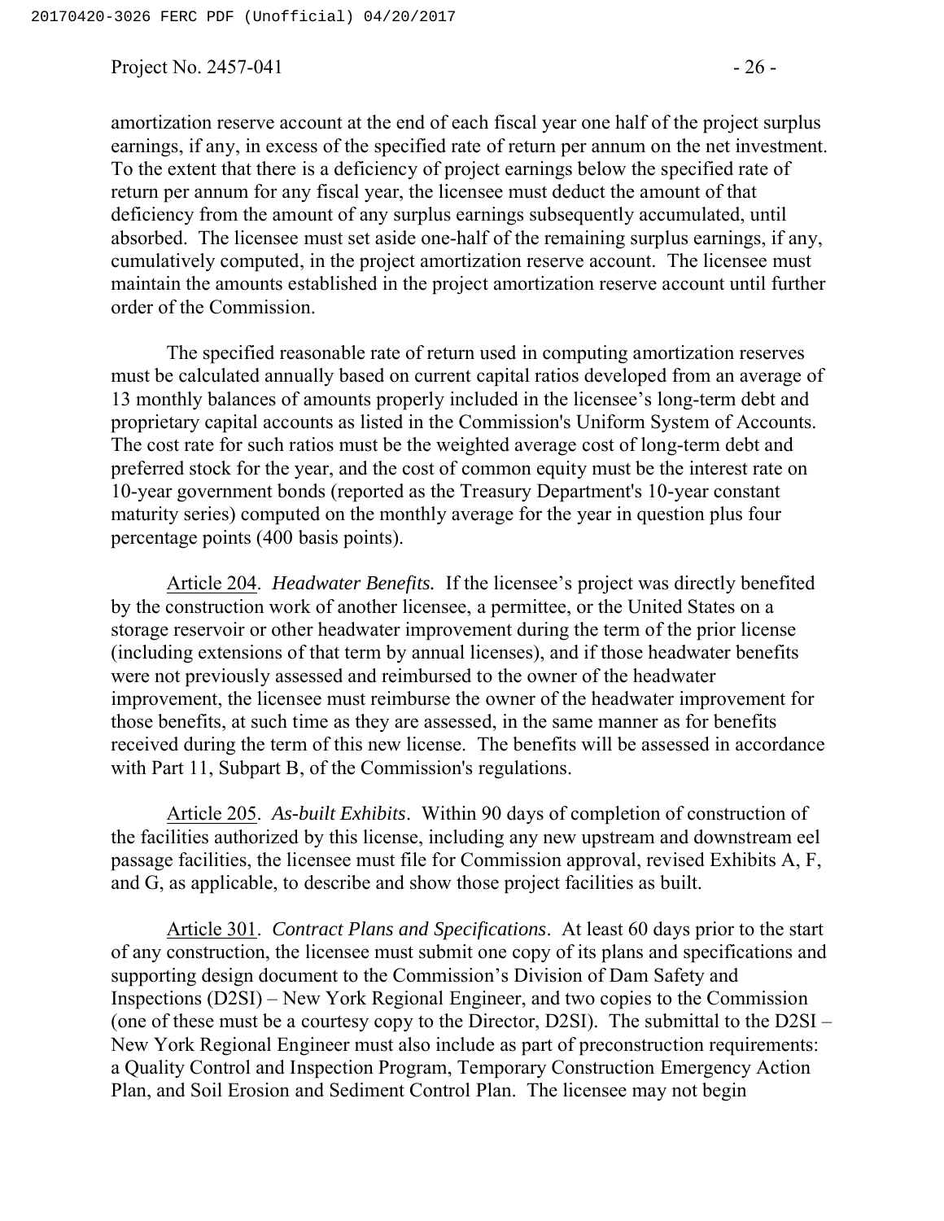amortization reserve account at the end of each fiscal year one half of the project surplus earnings, if any, in excess of the specified rate of return per annum on the net investment. To the extent that there is a deficiency of project earnings below the specified rate of return per annum for any fiscal year, the licensee must deduct the amount of that deficiency from the amount of any surplus earnings subsequently accumulated, until absorbed. The licensee must set aside one-half of the remaining surplus earnings, if any, cumulatively computed, in the project amortization reserve account. The licensee must maintain the amounts established in the project amortization reserve account until further order of the Commission.

The specified reasonable rate of return used in computing amortization reserves must be calculated annually based on current capital ratios developed from an average of 13 monthly balances of amounts properly included in the licensee's long-term debt and proprietary capital accounts as listed in the Commission's Uniform System of Accounts. The cost rate for such ratios must be the weighted average cost of long-term debt and preferred stock for the year, and the cost of common equity must be the interest rate on 10-year government bonds (reported as the Treasury Department's 10-year constant maturity series) computed on the monthly average for the year in question plus four percentage points (400 basis points).

Article 204. *Headwater Benefits.* If the licensee's project was directly benefited by the construction work of another licensee, a permittee, or the United States on a storage reservoir or other headwater improvement during the term of the prior license (including extensions of that term by annual licenses), and if those headwater benefits were not previously assessed and reimbursed to the owner of the headwater improvement, the licensee must reimburse the owner of the headwater improvement for those benefits, at such time as they are assessed, in the same manner as for benefits received during the term of this new license. The benefits will be assessed in accordance with Part 11, Subpart B, of the Commission's regulations.

Article 205. *As-built Exhibits*. Within 90 days of completion of construction of the facilities authorized by this license, including any new upstream and downstream eel passage facilities, the licensee must file for Commission approval, revised Exhibits A, F, and G, as applicable, to describe and show those project facilities as built.

Article 301. *Contract Plans and Specifications*. At least 60 days prior to the start of any construction, the licensee must submit one copy of its plans and specifications and supporting design document to the Commission's Division of Dam Safety and Inspections (D2SI) – New York Regional Engineer, and two copies to the Commission (one of these must be a courtesy copy to the Director, D2SI). The submittal to the D2SI – New York Regional Engineer must also include as part of preconstruction requirements: a Quality Control and Inspection Program, Temporary Construction Emergency Action Plan, and Soil Erosion and Sediment Control Plan. The licensee may not begin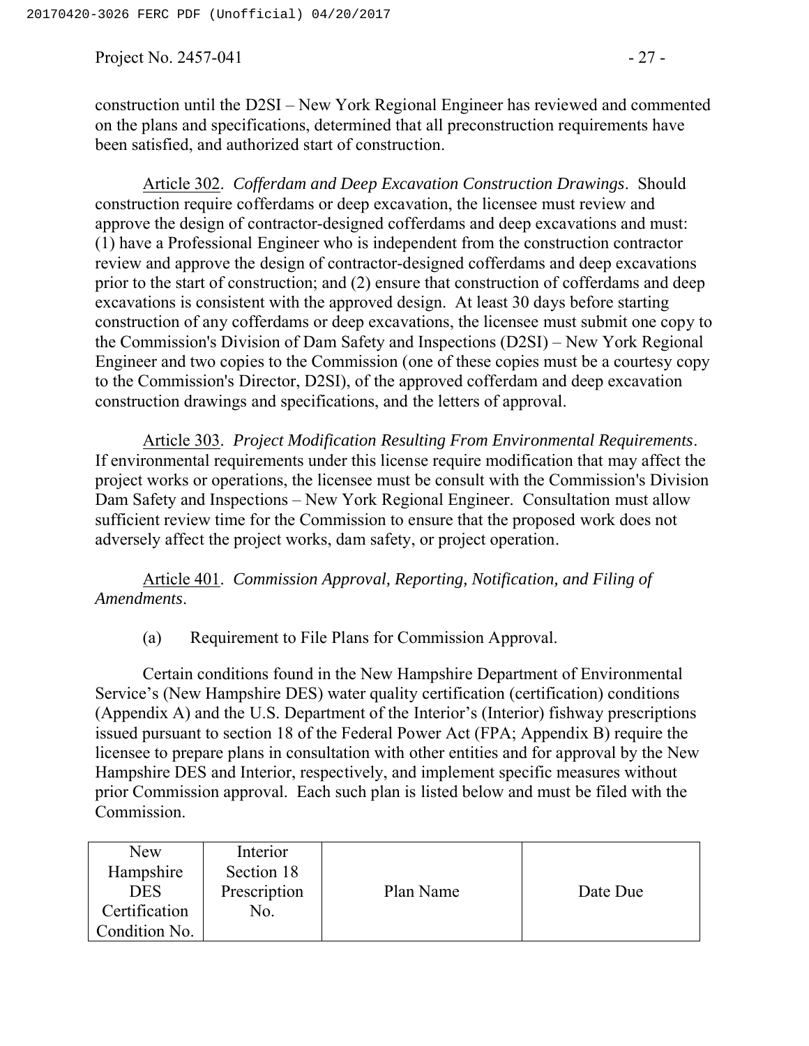construction until the D2SI – New York Regional Engineer has reviewed and commented on the plans and specifications, determined that all preconstruction requirements have been satisfied, and authorized start of construction.

Article 302. *Cofferdam and Deep Excavation Construction Drawings*. Should construction require cofferdams or deep excavation, the licensee must review and approve the design of contractor-designed cofferdams and deep excavations and must: (1) have a Professional Engineer who is independent from the construction contractor review and approve the design of contractor-designed cofferdams and deep excavations prior to the start of construction; and (2) ensure that construction of cofferdams and deep excavations is consistent with the approved design. At least 30 days before starting construction of any cofferdams or deep excavations, the licensee must submit one copy to the Commission's Division of Dam Safety and Inspections (D2SI) – New York Regional Engineer and two copies to the Commission (one of these copies must be a courtesy copy to the Commission's Director, D2SI), of the approved cofferdam and deep excavation construction drawings and specifications, and the letters of approval.

Article 303. *Project Modification Resulting From Environmental Requirements*. If environmental requirements under this license require modification that may affect the project works or operations, the licensee must be consult with the Commission's Division Dam Safety and Inspections – New York Regional Engineer. Consultation must allow sufficient review time for the Commission to ensure that the proposed work does not adversely affect the project works, dam safety, or project operation.

Article 401. *Commission Approval, Reporting, Notification, and Filing of Amendments*.

(a) Requirement to File Plans for Commission Approval.

Certain conditions found in the New Hampshire Department of Environmental Service's (New Hampshire DES) water quality certification (certification) conditions (Appendix A) and the U.S. Department of the Interior's (Interior) fishway prescriptions issued pursuant to section 18 of the Federal Power Act (FPA; Appendix B) require the licensee to prepare plans in consultation with other entities and for approval by the New Hampshire DES and Interior, respectively, and implement specific measures without prior Commission approval. Each such plan is listed below and must be filed with the Commission.

| New Hampshire DES Certification Condition No. | Interior Section 18 Prescription No. | Plan Name | Date Due |
| --- | --- | --- | --- |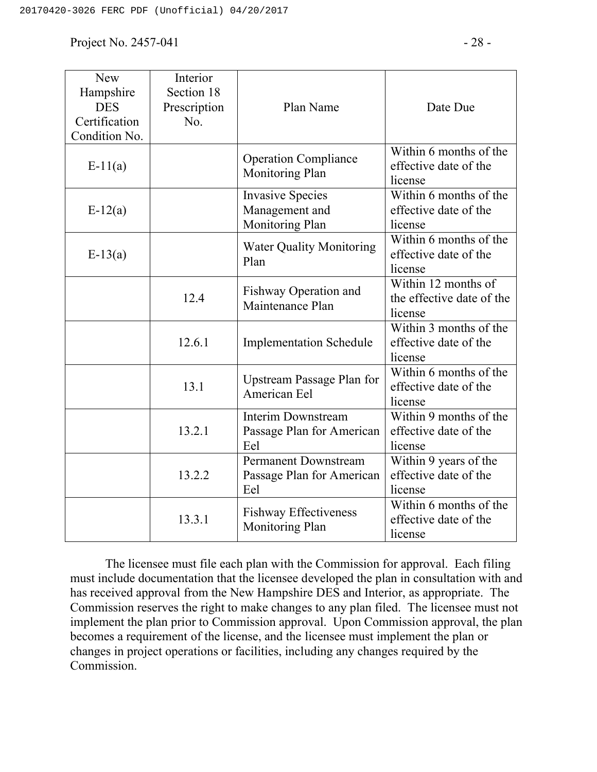| New Hampshire DES Certification Condition No. | Interior Section 18 Prescription No. | Plan Name | Date Due |
|---|---|---|---|
| E-11(a) | | Operation Compliance Monitoring Plan | Within 6 months of the effective date of the license |
| E-12(a) | | Invasive Species Management and Monitoring Plan | Within 6 months of the effective date of the license |
| E-13(a) | | Water Quality Monitoring Plan | Within 6 months of the effective date of the license |
| | 12.4 | Fishway Operation and Maintenance Plan | Within 12 months of the effective date of the license |
| | 12.6.1 | Implementation Schedule | Within 3 months of the effective date of the license |
| | 13.1 | Upstream Passage Plan for American Eel | Within 6 months of the effective date of the license |
| | 13.2.1 | Interim Downstream Passage Plan for American Eel | Within 9 months of the effective date of the license |
| | 13.2.2 | Permanent Downstream Passage Plan for American Eel | Within 9 years of the effective date of the license |
| | 13.3.1 | Fishway Effectiveness Monitoring Plan | Within 6 months of the effective date of the license |

The licensee must file each plan with the Commission for approval. Each filing must include documentation that the licensee developed the plan in consultation with and has received approval from the New Hampshire DES and Interior, as appropriate. The Commission reserves the right to make changes to any plan filed. The licensee must not implement the plan prior to Commission approval. Upon Commission approval, the plan becomes a requirement of the license, and the licensee must implement the plan or changes in project operations or facilities, including any changes required by the Commission.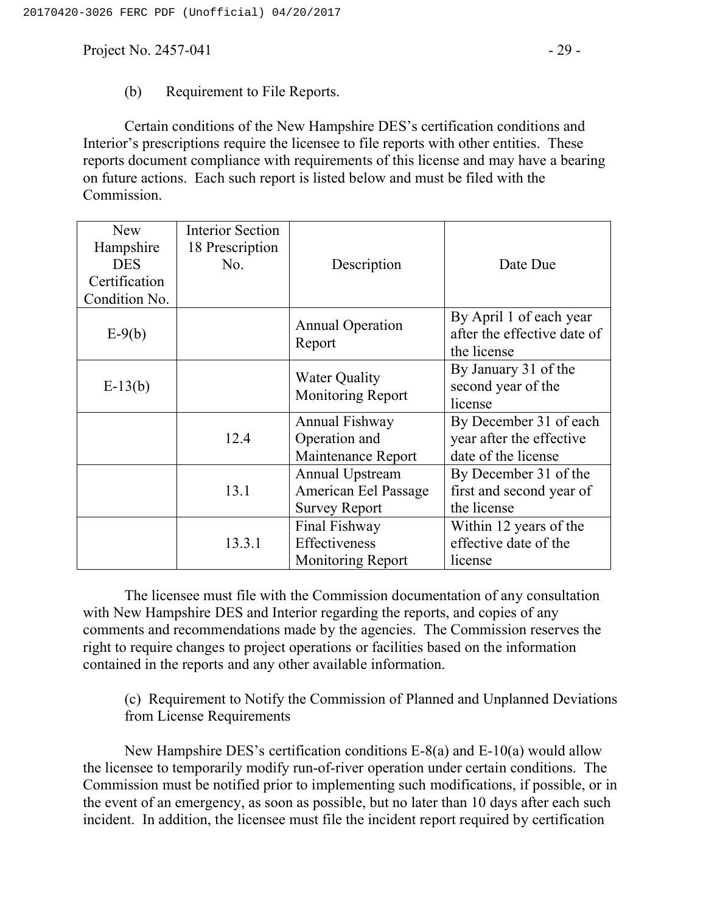(b) Requirement to File Reports.

Certain conditions of the New Hampshire DES's certification conditions and Interior's prescriptions require the licensee to file reports with other entities. These reports document compliance with requirements of this license and may have a bearing on future actions. Each such report is listed below and must be filed with the Commission.

| New Hampshire DES Certification Condition No. | Interior Section 18 Prescription No. | Description | Date Due |
|---|---|---|---|
| E-9(b) | | Annual Operation Report | By April 1 of each year after the effective date of the license |
| E-13(b) | | Water Quality Monitoring Report | By January 31 of the second year of the license |
| | 12.4 | Annual Fishway Operation and Maintenance Report | By December 31 of each year after the effective date of the license |
| | 13.1 | Annual Upstream American Eel Passage Survey Report | By December 31 of the first and second year of the license |
| | 13.3.1 | Final Fishway Effectiveness Monitoring Report | Within 12 years of the effective date of the license |

The licensee must file with the Commission documentation of any consultation with New Hampshire DES and Interior regarding the reports, and copies of any comments and recommendations made by the agencies. The Commission reserves the right to require changes to project operations or facilities based on the information contained in the reports and any other available information.

(c) Requirement to Notify the Commission of Planned and Unplanned Deviations from License Requirements

New Hampshire DES's certification conditions E-8(a) and E-10(a) would allow the licensee to temporarily modify run-of-river operation under certain conditions. The Commission must be notified prior to implementing such modifications, if possible, or in the event of an emergency, as soon as possible, but no later than 10 days after each such incident. In addition, the licensee must file the incident report required by certification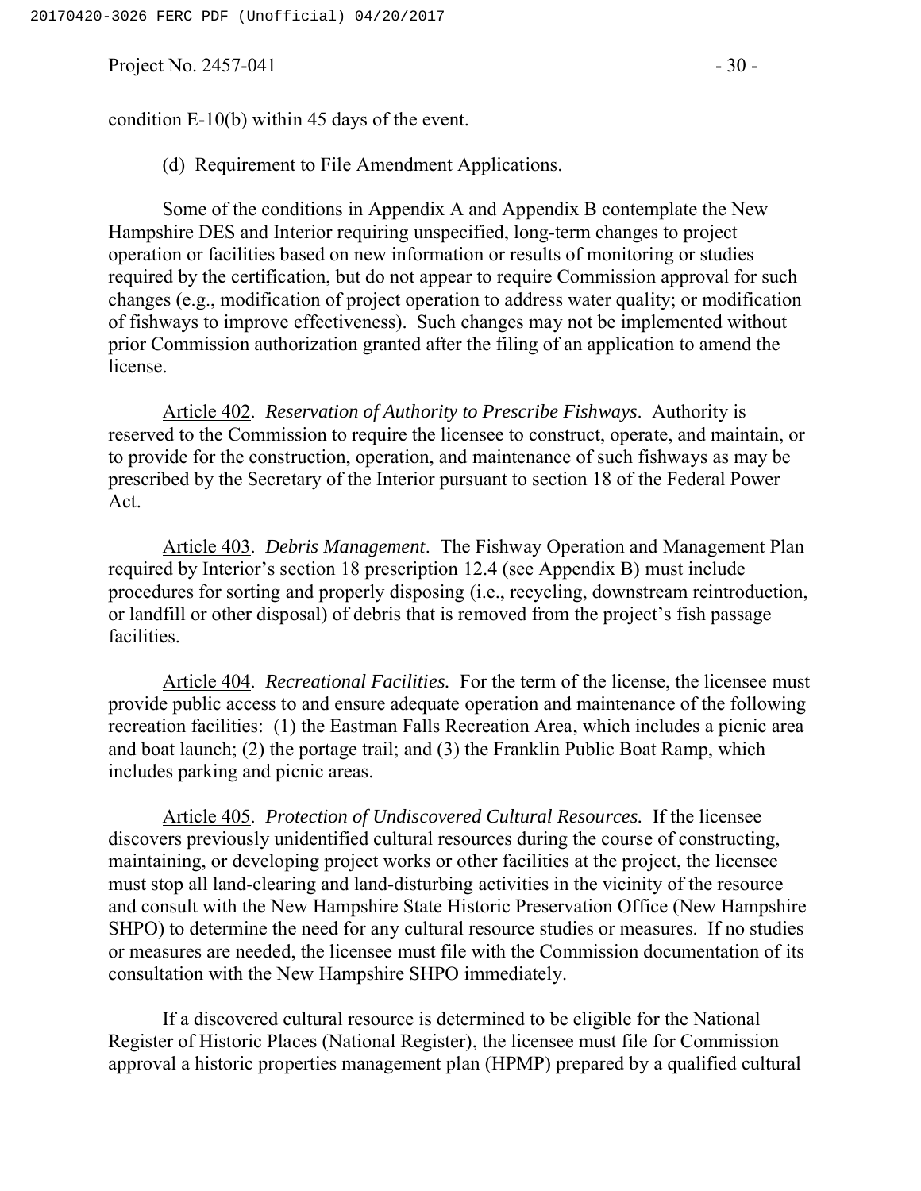condition E-10(b) within 45 days of the event.

(d) Requirement to File Amendment Applications.

Some of the conditions in Appendix A and Appendix B contemplate the New Hampshire DES and Interior requiring unspecified, long-term changes to project operation or facilities based on new information or results of monitoring or studies required by the certification, but do not appear to require Commission approval for such changes (e.g., modification of project operation to address water quality; or modification of fishways to improve effectiveness). Such changes may not be implemented without prior Commission authorization granted after the filing of an application to amend the license.

Article 402. *Reservation of Authority to Prescribe Fishways*. Authority is reserved to the Commission to require the licensee to construct, operate, and maintain, or to provide for the construction, operation, and maintenance of such fishways as may be prescribed by the Secretary of the Interior pursuant to section 18 of the Federal Power Act.

Article 403. *Debris Management*. The Fishway Operation and Management Plan required by Interior's section 18 prescription 12.4 (see Appendix B) must include procedures for sorting and properly disposing (i.e., recycling, downstream reintroduction, or landfill or other disposal) of debris that is removed from the project's fish passage facilities.

Article 404. *Recreational Facilities.* For the term of the license, the licensee must provide public access to and ensure adequate operation and maintenance of the following recreation facilities: (1) the Eastman Falls Recreation Area, which includes a picnic area and boat launch; (2) the portage trail; and (3) the Franklin Public Boat Ramp, which includes parking and picnic areas.

Article 405. *Protection of Undiscovered Cultural Resources.* If the licensee discovers previously unidentified cultural resources during the course of constructing, maintaining, or developing project works or other facilities at the project, the licensee must stop all land-clearing and land-disturbing activities in the vicinity of the resource and consult with the New Hampshire State Historic Preservation Office (New Hampshire SHPO) to determine the need for any cultural resource studies or measures. If no studies or measures are needed, the licensee must file with the Commission documentation of its consultation with the New Hampshire SHPO immediately.

If a discovered cultural resource is determined to be eligible for the National Register of Historic Places (National Register), the licensee must file for Commission approval a historic properties management plan (HPMP) prepared by a qualified cultural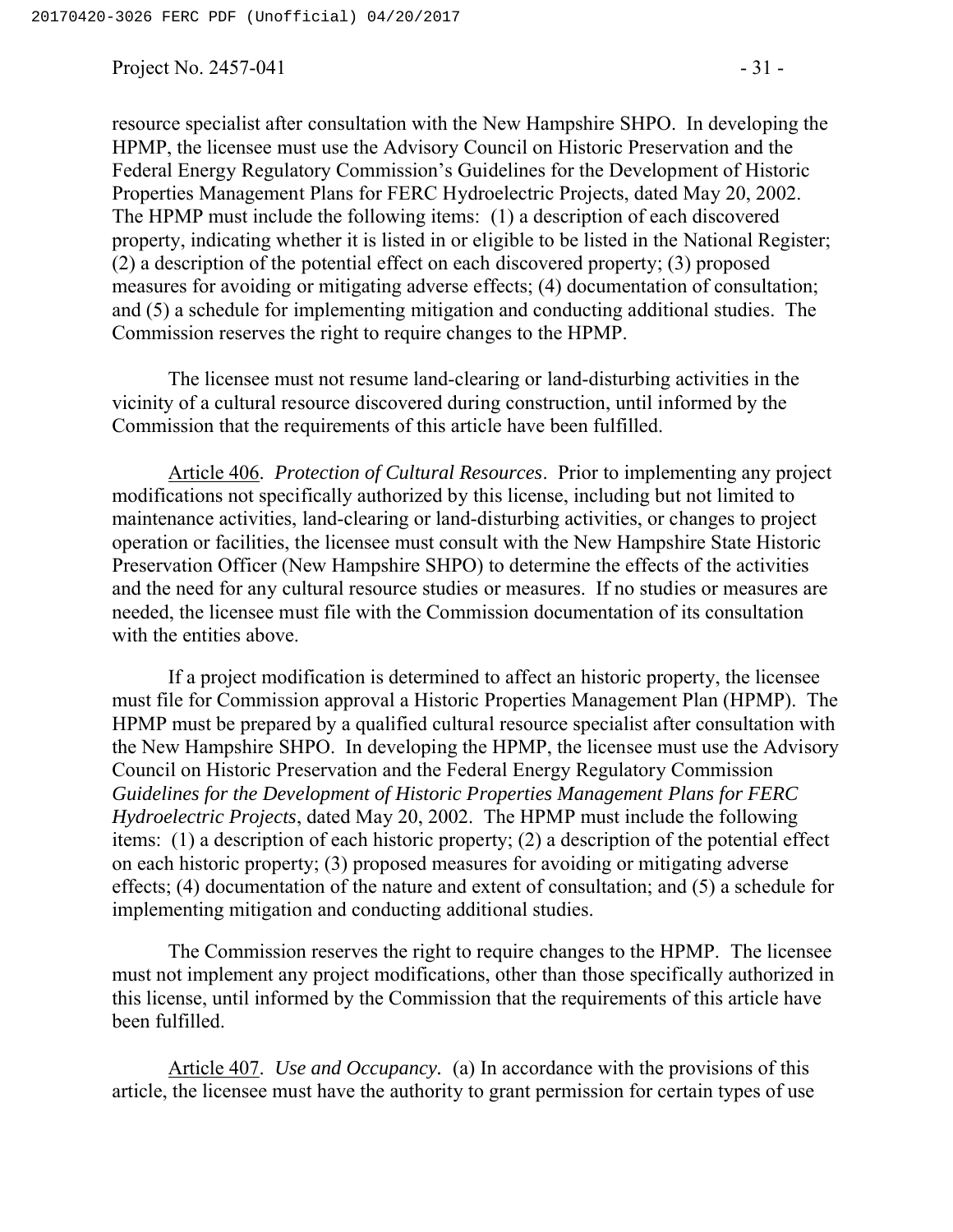resource specialist after consultation with the New Hampshire SHPO. In developing the HPMP, the licensee must use the Advisory Council on Historic Preservation and the Federal Energy Regulatory Commission's Guidelines for the Development of Historic Properties Management Plans for FERC Hydroelectric Projects, dated May 20, 2002. The HPMP must include the following items: (1) a description of each discovered property, indicating whether it is listed in or eligible to be listed in the National Register; (2) a description of the potential effect on each discovered property; (3) proposed measures for avoiding or mitigating adverse effects; (4) documentation of consultation; and (5) a schedule for implementing mitigation and conducting additional studies. The Commission reserves the right to require changes to the HPMP.

The licensee must not resume land-clearing or land-disturbing activities in the vicinity of a cultural resource discovered during construction, until informed by the Commission that the requirements of this article have been fulfilled.

Article 406. *Protection of Cultural Resources*. Prior to implementing any project modifications not specifically authorized by this license, including but not limited to maintenance activities, land-clearing or land-disturbing activities, or changes to project operation or facilities, the licensee must consult with the New Hampshire State Historic Preservation Officer (New Hampshire SHPO) to determine the effects of the activities and the need for any cultural resource studies or measures. If no studies or measures are needed, the licensee must file with the Commission documentation of its consultation with the entities above.

If a project modification is determined to affect an historic property, the licensee must file for Commission approval a Historic Properties Management Plan (HPMP). The HPMP must be prepared by a qualified cultural resource specialist after consultation with the New Hampshire SHPO. In developing the HPMP, the licensee must use the Advisory Council on Historic Preservation and the Federal Energy Regulatory Commission *Guidelines for the Development of Historic Properties Management Plans for FERC Hydroelectric Projects*, dated May 20, 2002. The HPMP must include the following items: (1) a description of each historic property; (2) a description of the potential effect on each historic property; (3) proposed measures for avoiding or mitigating adverse effects; (4) documentation of the nature and extent of consultation; and (5) a schedule for implementing mitigation and conducting additional studies.

The Commission reserves the right to require changes to the HPMP. The licensee must not implement any project modifications, other than those specifically authorized in this license, until informed by the Commission that the requirements of this article have been fulfilled.

Article 407. *Use and Occupancy.* (a) In accordance with the provisions of this article, the licensee must have the authority to grant permission for certain types of use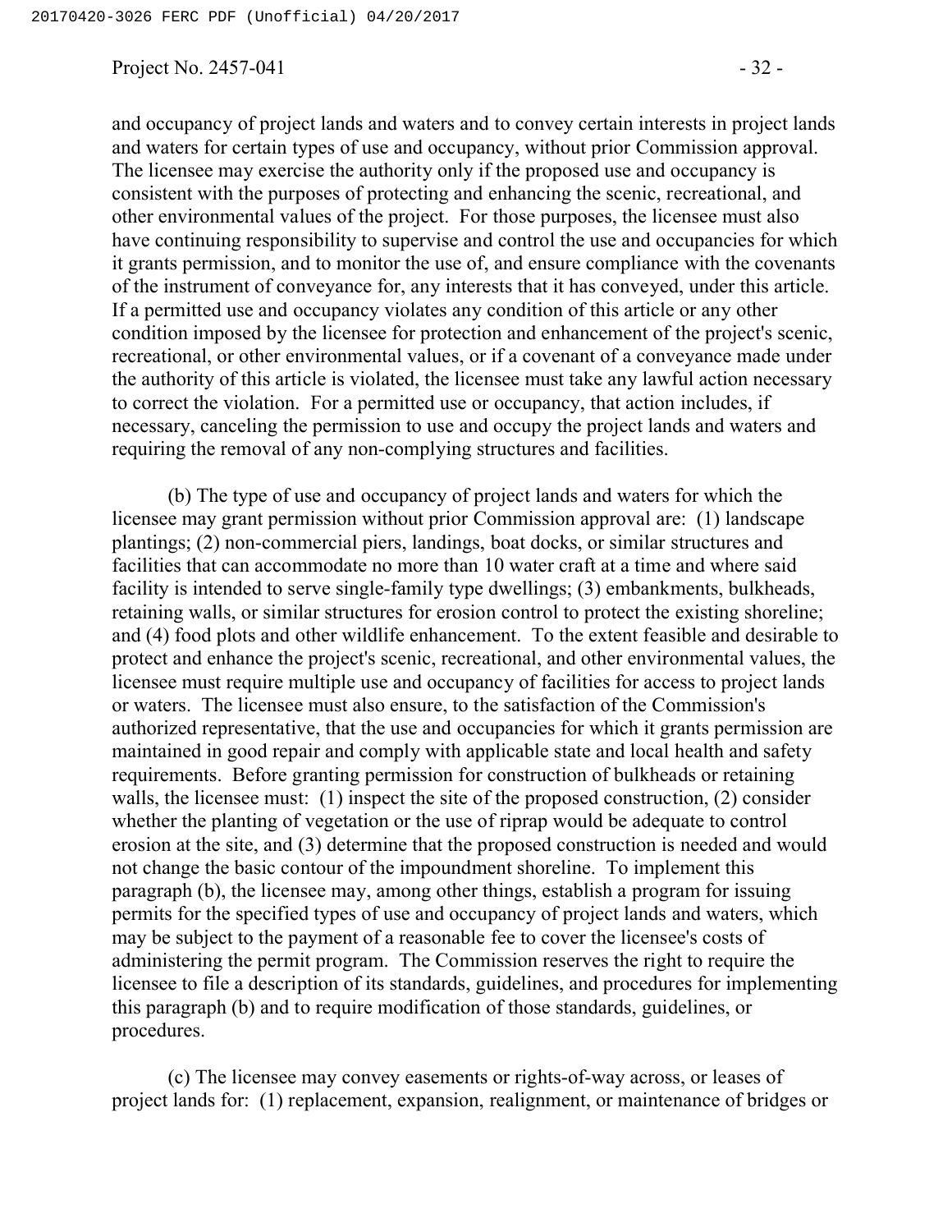and occupancy of project lands and waters and to convey certain interests in project lands and waters for certain types of use and occupancy, without prior Commission approval. The licensee may exercise the authority only if the proposed use and occupancy is consistent with the purposes of protecting and enhancing the scenic, recreational, and other environmental values of the project. For those purposes, the licensee must also have continuing responsibility to supervise and control the use and occupancies for which it grants permission, and to monitor the use of, and ensure compliance with the covenants of the instrument of conveyance for, any interests that it has conveyed, under this article. If a permitted use and occupancy violates any condition of this article or any other condition imposed by the licensee for protection and enhancement of the project's scenic, recreational, or other environmental values, or if a covenant of a conveyance made under the authority of this article is violated, the licensee must take any lawful action necessary to correct the violation. For a permitted use or occupancy, that action includes, if necessary, canceling the permission to use and occupy the project lands and waters and requiring the removal of any non-complying structures and facilities.

(b) The type of use and occupancy of project lands and waters for which the licensee may grant permission without prior Commission approval are: (1) landscape plantings; (2) non-commercial piers, landings, boat docks, or similar structures and facilities that can accommodate no more than 10 water craft at a time and where said facility is intended to serve single-family type dwellings; (3) embankments, bulkheads, retaining walls, or similar structures for erosion control to protect the existing shoreline; and (4) food plots and other wildlife enhancement. To the extent feasible and desirable to protect and enhance the project's scenic, recreational, and other environmental values, the licensee must require multiple use and occupancy of facilities for access to project lands or waters. The licensee must also ensure, to the satisfaction of the Commission's authorized representative, that the use and occupancies for which it grants permission are maintained in good repair and comply with applicable state and local health and safety requirements. Before granting permission for construction of bulkheads or retaining walls, the licensee must: (1) inspect the site of the proposed construction, (2) consider whether the planting of vegetation or the use of riprap would be adequate to control erosion at the site, and (3) determine that the proposed construction is needed and would not change the basic contour of the impoundment shoreline. To implement this paragraph (b), the licensee may, among other things, establish a program for issuing permits for the specified types of use and occupancy of project lands and waters, which may be subject to the payment of a reasonable fee to cover the licensee's costs of administering the permit program. The Commission reserves the right to require the licensee to file a description of its standards, guidelines, and procedures for implementing this paragraph (b) and to require modification of those standards, guidelines, or procedures.

(c) The licensee may convey easements or rights-of-way across, or leases of project lands for: (1) replacement, expansion, realignment, or maintenance of bridges or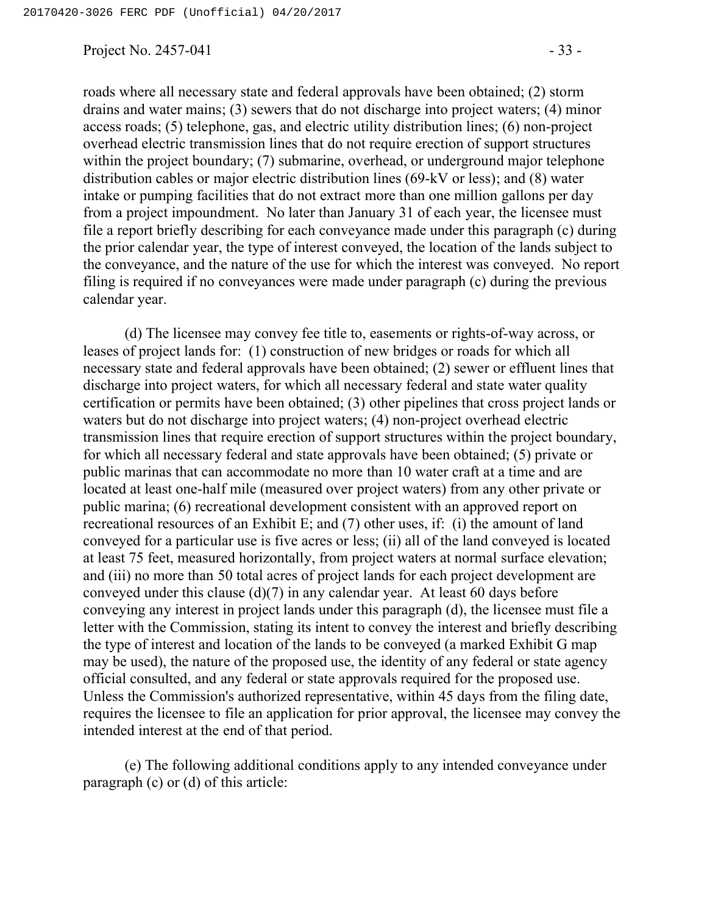roads where all necessary state and federal approvals have been obtained; (2) storm drains and water mains; (3) sewers that do not discharge into project waters; (4) minor access roads; (5) telephone, gas, and electric utility distribution lines; (6) non-project overhead electric transmission lines that do not require erection of support structures within the project boundary; (7) submarine, overhead, or underground major telephone distribution cables or major electric distribution lines (69-kV or less); and (8) water intake or pumping facilities that do not extract more than one million gallons per day from a project impoundment. No later than January 31 of each year, the licensee must file a report briefly describing for each conveyance made under this paragraph (c) during the prior calendar year, the type of interest conveyed, the location of the lands subject to the conveyance, and the nature of the use for which the interest was conveyed. No report filing is required if no conveyances were made under paragraph (c) during the previous calendar year.

(d) The licensee may convey fee title to, easements or rights-of-way across, or leases of project lands for: (1) construction of new bridges or roads for which all necessary state and federal approvals have been obtained; (2) sewer or effluent lines that discharge into project waters, for which all necessary federal and state water quality certification or permits have been obtained; (3) other pipelines that cross project lands or waters but do not discharge into project waters; (4) non-project overhead electric transmission lines that require erection of support structures within the project boundary, for which all necessary federal and state approvals have been obtained; (5) private or public marinas that can accommodate no more than 10 water craft at a time and are located at least one-half mile (measured over project waters) from any other private or public marina; (6) recreational development consistent with an approved report on recreational resources of an Exhibit E; and (7) other uses, if: (i) the amount of land conveyed for a particular use is five acres or less; (ii) all of the land conveyed is located at least 75 feet, measured horizontally, from project waters at normal surface elevation; and (iii) no more than 50 total acres of project lands for each project development are conveyed under this clause (d)(7) in any calendar year. At least 60 days before conveying any interest in project lands under this paragraph (d), the licensee must file a letter with the Commission, stating its intent to convey the interest and briefly describing the type of interest and location of the lands to be conveyed (a marked Exhibit G map may be used), the nature of the proposed use, the identity of any federal or state agency official consulted, and any federal or state approvals required for the proposed use. Unless the Commission's authorized representative, within 45 days from the filing date, requires the licensee to file an application for prior approval, the licensee may convey the intended interest at the end of that period.

(e) The following additional conditions apply to any intended conveyance under paragraph (c) or (d) of this article: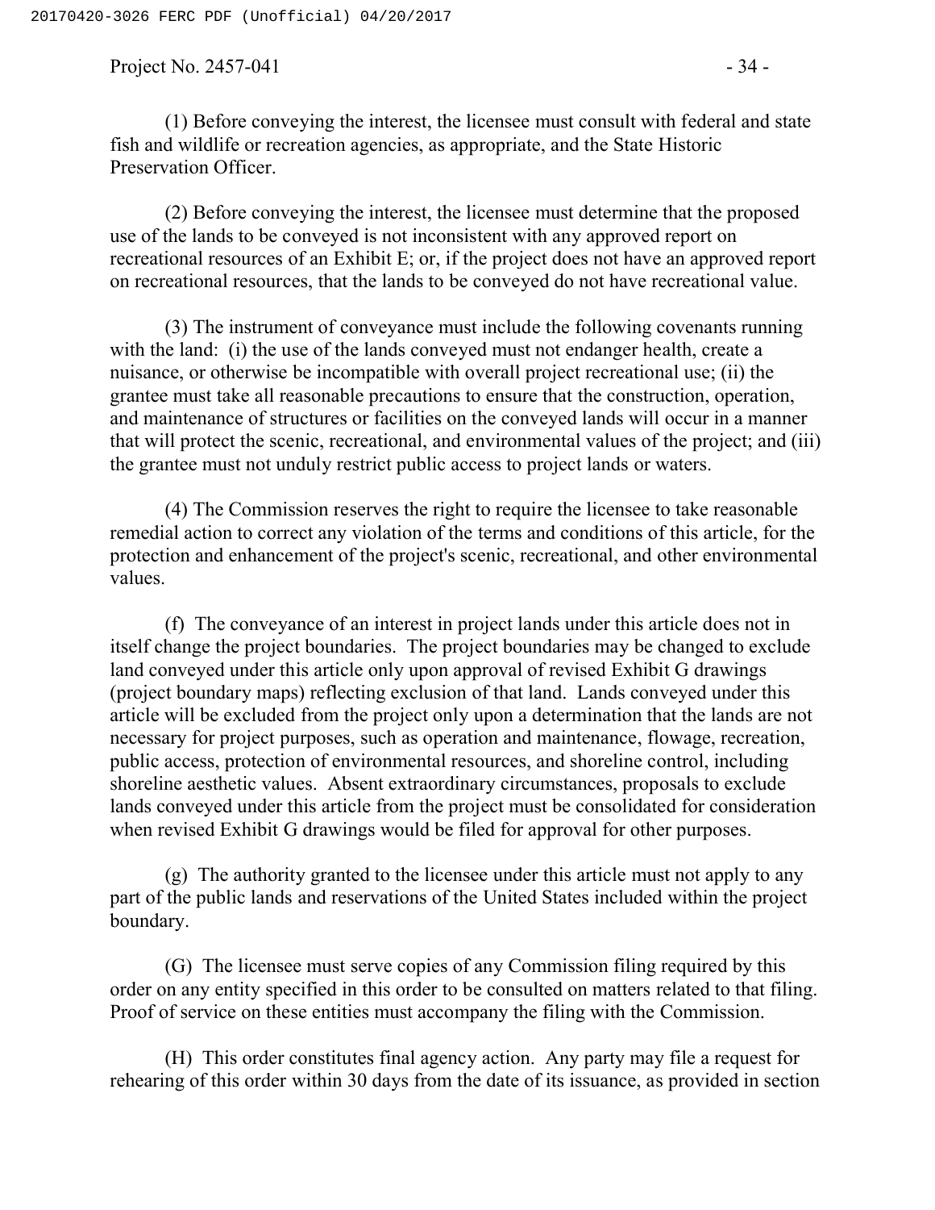(1) Before conveying the interest, the licensee must consult with federal and state fish and wildlife or recreation agencies, as appropriate, and the State Historic Preservation Officer.

(2) Before conveying the interest, the licensee must determine that the proposed use of the lands to be conveyed is not inconsistent with any approved report on recreational resources of an Exhibit E; or, if the project does not have an approved report on recreational resources, that the lands to be conveyed do not have recreational value.

(3) The instrument of conveyance must include the following covenants running with the land: (i) the use of the lands conveyed must not endanger health, create a nuisance, or otherwise be incompatible with overall project recreational use; (ii) the grantee must take all reasonable precautions to ensure that the construction, operation, and maintenance of structures or facilities on the conveyed lands will occur in a manner that will protect the scenic, recreational, and environmental values of the project; and (iii) the grantee must not unduly restrict public access to project lands or waters.

(4) The Commission reserves the right to require the licensee to take reasonable remedial action to correct any violation of the terms and conditions of this article, for the protection and enhancement of the project's scenic, recreational, and other environmental values.

(f) The conveyance of an interest in project lands under this article does not in itself change the project boundaries. The project boundaries may be changed to exclude land conveyed under this article only upon approval of revised Exhibit G drawings (project boundary maps) reflecting exclusion of that land. Lands conveyed under this article will be excluded from the project only upon a determination that the lands are not necessary for project purposes, such as operation and maintenance, flowage, recreation, public access, protection of environmental resources, and shoreline control, including shoreline aesthetic values. Absent extraordinary circumstances, proposals to exclude lands conveyed under this article from the project must be consolidated for consideration when revised Exhibit G drawings would be filed for approval for other purposes.

(g) The authority granted to the licensee under this article must not apply to any part of the public lands and reservations of the United States included within the project boundary.

(G) The licensee must serve copies of any Commission filing required by this order on any entity specified in this order to be consulted on matters related to that filing. Proof of service on these entities must accompany the filing with the Commission.

(H) This order constitutes final agency action. Any party may file a request for rehearing of this order within 30 days from the date of its issuance, as provided in section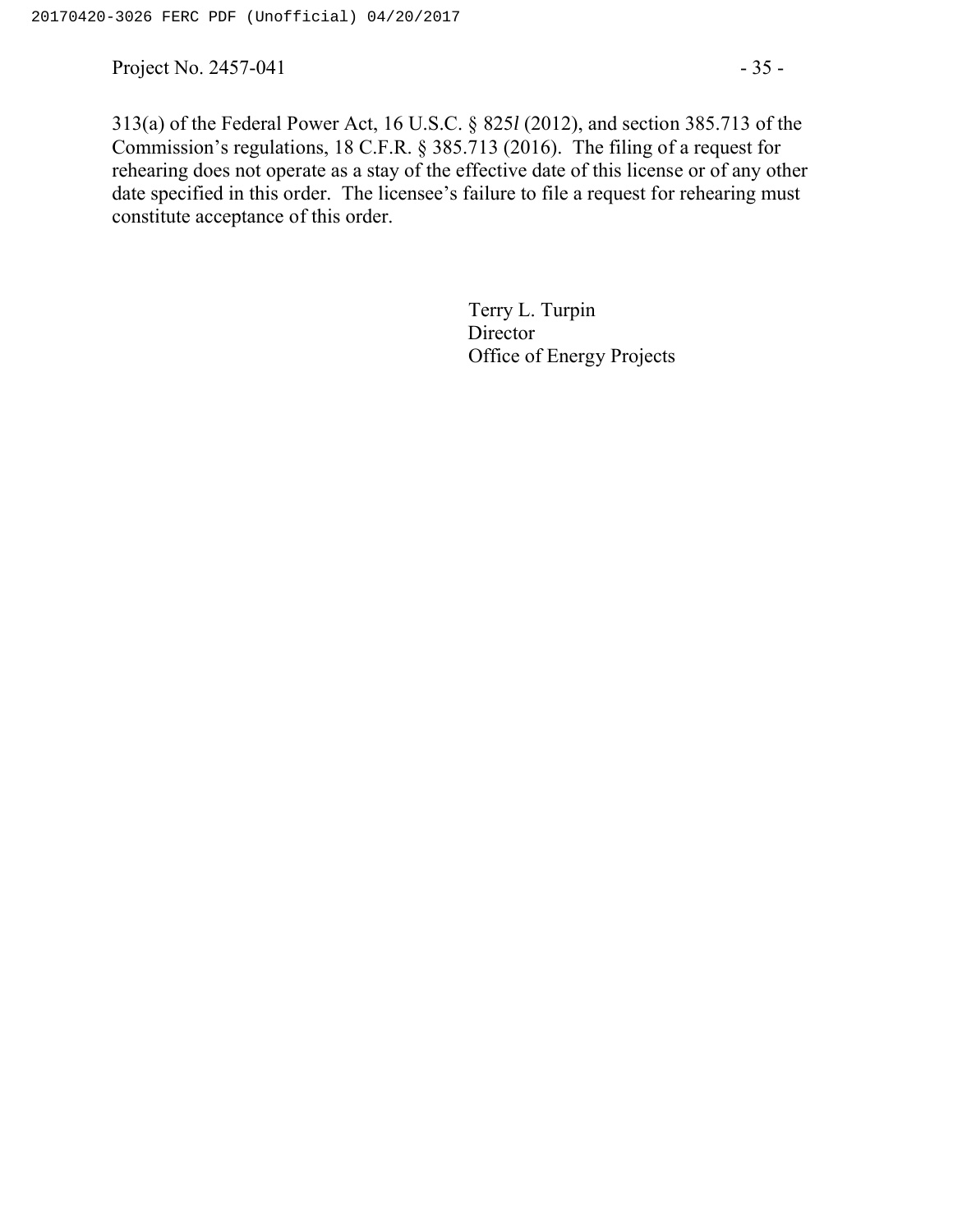313(a) of the Federal Power Act, 16 U.S.C. § 825*l* (2012), and section 385.713 of the Commission's regulations, 18 C.F.R. § 385.713 (2016). The filing of a request for rehearing does not operate as a stay of the effective date of this license or of any other date specified in this order. The licensee's failure to file a request for rehearing must constitute acceptance of this order.

Terry L. Turpin
Director
Office of Energy Projects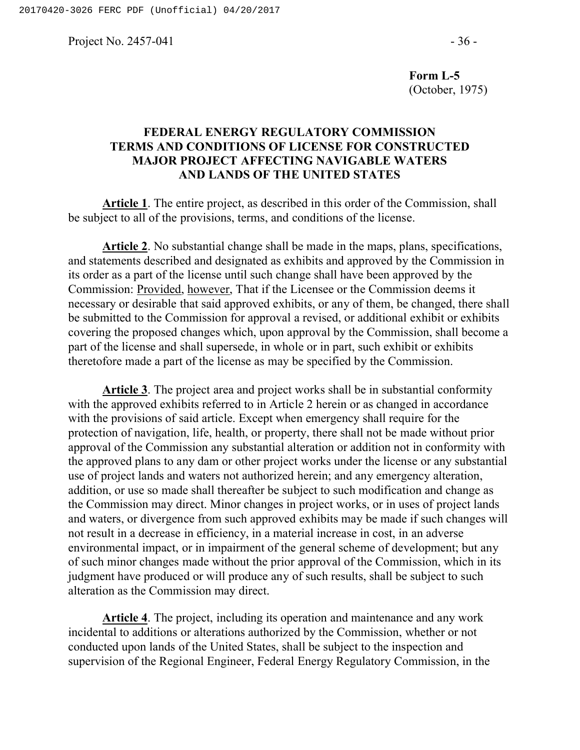**Form L-5**
(October, 1975)

## FEDERAL ENERGY REGULATORY COMMISSION TERMS AND CONDITIONS OF LICENSE FOR CONSTRUCTED MAJOR PROJECT AFFECTING NAVIGABLE WATERS AND LANDS OF THE UNITED STATES

**Article 1**. The entire project, as described in this order of the Commission, shall be subject to all of the provisions, terms, and conditions of the license.

**Article 2**. No substantial change shall be made in the maps, plans, specifications, and statements described and designated as exhibits and approved by the Commission in its order as a part of the license until such change shall have been approved by the Commission: Provided, however, That if the Licensee or the Commission deems it necessary or desirable that said approved exhibits, or any of them, be changed, there shall be submitted to the Commission for approval a revised, or additional exhibit or exhibits covering the proposed changes which, upon approval by the Commission, shall become a part of the license and shall supersede, in whole or in part, such exhibit or exhibits theretofore made a part of the license as may be specified by the Commission.

**Article 3**. The project area and project works shall be in substantial conformity with the approved exhibits referred to in Article 2 herein or as changed in accordance with the provisions of said article. Except when emergency shall require for the protection of navigation, life, health, or property, there shall not be made without prior approval of the Commission any substantial alteration or addition not in conformity with the approved plans to any dam or other project works under the license or any substantial use of project lands and waters not authorized herein; and any emergency alteration, addition, or use so made shall thereafter be subject to such modification and change as the Commission may direct. Minor changes in project works, or in uses of project lands and waters, or divergence from such approved exhibits may be made if such changes will not result in a decrease in efficiency, in a material increase in cost, in an adverse environmental impact, or in impairment of the general scheme of development; but any of such minor changes made without the prior approval of the Commission, which in its judgment have produced or will produce any of such results, shall be subject to such alteration as the Commission may direct.

**Article 4**. The project, including its operation and maintenance and any work incidental to additions or alterations authorized by the Commission, whether or not conducted upon lands of the United States, shall be subject to the inspection and supervision of the Regional Engineer, Federal Energy Regulatory Commission, in the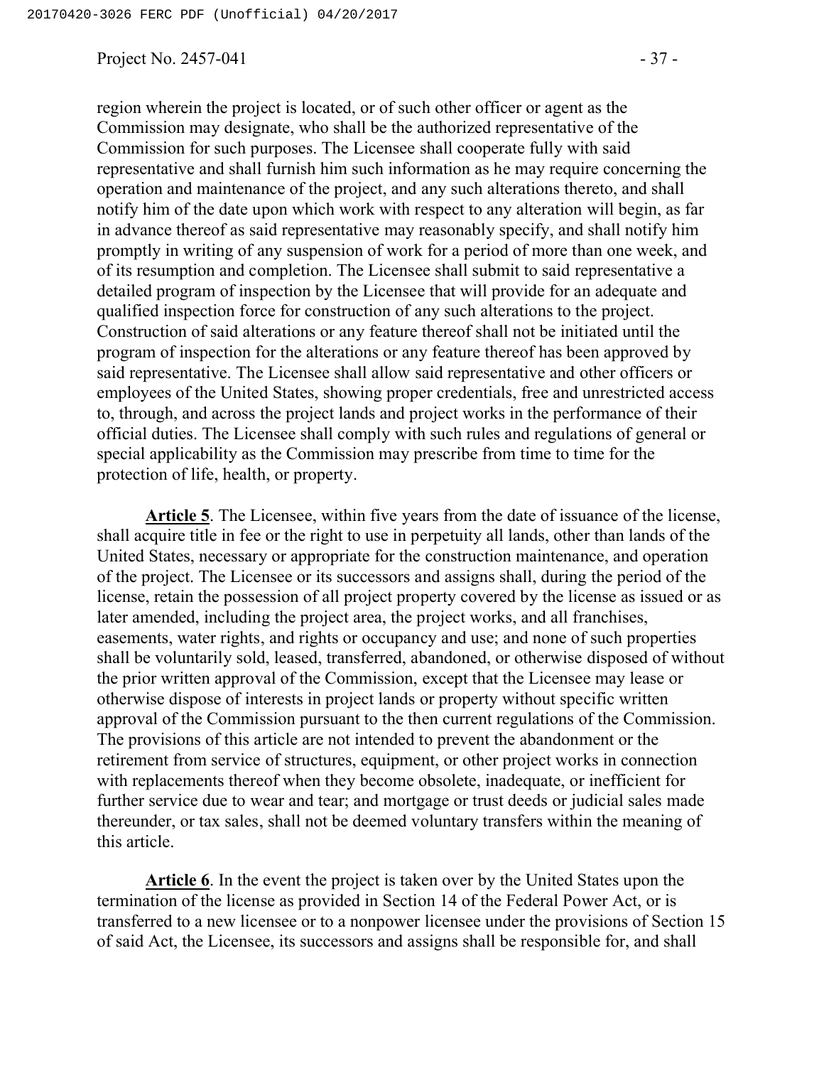region wherein the project is located, or of such other officer or agent as the Commission may designate, who shall be the authorized representative of the Commission for such purposes. The Licensee shall cooperate fully with said representative and shall furnish him such information as he may require concerning the operation and maintenance of the project, and any such alterations thereto, and shall notify him of the date upon which work with respect to any alteration will begin, as far in advance thereof as said representative may reasonably specify, and shall notify him promptly in writing of any suspension of work for a period of more than one week, and of its resumption and completion. The Licensee shall submit to said representative a detailed program of inspection by the Licensee that will provide for an adequate and qualified inspection force for construction of any such alterations to the project. Construction of said alterations or any feature thereof shall not be initiated until the program of inspection for the alterations or any feature thereof has been approved by said representative. The Licensee shall allow said representative and other officers or employees of the United States, showing proper credentials, free and unrestricted access to, through, and across the project lands and project works in the performance of their official duties. The Licensee shall comply with such rules and regulations of general or special applicability as the Commission may prescribe from time to time for the protection of life, health, or property.

**Article 5**. The Licensee, within five years from the date of issuance of the license, shall acquire title in fee or the right to use in perpetuity all lands, other than lands of the United States, necessary or appropriate for the construction maintenance, and operation of the project. The Licensee or its successors and assigns shall, during the period of the license, retain the possession of all project property covered by the license as issued or as later amended, including the project area, the project works, and all franchises, easements, water rights, and rights or occupancy and use; and none of such properties shall be voluntarily sold, leased, transferred, abandoned, or otherwise disposed of without the prior written approval of the Commission, except that the Licensee may lease or otherwise dispose of interests in project lands or property without specific written approval of the Commission pursuant to the then current regulations of the Commission. The provisions of this article are not intended to prevent the abandonment or the retirement from service of structures, equipment, or other project works in connection with replacements thereof when they become obsolete, inadequate, or inefficient for further service due to wear and tear; and mortgage or trust deeds or judicial sales made thereunder, or tax sales, shall not be deemed voluntary transfers within the meaning of this article.

**Article 6**. In the event the project is taken over by the United States upon the termination of the license as provided in Section 14 of the Federal Power Act, or is transferred to a new licensee or to a nonpower licensee under the provisions of Section 15 of said Act, the Licensee, its successors and assigns shall be responsible for, and shall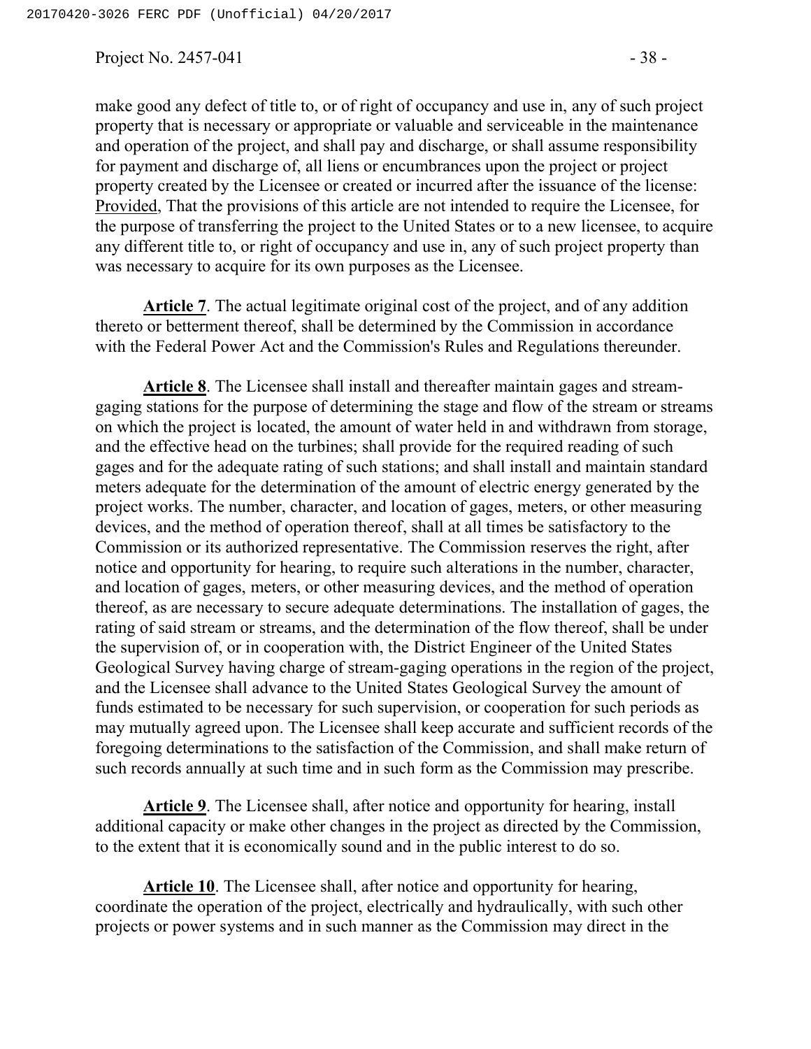make good any defect of title to, or of right of occupancy and use in, any of such project property that is necessary or appropriate or valuable and serviceable in the maintenance and operation of the project, and shall pay and discharge, or shall assume responsibility for payment and discharge of, all liens or encumbrances upon the project or project property created by the Licensee or created or incurred after the issuance of the license: Provided, That the provisions of this article are not intended to require the Licensee, for the purpose of transferring the project to the United States or to a new licensee, to acquire any different title to, or right of occupancy and use in, any of such project property than was necessary to acquire for its own purposes as the Licensee.

**Article 7**. The actual legitimate original cost of the project, and of any addition thereto or betterment thereof, shall be determined by the Commission in accordance with the Federal Power Act and the Commission's Rules and Regulations thereunder.

**Article 8**. The Licensee shall install and thereafter maintain gages and stream-gaging stations for the purpose of determining the stage and flow of the stream or streams on which the project is located, the amount of water held in and withdrawn from storage, and the effective head on the turbines; shall provide for the required reading of such gages and for the adequate rating of such stations; and shall install and maintain standard meters adequate for the determination of the amount of electric energy generated by the project works. The number, character, and location of gages, meters, or other measuring devices, and the method of operation thereof, shall at all times be satisfactory to the Commission or its authorized representative. The Commission reserves the right, after notice and opportunity for hearing, to require such alterations in the number, character, and location of gages, meters, or other measuring devices, and the method of operation thereof, as are necessary to secure adequate determinations. The installation of gages, the rating of said stream or streams, and the determination of the flow thereof, shall be under the supervision of, or in cooperation with, the District Engineer of the United States Geological Survey having charge of stream-gaging operations in the region of the project, and the Licensee shall advance to the United States Geological Survey the amount of funds estimated to be necessary for such supervision, or cooperation for such periods as may mutually agreed upon. The Licensee shall keep accurate and sufficient records of the foregoing determinations to the satisfaction of the Commission, and shall make return of such records annually at such time and in such form as the Commission may prescribe.

**Article 9**. The Licensee shall, after notice and opportunity for hearing, install additional capacity or make other changes in the project as directed by the Commission, to the extent that it is economically sound and in the public interest to do so.

**Article 10**. The Licensee shall, after notice and opportunity for hearing, coordinate the operation of the project, electrically and hydraulically, with such other projects or power systems and in such manner as the Commission may direct in the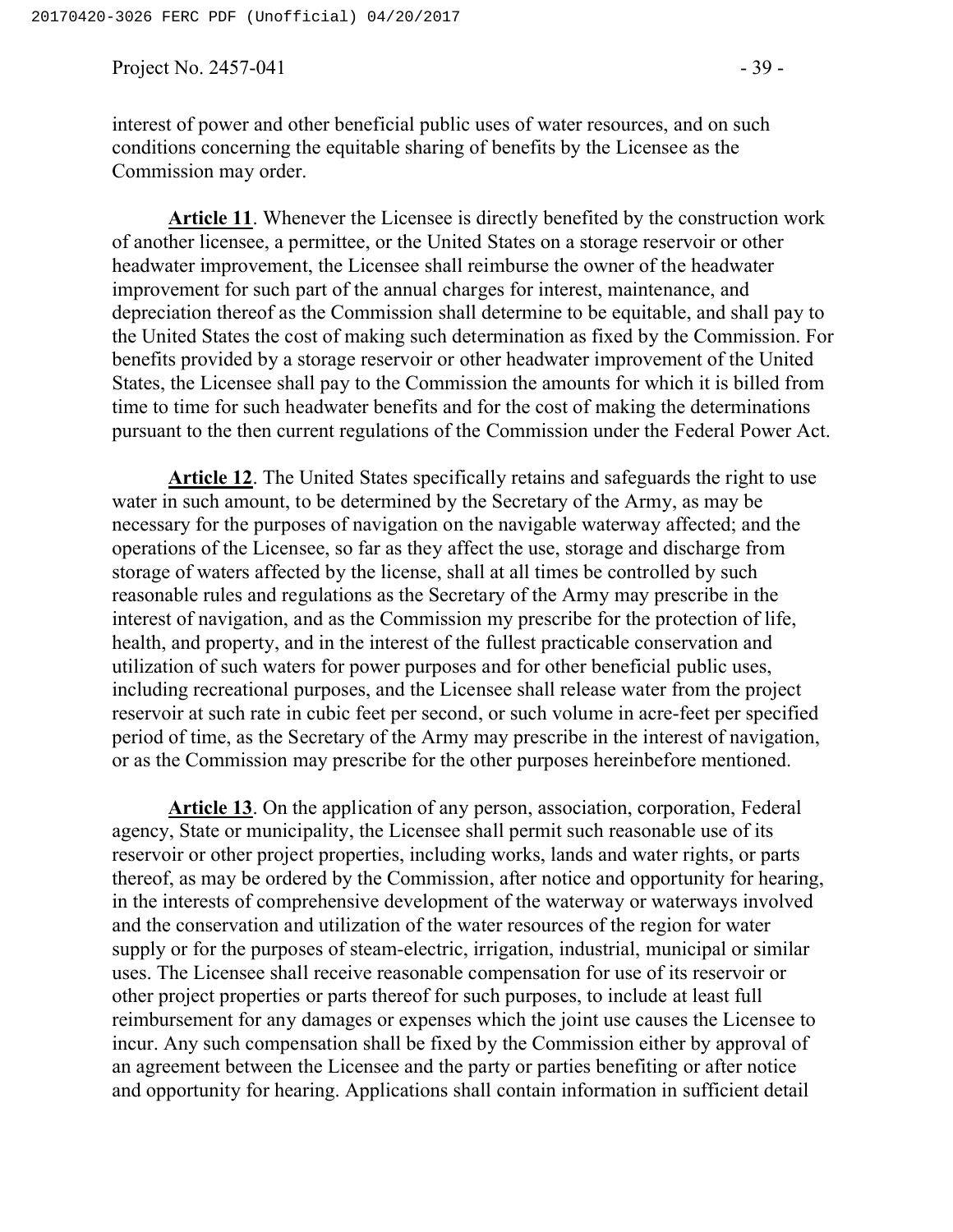interest of power and other beneficial public uses of water resources, and on such conditions concerning the equitable sharing of benefits by the Licensee as the Commission may order.

**Article 11**. Whenever the Licensee is directly benefited by the construction work of another licensee, a permittee, or the United States on a storage reservoir or other headwater improvement, the Licensee shall reimburse the owner of the headwater improvement for such part of the annual charges for interest, maintenance, and depreciation thereof as the Commission shall determine to be equitable, and shall pay to the United States the cost of making such determination as fixed by the Commission. For benefits provided by a storage reservoir or other headwater improvement of the United States, the Licensee shall pay to the Commission the amounts for which it is billed from time to time for such headwater benefits and for the cost of making the determinations pursuant to the then current regulations of the Commission under the Federal Power Act.

**Article 12**. The United States specifically retains and safeguards the right to use water in such amount, to be determined by the Secretary of the Army, as may be necessary for the purposes of navigation on the navigable waterway affected; and the operations of the Licensee, so far as they affect the use, storage and discharge from storage of waters affected by the license, shall at all times be controlled by such reasonable rules and regulations as the Secretary of the Army may prescribe in the interest of navigation, and as the Commission my prescribe for the protection of life, health, and property, and in the interest of the fullest practicable conservation and utilization of such waters for power purposes and for other beneficial public uses, including recreational purposes, and the Licensee shall release water from the project reservoir at such rate in cubic feet per second, or such volume in acre-feet per specified period of time, as the Secretary of the Army may prescribe in the interest of navigation, or as the Commission may prescribe for the other purposes hereinbefore mentioned.

**Article 13**. On the application of any person, association, corporation, Federal agency, State or municipality, the Licensee shall permit such reasonable use of its reservoir or other project properties, including works, lands and water rights, or parts thereof, as may be ordered by the Commission, after notice and opportunity for hearing, in the interests of comprehensive development of the waterway or waterways involved and the conservation and utilization of the water resources of the region for water supply or for the purposes of steam-electric, irrigation, industrial, municipal or similar uses. The Licensee shall receive reasonable compensation for use of its reservoir or other project properties or parts thereof for such purposes, to include at least full reimbursement for any damages or expenses which the joint use causes the Licensee to incur. Any such compensation shall be fixed by the Commission either by approval of an agreement between the Licensee and the party or parties benefiting or after notice and opportunity for hearing. Applications shall contain information in sufficient detail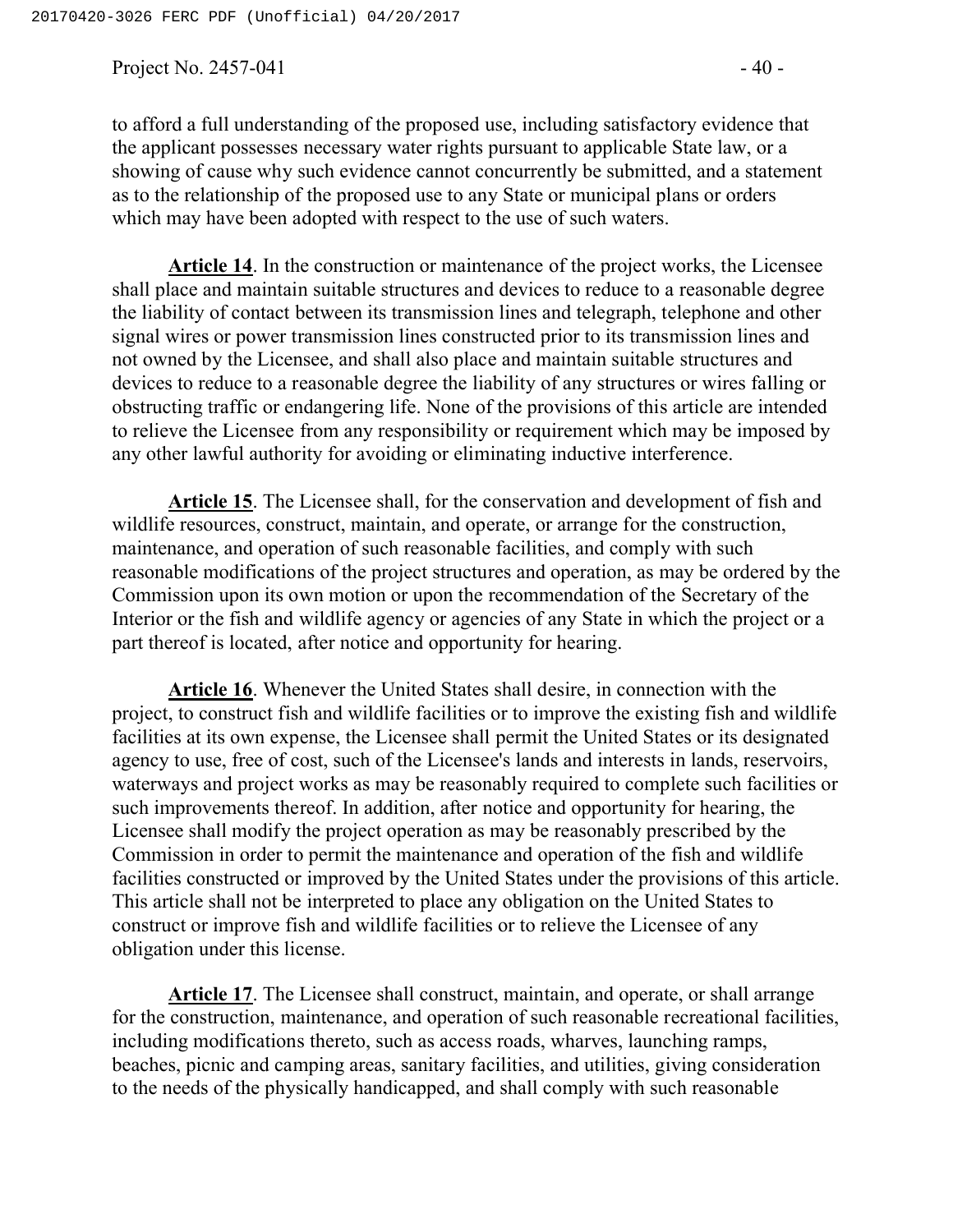to afford a full understanding of the proposed use, including satisfactory evidence that the applicant possesses necessary water rights pursuant to applicable State law, or a showing of cause why such evidence cannot concurrently be submitted, and a statement as to the relationship of the proposed use to any State or municipal plans or orders which may have been adopted with respect to the use of such waters.

**Article 14**. In the construction or maintenance of the project works, the Licensee shall place and maintain suitable structures and devices to reduce to a reasonable degree the liability of contact between its transmission lines and telegraph, telephone and other signal wires or power transmission lines constructed prior to its transmission lines and not owned by the Licensee, and shall also place and maintain suitable structures and devices to reduce to a reasonable degree the liability of any structures or wires falling or obstructing traffic or endangering life. None of the provisions of this article are intended to relieve the Licensee from any responsibility or requirement which may be imposed by any other lawful authority for avoiding or eliminating inductive interference.

**Article 15**. The Licensee shall, for the conservation and development of fish and wildlife resources, construct, maintain, and operate, or arrange for the construction, maintenance, and operation of such reasonable facilities, and comply with such reasonable modifications of the project structures and operation, as may be ordered by the Commission upon its own motion or upon the recommendation of the Secretary of the Interior or the fish and wildlife agency or agencies of any State in which the project or a part thereof is located, after notice and opportunity for hearing.

**Article 16**. Whenever the United States shall desire, in connection with the project, to construct fish and wildlife facilities or to improve the existing fish and wildlife facilities at its own expense, the Licensee shall permit the United States or its designated agency to use, free of cost, such of the Licensee's lands and interests in lands, reservoirs, waterways and project works as may be reasonably required to complete such facilities or such improvements thereof. In addition, after notice and opportunity for hearing, the Licensee shall modify the project operation as may be reasonably prescribed by the Commission in order to permit the maintenance and operation of the fish and wildlife facilities constructed or improved by the United States under the provisions of this article. This article shall not be interpreted to place any obligation on the United States to construct or improve fish and wildlife facilities or to relieve the Licensee of any obligation under this license.

**Article 17**. The Licensee shall construct, maintain, and operate, or shall arrange for the construction, maintenance, and operation of such reasonable recreational facilities, including modifications thereto, such as access roads, wharves, launching ramps, beaches, picnic and camping areas, sanitary facilities, and utilities, giving consideration to the needs of the physically handicapped, and shall comply with such reasonable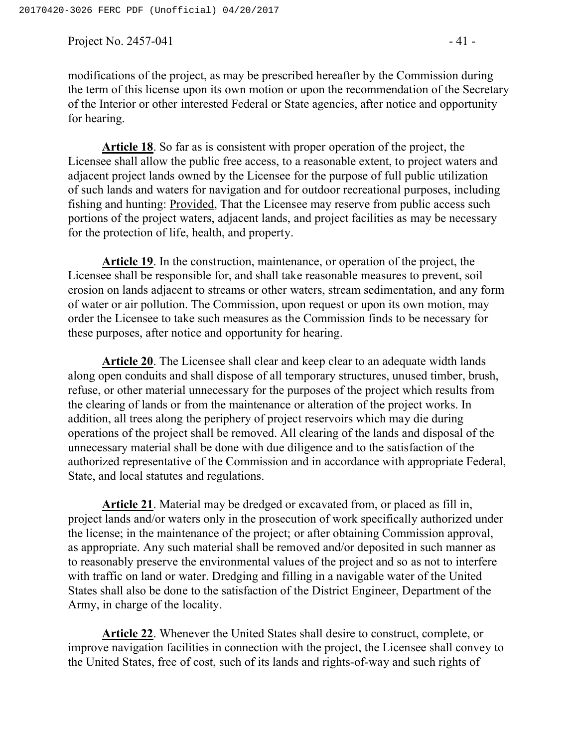modifications of the project, as may be prescribed hereafter by the Commission during the term of this license upon its own motion or upon the recommendation of the Secretary of the Interior or other interested Federal or State agencies, after notice and opportunity for hearing.

**Article 18**. So far as is consistent with proper operation of the project, the Licensee shall allow the public free access, to a reasonable extent, to project waters and adjacent project lands owned by the Licensee for the purpose of full public utilization of such lands and waters for navigation and for outdoor recreational purposes, including fishing and hunting: Provided, That the Licensee may reserve from public access such portions of the project waters, adjacent lands, and project facilities as may be necessary for the protection of life, health, and property.

**Article 19**. In the construction, maintenance, or operation of the project, the Licensee shall be responsible for, and shall take reasonable measures to prevent, soil erosion on lands adjacent to streams or other waters, stream sedimentation, and any form of water or air pollution. The Commission, upon request or upon its own motion, may order the Licensee to take such measures as the Commission finds to be necessary for these purposes, after notice and opportunity for hearing.

**Article 20**. The Licensee shall clear and keep clear to an adequate width lands along open conduits and shall dispose of all temporary structures, unused timber, brush, refuse, or other material unnecessary for the purposes of the project which results from the clearing of lands or from the maintenance or alteration of the project works. In addition, all trees along the periphery of project reservoirs which may die during operations of the project shall be removed. All clearing of the lands and disposal of the unnecessary material shall be done with due diligence and to the satisfaction of the authorized representative of the Commission and in accordance with appropriate Federal, State, and local statutes and regulations.

**Article 21**. Material may be dredged or excavated from, or placed as fill in, project lands and/or waters only in the prosecution of work specifically authorized under the license; in the maintenance of the project; or after obtaining Commission approval, as appropriate. Any such material shall be removed and/or deposited in such manner as to reasonably preserve the environmental values of the project and so as not to interfere with traffic on land or water. Dredging and filling in a navigable water of the United States shall also be done to the satisfaction of the District Engineer, Department of the Army, in charge of the locality.

**Article 22**. Whenever the United States shall desire to construct, complete, or improve navigation facilities in connection with the project, the Licensee shall convey to the United States, free of cost, such of its lands and rights-of-way and such rights of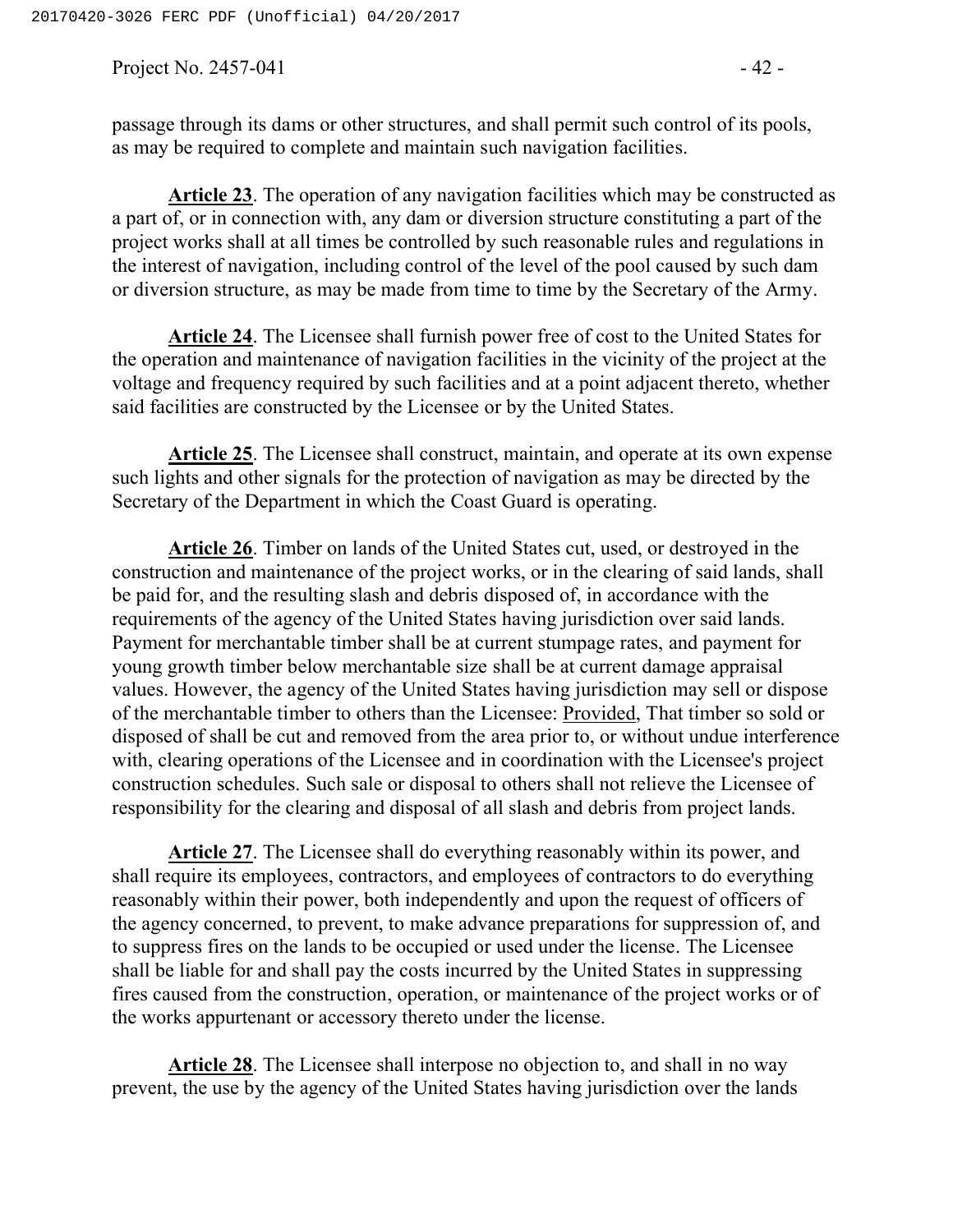passage through its dams or other structures, and shall permit such control of its pools, as may be required to complete and maintain such navigation facilities.

**Article 23**. The operation of any navigation facilities which may be constructed as a part of, or in connection with, any dam or diversion structure constituting a part of the project works shall at all times be controlled by such reasonable rules and regulations in the interest of navigation, including control of the level of the pool caused by such dam or diversion structure, as may be made from time to time by the Secretary of the Army.

**Article 24**. The Licensee shall furnish power free of cost to the United States for the operation and maintenance of navigation facilities in the vicinity of the project at the voltage and frequency required by such facilities and at a point adjacent thereto, whether said facilities are constructed by the Licensee or by the United States.

**Article 25**. The Licensee shall construct, maintain, and operate at its own expense such lights and other signals for the protection of navigation as may be directed by the Secretary of the Department in which the Coast Guard is operating.

**Article 26**. Timber on lands of the United States cut, used, or destroyed in the construction and maintenance of the project works, or in the clearing of said lands, shall be paid for, and the resulting slash and debris disposed of, in accordance with the requirements of the agency of the United States having jurisdiction over said lands. Payment for merchantable timber shall be at current stumpage rates, and payment for young growth timber below merchantable size shall be at current damage appraisal values. However, the agency of the United States having jurisdiction may sell or dispose of the merchantable timber to others than the Licensee: Provided, That timber so sold or disposed of shall be cut and removed from the area prior to, or without undue interference with, clearing operations of the Licensee and in coordination with the Licensee's project construction schedules. Such sale or disposal to others shall not relieve the Licensee of responsibility for the clearing and disposal of all slash and debris from project lands.

**Article 27**. The Licensee shall do everything reasonably within its power, and shall require its employees, contractors, and employees of contractors to do everything reasonably within their power, both independently and upon the request of officers of the agency concerned, to prevent, to make advance preparations for suppression of, and to suppress fires on the lands to be occupied or used under the license. The Licensee shall be liable for and shall pay the costs incurred by the United States in suppressing fires caused from the construction, operation, or maintenance of the project works or of the works appurtenant or accessory thereto under the license.

**Article 28**. The Licensee shall interpose no objection to, and shall in no way prevent, the use by the agency of the United States having jurisdiction over the lands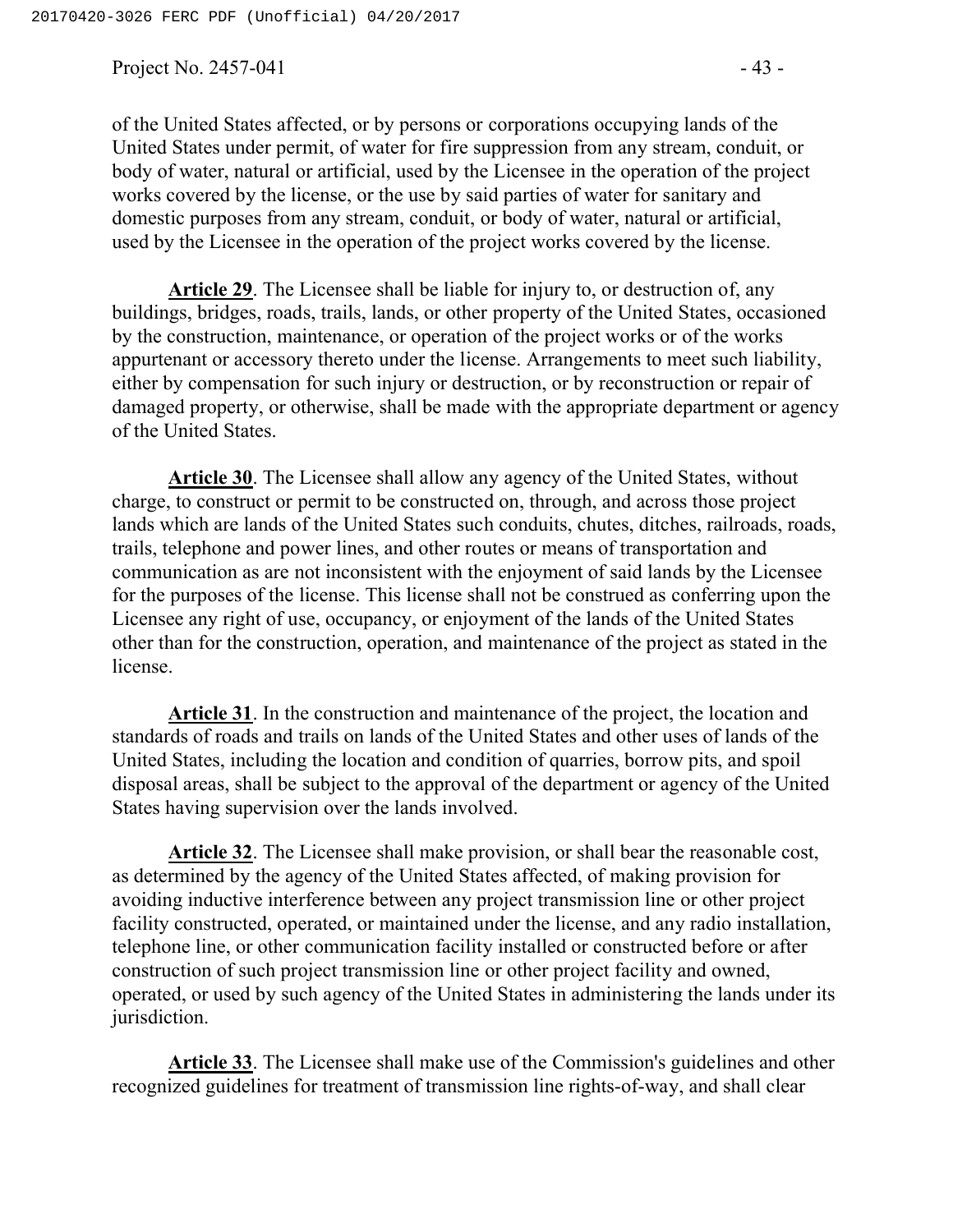of the United States affected, or by persons or corporations occupying lands of the United States under permit, of water for fire suppression from any stream, conduit, or body of water, natural or artificial, used by the Licensee in the operation of the project works covered by the license, or the use by said parties of water for sanitary and domestic purposes from any stream, conduit, or body of water, natural or artificial, used by the Licensee in the operation of the project works covered by the license.

**Article 29**. The Licensee shall be liable for injury to, or destruction of, any buildings, bridges, roads, trails, lands, or other property of the United States, occasioned by the construction, maintenance, or operation of the project works or of the works appurtenant or accessory thereto under the license. Arrangements to meet such liability, either by compensation for such injury or destruction, or by reconstruction or repair of damaged property, or otherwise, shall be made with the appropriate department or agency of the United States.

**Article 30**. The Licensee shall allow any agency of the United States, without charge, to construct or permit to be constructed on, through, and across those project lands which are lands of the United States such conduits, chutes, ditches, railroads, roads, trails, telephone and power lines, and other routes or means of transportation and communication as are not inconsistent with the enjoyment of said lands by the Licensee for the purposes of the license. This license shall not be construed as conferring upon the Licensee any right of use, occupancy, or enjoyment of the lands of the United States other than for the construction, operation, and maintenance of the project as stated in the license.

**Article 31**. In the construction and maintenance of the project, the location and standards of roads and trails on lands of the United States and other uses of lands of the United States, including the location and condition of quarries, borrow pits, and spoil disposal areas, shall be subject to the approval of the department or agency of the United States having supervision over the lands involved.

**Article 32**. The Licensee shall make provision, or shall bear the reasonable cost, as determined by the agency of the United States affected, of making provision for avoiding inductive interference between any project transmission line or other project facility constructed, operated, or maintained under the license, and any radio installation, telephone line, or other communication facility installed or constructed before or after construction of such project transmission line or other project facility and owned, operated, or used by such agency of the United States in administering the lands under its jurisdiction.

**Article 33**. The Licensee shall make use of the Commission's guidelines and other recognized guidelines for treatment of transmission line rights-of-way, and shall clear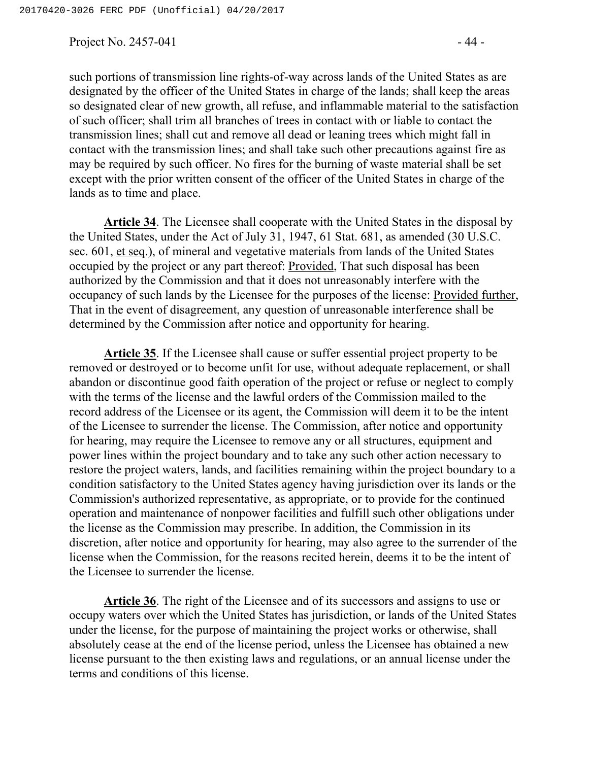such portions of transmission line rights-of-way across lands of the United States as are designated by the officer of the United States in charge of the lands; shall keep the areas so designated clear of new growth, all refuse, and inflammable material to the satisfaction of such officer; shall trim all branches of trees in contact with or liable to contact the transmission lines; shall cut and remove all dead or leaning trees which might fall in contact with the transmission lines; and shall take such other precautions against fire as may be required by such officer. No fires for the burning of waste material shall be set except with the prior written consent of the officer of the United States in charge of the lands as to time and place.

**Article 34**. The Licensee shall cooperate with the United States in the disposal by the United States, under the Act of July 31, 1947, 61 Stat. 681, as amended (30 U.S.C. sec. 601, et seq.), of mineral and vegetative materials from lands of the United States occupied by the project or any part thereof: Provided, That such disposal has been authorized by the Commission and that it does not unreasonably interfere with the occupancy of such lands by the Licensee for the purposes of the license: Provided further, That in the event of disagreement, any question of unreasonable interference shall be determined by the Commission after notice and opportunity for hearing.

**Article 35**. If the Licensee shall cause or suffer essential project property to be removed or destroyed or to become unfit for use, without adequate replacement, or shall abandon or discontinue good faith operation of the project or refuse or neglect to comply with the terms of the license and the lawful orders of the Commission mailed to the record address of the Licensee or its agent, the Commission will deem it to be the intent of the Licensee to surrender the license. The Commission, after notice and opportunity for hearing, may require the Licensee to remove any or all structures, equipment and power lines within the project boundary and to take any such other action necessary to restore the project waters, lands, and facilities remaining within the project boundary to a condition satisfactory to the United States agency having jurisdiction over its lands or the Commission's authorized representative, as appropriate, or to provide for the continued operation and maintenance of nonpower facilities and fulfill such other obligations under the license as the Commission may prescribe. In addition, the Commission in its discretion, after notice and opportunity for hearing, may also agree to the surrender of the license when the Commission, for the reasons recited herein, deems it to be the intent of the Licensee to surrender the license.

**Article 36**. The right of the Licensee and of its successors and assigns to use or occupy waters over which the United States has jurisdiction, or lands of the United States under the license, for the purpose of maintaining the project works or otherwise, shall absolutely cease at the end of the license period, unless the Licensee has obtained a new license pursuant to the then existing laws and regulations, or an annual license under the terms and conditions of this license.